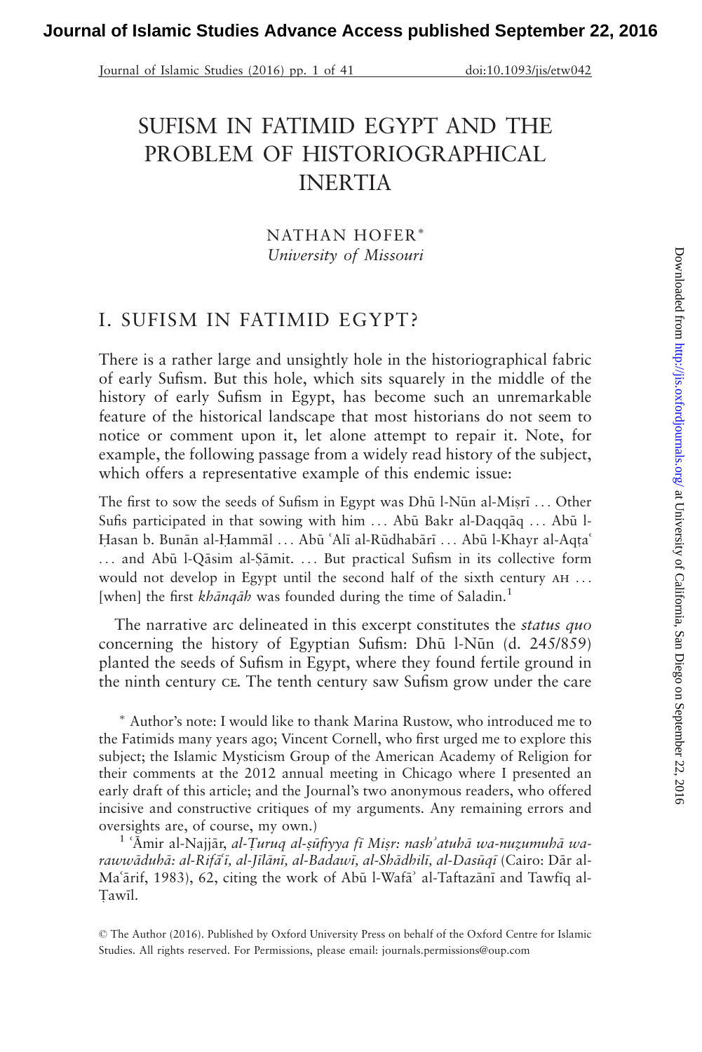# SUFISM IN FATIMID EGYPT AND THE PROBLEM OF HISTORIOGRAPHICAL INERTIA

NATHAN HOFER*

*University of Missouri*

## I. SUFISM IN FATIMID EGYPT?

There is a rather large and unsightly hole in the historiographical fabric of early Sufism. But this hole, which sits squarely in the middle of the history of early Sufism in Egypt, has become such an unremarkable feature of the historical landscape that most historians do not seem to notice or comment upon it, let alone attempt to repair it. Note, for example, the following passage from a widely read history of the subject, which offers a representative example of this endemic issue:

> The first to sow the seeds of Sufism in Egypt was Dhū l-Nūn al-Miṣrī ... Other Sufis participated in that sowing with him ... Abū Bakr al-Daqqāq ... Abū l-Ḥasan b. Bunān al-Ḥammāl ... Abū ʿAlī al-Rūdhabārī ... Abū l-Khayr al-Aqṭaʿ ... and Abū l-Qāsim al-Ṣāmit. ... But practical Sufism in its collective form would not develop in Egypt until the second half of the sixth century AH ... [when] the first *khānqāh* was founded during the time of Saladin.[1]

The narrative arc delineated in this excerpt constitutes the *status quo* concerning the history of Egyptian Sufism: Dhū l-Nūn (d. 245/859) planted the seeds of Sufism in Egypt, where they found fertile ground in the ninth century CE. The tenth century saw Sufism grow under the care

---

\* Author's note: I would like to thank Marina Rustow, who introduced me to the Fatimids many years ago; Vincent Cornell, who first urged me to explore this subject; the Islamic Mysticism Group of the American Academy of Religion for their comments at the 2012 annual meeting in Chicago where I presented an early draft of this article; and the Journal's two anonymous readers, who offered incisive and constructive critiques of my arguments. Any remaining errors and oversights are, of course, my own.)

[1] ʿĀmir al-Najjār, *al-Ṭuruq al-ṣūfiyya fī Miṣr: nashʾatuhā wa-nuzumuhā wa-rawwāduhā: al-Rifāʿī, al-Jīlānī, al-Badawī, al-Shādhilī, al-Dasūqī* (Cairo: Dār al-Maʿārif, 1983), 62, citing the work of Abū l-Wafāʾ al-Taftazānī and Tawfīq al-Ṭawīl.

© The Author (2016). Published by Oxford University Press on behalf of the Oxford Centre for Islamic Studies. All rights reserved. For Permissions, please email: journals.permissions@oup.com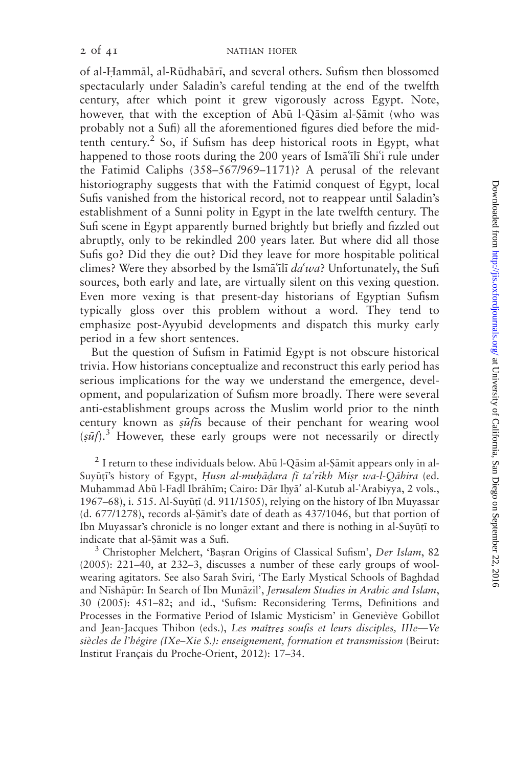of al-Ḥammāl, al-Rūdhabārī, and several others. Sufism then blossomed spectacularly under Saladin's careful tending at the end of the twelfth century, after which point it grew vigorously across Egypt. Note, however, that with the exception of Abū l-Qāsim al-Ṣāmit (who was probably not a Sufi) all the aforementioned figures died before the mid-tenth century.[2] So, if Sufism has deep historical roots in Egypt, what happened to those roots during the 200 years of Ismāʿīlī Shiʿi rule under the Fatimid Caliphs (358–567/969–1171)? A perusal of the relevant historiography suggests that with the Fatimid conquest of Egypt, local Sufis vanished from the historical record, not to reappear until Saladin's establishment of a Sunni polity in Egypt in the late twelfth century. The Sufi scene in Egypt apparently burned brightly but briefly and fizzled out abruptly, only to be rekindled 200 years later. But where did all those Sufis go? Did they die out? Did they leave for more hospitable political climes? Were they absorbed by the Ismāʿīlī *daʿwa*? Unfortunately, the Sufi sources, both early and late, are virtually silent on this vexing question. Even more vexing is that present-day historians of Egyptian Sufism typically gloss over this problem without a word. They tend to emphasize post-Ayyubid developments and dispatch this murky early period in a few short sentences.

But the question of Sufism in Fatimid Egypt is not obscure historical trivia. How historians conceptualize and reconstruct this early period has serious implications for the way we understand the emergence, development, and popularization of Sufism more broadly. There were several anti-establishment groups across the Muslim world prior to the ninth century known as *ṣūfī*s because of their penchant for wearing wool (*ṣūf*).[3] However, these early groups were not necessarily or directly

[2] I return to these individuals below. Abū l-Qāsim al-Ṣāmit appears only in al-Suyūṭī's history of Egypt, *Ḥusn al-muḥāḍara fī taʾrīkh Miṣr wa-l-Qāhira* (ed. Muḥammad Abū l-Faḍl Ibrāhīm; Cairo: Dār Iḥyāʾ al-Kutub al-ʿArabiyya, 2 vols., 1967–68), i. 515. Al-Suyūṭī (d. 911/1505), relying on the history of Ibn Muyassar (d. 677/1278), records al-Ṣāmit's date of death as 437/1046, but that portion of Ibn Muyassar's chronicle is no longer extant and there is nothing in al-Suyūṭī to indicate that al-Ṣāmit was a Sufi.

[3] Christopher Melchert, 'Baṣran Origins of Classical Sufism', *Der Islam*, 82 (2005): 221–40, at 232–3, discusses a number of these early groups of wool-wearing agitators. See also Sarah Sviri, 'The Early Mystical Schools of Baghdad and Nīshāpūr: In Search of Ibn Munāzil', *Jerusalem Studies in Arabic and Islam*, 30 (2005): 451–82; and id., 'Sufism: Reconsidering Terms, Definitions and Processes in the Formative Period of Islamic Mysticism' in Geneviève Gobillot and Jean-Jacques Thibon (eds.), *Les maîtres soufis et leurs disciples, IIIe—Ve siècles de l'hégire (IXe–Xie S.): enseignement, formation et transmission* (Beirut: Institut Français du Proche-Orient, 2012): 17–34.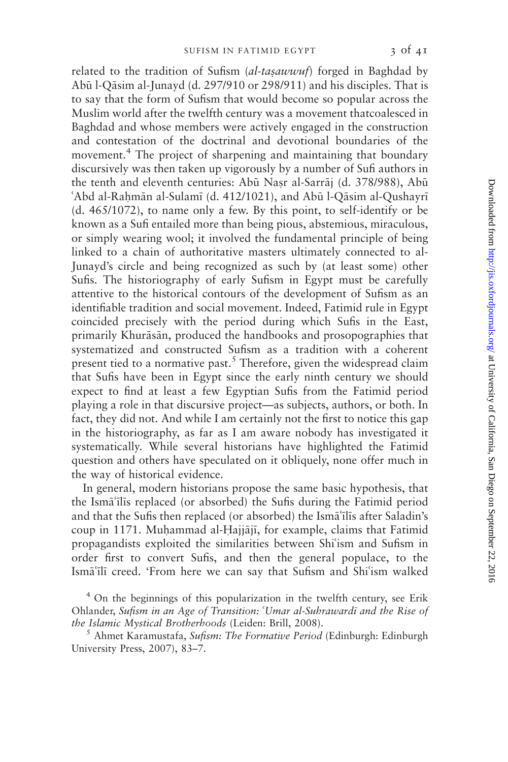related to the tradition of Sufism (*al-taṣawwuf*) forged in Baghdad by Abū l-Qāsim al-Junayd (d. 297/910 or 298/911) and his disciples. That is to say that the form of Sufism that would become so popular across the Muslim world after the twelfth century was a movement thatcoalesced in Baghdad and whose members were actively engaged in the construction and contestation of the doctrinal and devotional boundaries of the movement.[4] The project of sharpening and maintaining that boundary discursively was then taken up vigorously by a number of Sufi authors in the tenth and eleventh centuries: Abū Naṣr al-Sarrāj (d. 378/988), Abū ʿAbd al-Raḥmān al-Sulamī (d. 412/1021), and Abū l-Qāsim al-Qushayrī (d. 465/1072), to name only a few. By this point, to self-identify or be known as a Sufi entailed more than being pious, abstemious, miraculous, or simply wearing wool; it involved the fundamental principle of being linked to a chain of authoritative masters ultimately connected to al-Junayd's circle and being recognized as such by (at least some) other Sufis. The historiography of early Sufism in Egypt must be carefully attentive to the historical contours of the development of Sufism as an identifiable tradition and social movement. Indeed, Fatimid rule in Egypt coincided precisely with the period during which Sufis in the East, primarily Khurāsān, produced the handbooks and prosopographies that systematized and constructed Sufism as a tradition with a coherent present tied to a normative past.[5] Therefore, given the widespread claim that Sufis have been in Egypt since the early ninth century we should expect to find at least a few Egyptian Sufis from the Fatimid period playing a role in that discursive project—as subjects, authors, or both. In fact, they did not. And while I am certainly not the first to notice this gap in the historiography, as far as I am aware nobody has investigated it systematically. While several historians have highlighted the Fatimid question and others have speculated on it obliquely, none offer much in the way of historical evidence.

In general, modern historians propose the same basic hypothesis, that the Ismāʿīlīs replaced (or absorbed) the Sufis during the Fatimid period and that the Sufis then replaced (or absorbed) the Ismāʿīlīs after Saladin's coup in 1171. Muḥammad al-Ḥajjājī, for example, claims that Fatimid propagandists exploited the similarities between Shiʿism and Sufism in order first to convert Sufis, and then the general populace, to the Ismāʿīlī creed. 'From here we can say that Sufism and Shiʿism walked

[4] On the beginnings of this popularization in the twelfth century, see Erik Ohlander, *Sufism in an Age of Transition: ʿUmar al-Suhrawardī and the Rise of the Islamic Mystical Brotherhoods* (Leiden: Brill, 2008).

[5] Ahmet Karamustafa, *Sufism: The Formative Period* (Edinburgh: Edinburgh University Press, 2007), 83–7.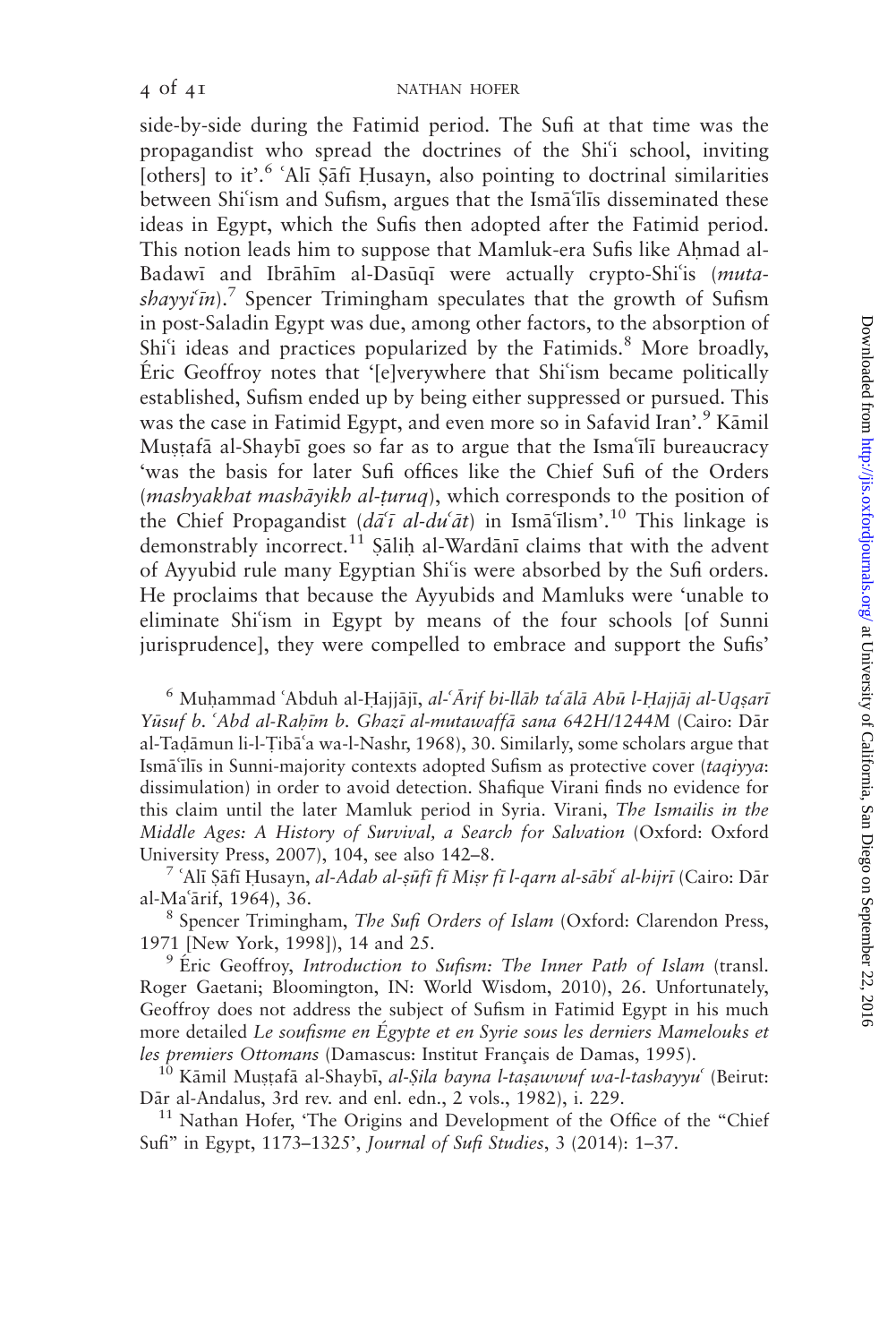side-by-side during the Fatimid period. The Sufi at that time was the propagandist who spread the doctrines of the Shiʿi school, inviting [others] to it'.[6] ʿAlī Ṣāfī Ḥusayn, also pointing to doctrinal similarities between Shiʿism and Sufism, argues that the Ismāʿīlīs disseminated these ideas in Egypt, which the Sufis then adopted after the Fatimid period. This notion leads him to suppose that Mamluk-era Sufis like Aḥmad al-Badawī and Ibrāhīm al-Dasūqī were actually crypto-Shiʿis (*muta-shayyiʿīn*).[7] Spencer Trimingham speculates that the growth of Sufism in post-Saladin Egypt was due, among other factors, to the absorption of Shiʿi ideas and practices popularized by the Fatimids.[8] More broadly, Éric Geoffroy notes that '[e]verywhere that Shiʿism became politically established, Sufism ended up by being either suppressed or pursued. This was the case in Fatimid Egypt, and even more so in Safavid Iran'.[9] Kāmil Muṣṭafā al-Shaybī goes so far as to argue that the Ismaʿīlī bureaucracy 'was the basis for later Sufi offices like the Chief Sufi of the Orders (*mashyakhat mashāyikh al-ṭuruq*), which corresponds to the position of the Chief Propagandist (*dāʿī al-duʿāt*) in Ismāʿīlism'.[10] This linkage is demonstrably incorrect.[11] Ṣāliḥ al-Wardānī claims that with the advent of Ayyubid rule many Egyptian Shiʿis were absorbed by the Sufi orders. He proclaims that because the Ayyubids and Mamluks were 'unable to eliminate Shiʿism in Egypt by means of the four schools [of Sunni jurisprudence], they were compelled to embrace and support the Sufis'

[6] Muḥammad ʿAbduh al-Ḥajjājī, *al-ʿĀrif bi-llāh taʿālā Abū l-Ḥajjāj al-Uqṣarī Yūsuf b. ʿAbd al-Raḥīm b. Ghazī al-mutawaffā sana 642H/1244M* (Cairo: Dār al-Taḍāmun li-l-Ṭibāʿa wa-l-Nashr, 1968), 30. Similarly, some scholars argue that Ismāʿīlīs in Sunni-majority contexts adopted Sufism as protective cover (*taqiyya*: dissimulation) in order to avoid detection. Shafique Virani finds no evidence for this claim until the later Mamluk period in Syria. Virani, *The Ismailis in the Middle Ages: A History of Survival, a Search for Salvation* (Oxford: Oxford University Press, 2007), 104, see also 142–8.

[7] ʿAlī Ṣāfī Ḥusayn, *al-Adab al-ṣūfī fī Miṣr fī l-qarn al-sābiʿ al-hijrī* (Cairo: Dār al-Maʿārif, 1964), 36.

[8] Spencer Trimingham, *The Sufi Orders of Islam* (Oxford: Clarendon Press, 1971 [New York, 1998]), 14 and 25.

[9] Éric Geoffroy, *Introduction to Sufism: The Inner Path of Islam* (transl. Roger Gaetani; Bloomington, IN: World Wisdom, 2010), 26. Unfortunately, Geoffroy does not address the subject of Sufism in Fatimid Egypt in his much more detailed *Le soufisme en Égypte et en Syrie sous les derniers Mamelouks et les premiers Ottomans* (Damascus: Institut Français de Damas, 1995).

[10] Kāmil Muṣṭafā al-Shaybī, *al-Ṣila bayna l-taṣawwuf wa-l-tashayyuʿ* (Beirut: Dār al-Andalus, 3rd rev. and enl. edn., 2 vols., 1982), i. 229.

[11] Nathan Hofer, 'The Origins and Development of the Office of the "Chief Sufi" in Egypt, 1173–1325', *Journal of Sufi Studies*, 3 (2014): 1–37.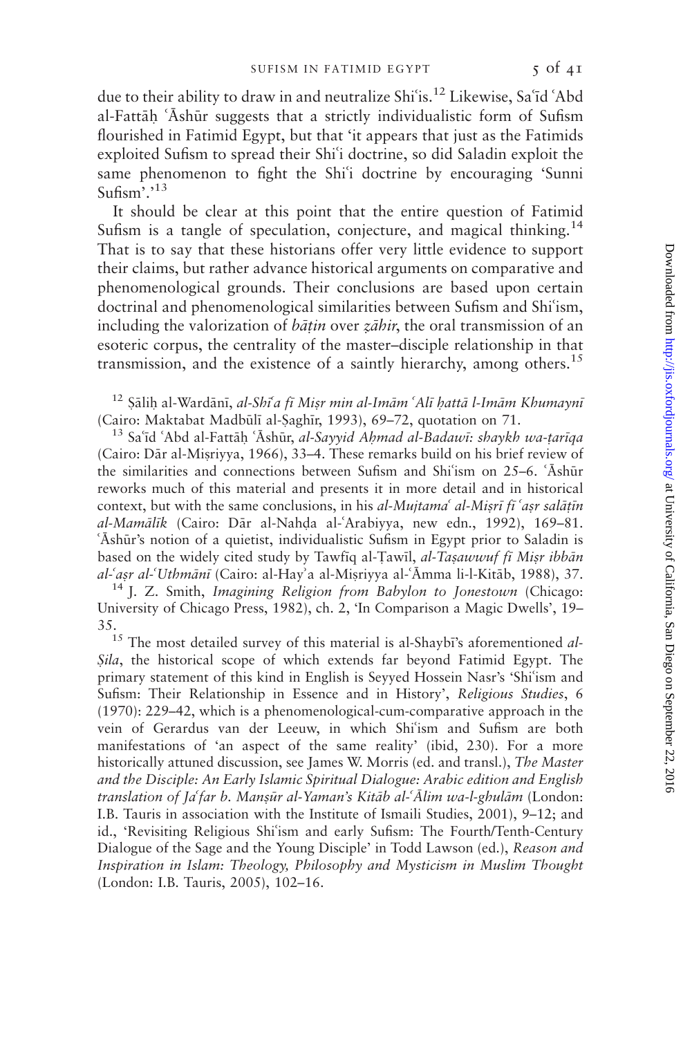due to their ability to draw in and neutralize Shiʿis.[12] Likewise, Saʿīd ʿAbd al-Fattāḥ ʿĀshūr suggests that a strictly individualistic form of Sufism flourished in Fatimid Egypt, but that 'it appears that just as the Fatimids exploited Sufism to spread their Shiʿi doctrine, so did Saladin exploit the same phenomenon to fight the Shiʿi doctrine by encouraging 'Sunni Sufism'.'[13]

It should be clear at this point that the entire question of Fatimid Sufism is a tangle of speculation, conjecture, and magical thinking.[14] That is to say that these historians offer very little evidence to support their claims, but rather advance historical arguments on comparative and phenomenological grounds. Their conclusions are based upon certain doctrinal and phenomenological similarities between Sufism and Shiʿism, including the valorization of *bāṭin* over *ẓāhir*, the oral transmission of an esoteric corpus, the centrality of the master–disciple relationship in that transmission, and the existence of a saintly hierarchy, among others.[15]

[12] Ṣāliḥ al-Wardānī, *al-Shīʿa fī Miṣr min al-Imām ʿAlī ḥattā l-Imām Khumaynī* (Cairo: Maktabat Madbūlī al-Ṣaghīr, 1993), 69–72, quotation on 71.

[13] Saʿīd ʿAbd al-Fattāḥ ʿĀshūr, *al-Sayyid Aḥmad al-Badawī: shaykh wa-ṭarīqa* (Cairo: Dār al-Miṣriyya, 1966), 33–4. These remarks build on his brief review of the similarities and connections between Sufism and Shiʿism on 25–6. ʿĀshūr reworks much of this material and presents it in more detail and in historical context, but with the same conclusions, in his *al-Mujtamaʿ al-Miṣrī fī ʿaṣr salāṭīn al-Mamālīk* (Cairo: Dār al-Nahḍa al-ʿArabiyya, new edn., 1992), 169–81. ʿĀshūr's notion of a quietist, individualistic Sufism in Egypt prior to Saladin is based on the widely cited study by Tawfīq al-Ṭawīl, *al-Taṣawwuf fī Miṣr ibbān al-ʿaṣr al-ʿUthmānī* (Cairo: al-Hayʾa al-Miṣriyya al-ʿĀmma li-l-Kitāb, 1988), 37.

[14] J. Z. Smith, *Imagining Religion from Babylon to Jonestown* (Chicago: University of Chicago Press, 1982), ch. 2, 'In Comparison a Magic Dwells', 19–35.

[15] The most detailed survey of this material is al-Shaybī's aforementioned *al-Ṣila*, the historical scope of which extends far beyond Fatimid Egypt. The primary statement of this kind in English is Seyyed Hossein Nasr's 'Shiʿism and Sufism: Their Relationship in Essence and in History', *Religious Studies*, 6 (1970): 229–42, which is a phenomenological-cum-comparative approach in the vein of Gerardus van der Leeuw, in which Shiʿism and Sufism are both manifestations of 'an aspect of the same reality' (ibid, 230). For a more historically attuned discussion, see James W. Morris (ed. and transl.), *The Master and the Disciple: An Early Islamic Spiritual Dialogue: Arabic edition and English translation of Jaʿfar b. Manṣūr al-Yaman's Kitāb al-ʿĀlim wa-l-ghulām* (London: I.B. Tauris in association with the Institute of Ismaili Studies, 2001), 9–12; and id., 'Revisiting Religious Shiʿism and early Sufism: The Fourth/Tenth-Century Dialogue of the Sage and the Young Disciple' in Todd Lawson (ed.), *Reason and Inspiration in Islam: Theology, Philosophy and Mysticism in Muslim Thought* (London: I.B. Tauris, 2005), 102–16.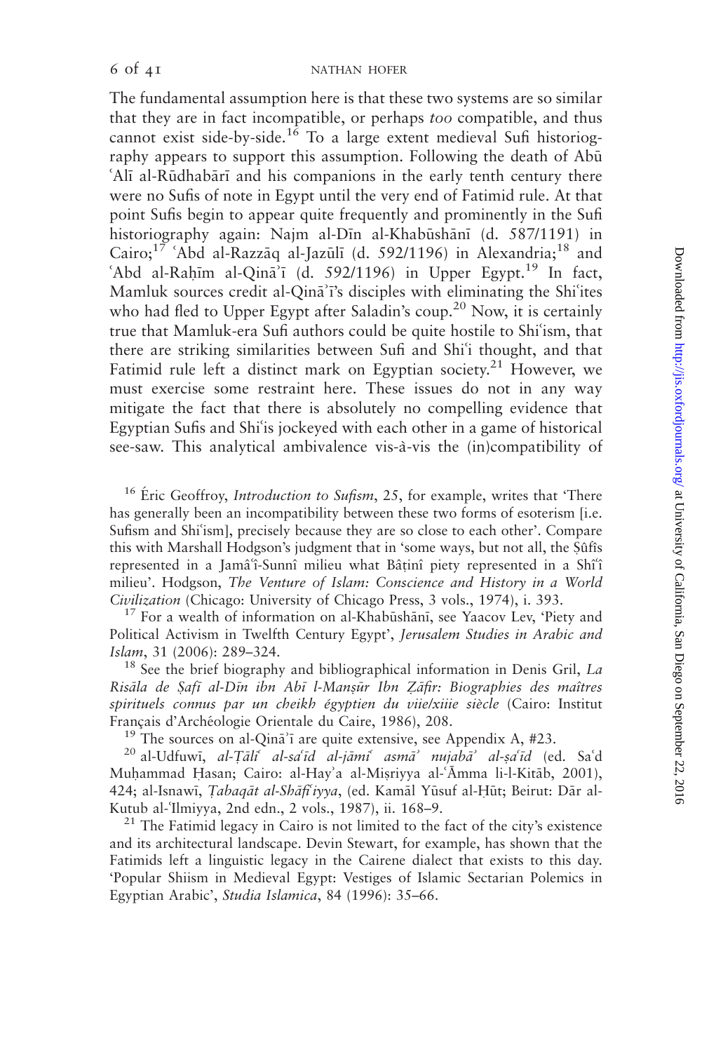The fundamental assumption here is that these two systems are so similar that they are in fact incompatible, or perhaps *too* compatible, and thus cannot exist side-by-side.[16] To a large extent medieval Sufi historiography appears to support this assumption. Following the death of Abū ʿAlī al-Rūdhabārī and his companions in the early tenth century there were no Sufis of note in Egypt until the very end of Fatimid rule. At that point Sufis begin to appear quite frequently and prominently in the Sufi historiography again: Najm al-Dīn al-Khabūshānī (d. 587/1191) in Cairo;[17] ʿAbd al-Razzāq al-Jazūlī (d. 592/1196) in Alexandria;[18] and ʿAbd al-Raḥīm al-Qināʾī (d. 592/1196) in Upper Egypt.[19] In fact, Mamluk sources credit al-Qināʾī's disciples with eliminating the Shiʿites who had fled to Upper Egypt after Saladin's coup.[20] Now, it is certainly true that Mamluk-era Sufi authors could be quite hostile to Shiʿism, that there are striking similarities between Sufi and Shiʿi thought, and that Fatimid rule left a distinct mark on Egyptian society.[21] However, we must exercise some restraint here. These issues do not in any way mitigate the fact that there is absolutely no compelling evidence that Egyptian Sufis and Shiʿis jockeyed with each other in a game of historical see-saw. This analytical ambivalence vis-à-vis the (in)compatibility of

[16] Éric Geoffroy, *Introduction to Sufism*, 25, for example, writes that 'There has generally been an incompatibility between these two forms of esoterism [i.e. Sufism and Shiʿism], precisely because they are so close to each other'. Compare this with Marshall Hodgson's judgment that in 'some ways, but not all, the Ṣûfîs represented in a Jamâʿî-Sunnî milieu what Bâṭinî piety represented in a Shîʿî milieu'. Hodgson, *The Venture of Islam: Conscience and History in a World Civilization* (Chicago: University of Chicago Press, 3 vols., 1974), i. 393.

[17] For a wealth of information on al-Khabūshānī, see Yaacov Lev, 'Piety and Political Activism in Twelfth Century Egypt', *Jerusalem Studies in Arabic and Islam*, 31 (2006): 289–324.

[18] See the brief biography and bibliographical information in Denis Gril, *La Risāla de Ṣafī al-Dīn ibn Abī l-Manṣūr Ibn Ẓāfir: Biographies des maîtres spirituels connus par un cheikh égyptien du viie/xiiie siècle* (Cairo: Institut Français d'Archéologie Orientale du Caire, 1986), 208.

[19] The sources on al-Qināʾī are quite extensive, see Appendix A, #23.

[20] al-Udfuwī, *al-Ṭāliʿ al-saʿīd al-jāmiʿ asmāʾ nujabāʾ al-ṣaʿīd* (ed. Saʿd Muḥammad Ḥasan; Cairo: al-Hayʾa al-Miṣriyya al-ʿĀmma li-l-Kitāb, 2001), 424; al-Isnawī, *Ṭabaqāt al-Shāfiʿiyya*, (ed. Kamāl Yūsuf al-Ḥūt; Beirut: Dār al-Kutub al-ʿIlmiyya, 2nd edn., 2 vols., 1987), ii. 168–9.

[21] The Fatimid legacy in Cairo is not limited to the fact of the city's existence and its architectural landscape. Devin Stewart, for example, has shown that the Fatimids left a linguistic legacy in the Cairene dialect that exists to this day. 'Popular Shiism in Medieval Egypt: Vestiges of Islamic Sectarian Polemics in Egyptian Arabic', *Studia Islamica*, 84 (1996): 35–66.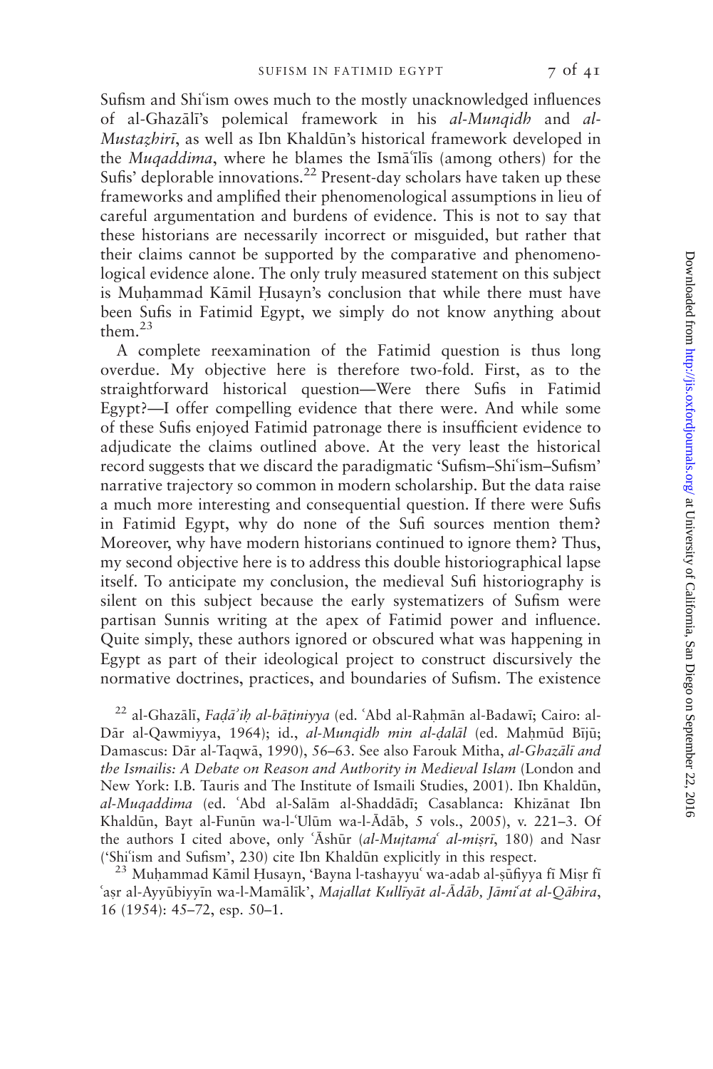Sufism and Shiʿism owes much to the mostly unacknowledged influences of al-Ghazālī's polemical framework in his *al-Munqidh* and *al-Mustaẓhirī*, as well as Ibn Khaldūn's historical framework developed in the *Muqaddima*, where he blames the Ismāʿīlīs (among others) for the Sufis' deplorable innovations.[22] Present-day scholars have taken up these frameworks and amplified their phenomenological assumptions in lieu of careful argumentation and burdens of evidence. This is not to say that these historians are necessarily incorrect or misguided, but rather that their claims cannot be supported by the comparative and phenomenological evidence alone. The only truly measured statement on this subject is Muḥammad Kāmil Ḥusayn's conclusion that while there must have been Sufis in Fatimid Egypt, we simply do not know anything about them.[23]

A complete reexamination of the Fatimid question is thus long overdue. My objective here is therefore two-fold. First, as to the straightforward historical question—Were there Sufis in Fatimid Egypt?—I offer compelling evidence that there were. And while some of these Sufis enjoyed Fatimid patronage there is insufficient evidence to adjudicate the claims outlined above. At the very least the historical record suggests that we discard the paradigmatic 'Sufism–Shiʿism–Sufism' narrative trajectory so common in modern scholarship. But the data raise a much more interesting and consequential question. If there were Sufis in Fatimid Egypt, why do none of the Sufi sources mention them? Moreover, why have modern historians continued to ignore them? Thus, my second objective here is to address this double historiographical lapse itself. To anticipate my conclusion, the medieval Sufi historiography is silent on this subject because the early systematizers of Sufism were partisan Sunnis writing at the apex of Fatimid power and influence. Quite simply, these authors ignored or obscured what was happening in Egypt as part of their ideological project to construct discursively the normative doctrines, practices, and boundaries of Sufism. The existence

[22] al-Ghazālī, *Faḍāʾiḥ al-bāṭiniyya* (ed. ʿAbd al-Raḥmān al-Badawī; Cairo: al-Dār al-Qawmiyya, 1964); id., *al-Munqidh min al-ḍalāl* (ed. Maḥmūd Bījū; Damascus: Dār al-Taqwā, 1990), 56–63. See also Farouk Mitha, *al-Ghazālī and the Ismailis: A Debate on Reason and Authority in Medieval Islam* (London and New York: I.B. Tauris and The Institute of Ismaili Studies, 2001). Ibn Khaldūn, *al-Muqaddima* (ed. ʿAbd al-Salām al-Shaddādī; Casablanca: Khizānat Ibn Khaldūn, Bayt al-Funūn wa-l-ʿUlūm wa-l-Ādāb, 5 vols., 2005), v. 221–3. Of the authors I cited above, only ʿĀshūr (*al-Mujtamaʿ al-miṣrī*, 180) and Nasr ('Shiʿism and Sufism', 230) cite Ibn Khaldūn explicitly in this respect.

[23] Muḥammad Kāmil Ḥusayn, 'Bayna l-tashayyuʿ wa-adab al-ṣūfiyya fī Miṣr fī ʿaṣr al-Ayyūbiyyīn wa-l-Mamālīk', *Majallat Kullīyāt al-Ādāb, Jāmiʿat al-Qāhira*, 16 (1954): 45–72, esp. 50–1.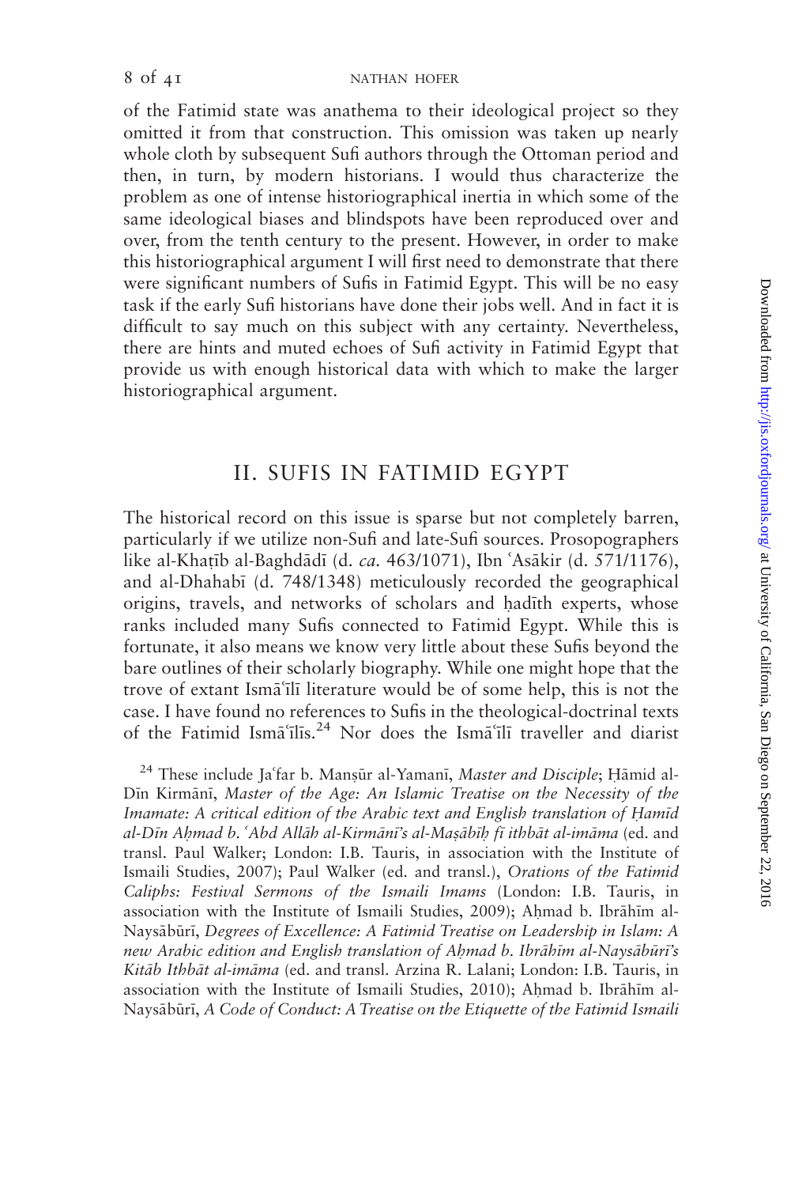of the Fatimid state was anathema to their ideological project so they omitted it from that construction. This omission was taken up nearly whole cloth by subsequent Sufi authors through the Ottoman period and then, in turn, by modern historians. I would thus characterize the problem as one of intense historiographical inertia in which some of the same ideological biases and blindspots have been reproduced over and over, from the tenth century to the present. However, in order to make this historiographical argument I will first need to demonstrate that there were significant numbers of Sufis in Fatimid Egypt. This will be no easy task if the early Sufi historians have done their jobs well. And in fact it is difficult to say much on this subject with any certainty. Nevertheless, there are hints and muted echoes of Sufi activity in Fatimid Egypt that provide us with enough historical data with which to make the larger historiographical argument.

## II. SUFIS IN FATIMID EGYPT

The historical record on this issue is sparse but not completely barren, particularly if we utilize non-Sufi and late-Sufi sources. Prosopographers like al-Khaṭīb al-Baghdādī (d. *ca*. 463/1071), Ibn ʿAsākir (d. 571/1176), and al-Dhahabī (d. 748/1348) meticulously recorded the geographical origins, travels, and networks of scholars and ḥadīth experts, whose ranks included many Sufis connected to Fatimid Egypt. While this is fortunate, it also means we know very little about these Sufis beyond the bare outlines of their scholarly biography. While one might hope that the trove of extant Ismāʿīlī literature would be of some help, this is not the case. I have found no references to Sufis in the theological-doctrinal texts of the Fatimid Ismāʿīlīs.[24] Nor does the Ismāʿīlī traveller and diarist

[24] These include Jaʿfar b. Manṣūr al-Yamanī, *Master and Disciple*; Ḥāmid al-Dīn Kirmānī, *Master of the Age: An Islamic Treatise on the Necessity of the Imamate: A critical edition of the Arabic text and English translation of Ḥamīd al-Dīn Aḥmad b. ʿAbd Allāh al-Kirmānī's al-Maṣābīḥ fī ithbāt al-imāma* (ed. and transl. Paul Walker; London: I.B. Tauris, in association with the Institute of Ismaili Studies, 2007); Paul Walker (ed. and transl.), *Orations of the Fatimid Caliphs: Festival Sermons of the Ismaili Imams* (London: I.B. Tauris, in association with the Institute of Ismaili Studies, 2009); Aḥmad b. Ibrāhīm al-Naysābūrī, *Degrees of Excellence: A Fatimid Treatise on Leadership in Islam: A new Arabic edition and English translation of Aḥmad b. Ibrāhīm al-Naysābūrī's Kitāb Ithbāt al-imāma* (ed. and transl. Arzina R. Lalani; London: I.B. Tauris, in association with the Institute of Ismaili Studies, 2010); Aḥmad b. Ibrāhīm al-Naysābūrī, *A Code of Conduct: A Treatise on the Etiquette of the Fatimid Ismaili*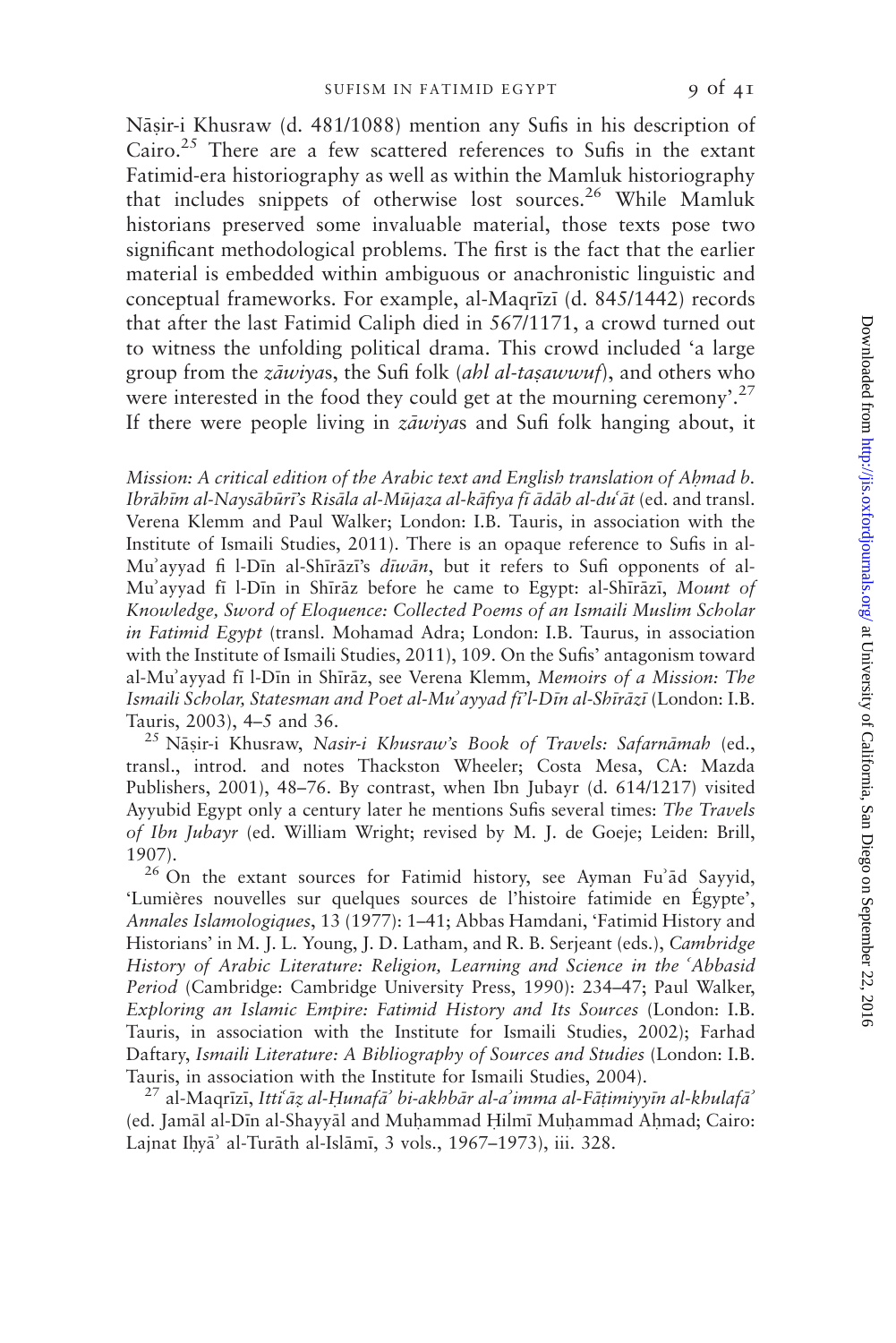Nāṣir-i Khusraw (d. 481/1088) mention any Sufis in his description of Cairo.[25] There are a few scattered references to Sufis in the extant Fatimid-era historiography as well as within the Mamluk historiography that includes snippets of otherwise lost sources.[26] While Mamluk historians preserved some invaluable material, those texts pose two significant methodological problems. The first is the fact that the earlier material is embedded within ambiguous or anachronistic linguistic and conceptual frameworks. For example, al-Maqrīzī (d. 845/1442) records that after the last Fatimid Caliph died in 567/1171, a crowd turned out to witness the unfolding political drama. This crowd included 'a large group from the *zāwiya*s, the Sufi folk (*ahl al-taṣawwuf*), and others who were interested in the food they could get at the mourning ceremony'.[27] If there were people living in *zāwiya*s and Sufi folk hanging about, it

*Mission: A critical edition of the Arabic text and English translation of Aḥmad b. Ibrāhīm al-Naysābūrī's Risāla al-Mūjaza al-kāfiya fī ādāb al-duʿāt* (ed. and transl. Verena Klemm and Paul Walker; London: I.B. Tauris, in association with the Institute of Ismaili Studies, 2011). There is an opaque reference to Sufis in al-Muʾayyad fi l-Dīn al-Shīrāzī's *dīwān*, but it refers to Sufi opponents of al-Muʾayyad fī l-Dīn in Shīrāz before he came to Egypt: al-Shīrāzī, *Mount of Knowledge, Sword of Eloquence: Collected Poems of an Ismaili Muslim Scholar in Fatimid Egypt* (transl. Mohamad Adra; London: I.B. Taurus, in association with the Institute of Ismaili Studies, 2011), 109. On the Sufis' antagonism toward al-Muʾayyad fī l-Dīn in Shīrāz, see Verena Klemm, *Memoirs of a Mission: The Ismaili Scholar, Statesman and Poet al-Muʾayyad fi'l-Dīn al-Shīrāzī* (London: I.B. Tauris, 2003), 4–5 and 36.

[25] Nāṣir-i Khusraw, *Nasir-i Khusraw's Book of Travels: Safarnāmah* (ed., transl., introd. and notes Thackston Wheeler; Costa Mesa, CA: Mazda Publishers, 2001), 48–76. By contrast, when Ibn Jubayr (d. 614/1217) visited Ayyubid Egypt only a century later he mentions Sufis several times: *The Travels of Ibn Jubayr* (ed. William Wright; revised by M. J. de Goeje; Leiden: Brill, 1907).

[26] On the extant sources for Fatimid history, see Ayman Fuʾād Sayyid, 'Lumières nouvelles sur quelques sources de l'histoire fatimide en Égypte', *Annales Islamologiques*, 13 (1977): 1–41; Abbas Hamdani, 'Fatimid History and Historians' in M. J. L. Young, J. D. Latham, and R. B. Serjeant (eds.), *Cambridge History of Arabic Literature: Religion, Learning and Science in the ʿAbbasid Period* (Cambridge: Cambridge University Press, 1990): 234–47; Paul Walker, *Exploring an Islamic Empire: Fatimid History and Its Sources* (London: I.B. Tauris, in association with the Institute for Ismaili Studies, 2002); Farhad Daftary, *Ismaili Literature: A Bibliography of Sources and Studies* (London: I.B. Tauris, in association with the Institute for Ismaili Studies, 2004).

[27] al-Maqrīzī, *Ittiʿāẓ al-Ḥunafāʾ bi-akhbār al-aʾimma al-Fāṭimiyyīn al-khulafāʾ* (ed. Jamāl al-Dīn al-Shayyāl and Muḥammad Ḥilmī Muḥammad Aḥmad; Cairo: Lajnat Iḥyāʾ al-Turāth al-Islāmī, 3 vols., 1967–1973), iii. 328.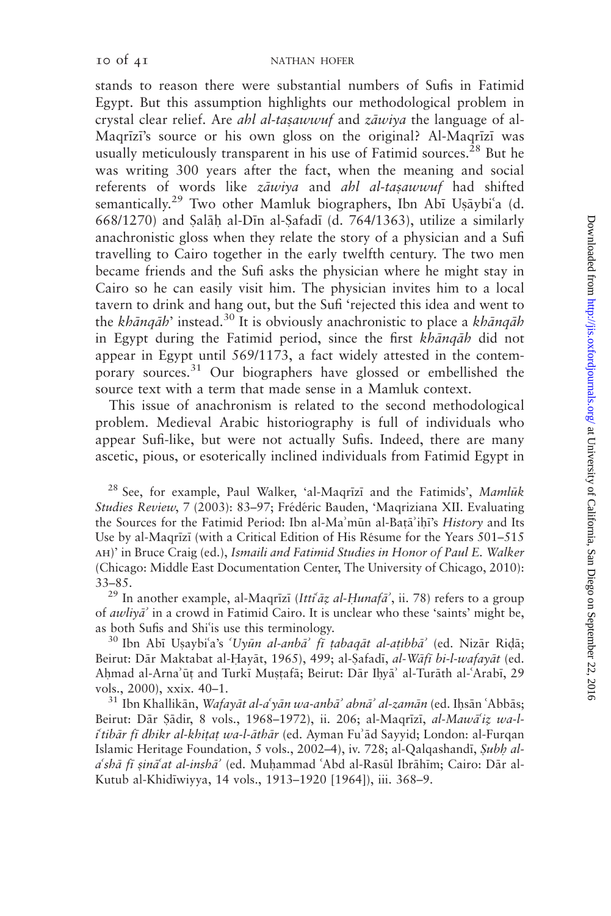stands to reason there were substantial numbers of Sufis in Fatimid Egypt. But this assumption highlights our methodological problem in crystal clear relief. Are *ahl al-taṣawwuf* and *zāwiya* the language of al-Maqrīzī's source or his own gloss on the original? Al-Maqrīzī was usually meticulously transparent in his use of Fatimid sources.[28] But he was writing 300 years after the fact, when the meaning and social referents of words like *zāwiya* and *ahl al-taṣawwuf* had shifted semantically.[29] Two other Mamluk biographers, Ibn Abī Uṣāybiʿa (d. 668/1270) and Ṣalāḥ al-Dīn al-Ṣafadī (d. 764/1363), utilize a similarly anachronistic gloss when they relate the story of a physician and a Sufi travelling to Cairo together in the early twelfth century. The two men became friends and the Sufi asks the physician where he might stay in Cairo so he can easily visit him. The physician invites him to a local tavern to drink and hang out, but the Sufi 'rejected this idea and went to the *khānqāh*' instead.[30] It is obviously anachronistic to place a *khānqāh* in Egypt during the Fatimid period, since the first *khānqāh* did not appear in Egypt until 569/1173, a fact widely attested in the contemporary sources.[31] Our biographers have glossed or embellished the source text with a term that made sense in a Mamluk context.

This issue of anachronism is related to the second methodological problem. Medieval Arabic historiography is full of individuals who appear Sufi-like, but were not actually Sufis. Indeed, there are many ascetic, pious, or esoterically inclined individuals from Fatimid Egypt in

[28] See, for example, Paul Walker, 'al-Maqrīzī and the Fatimids', *Mamlūk Studies Review*, 7 (2003): 83–97; Frédéric Bauden, 'Maqriziana XII. Evaluating the Sources for the Fatimid Period: Ibn al-Maʾmūn al-Baṭāʾiḥī's *History* and Its Use by al-Maqrīzī (with a Critical Edition of His Résume for the Years 501–515 AH)' in Bruce Craig (ed.), *Ismaili and Fatimid Studies in Honor of Paul E. Walker* (Chicago: Middle East Documentation Center, The University of Chicago, 2010): 33–85.

[29] In another example, al-Maqrīzī (*Ittiʿāẓ al-Ḥunafāʾ*, ii. 78) refers to a group of *awliyāʾ* in a crowd in Fatimid Cairo. It is unclear who these 'saints' might be, as both Sufis and Shiʿis use this terminology.

[30] Ibn Abī Uṣaybiʿa's *ʿUyūn al-anbāʾ fī ṭabaqāt al-aṭibbāʾ* (ed. Nizār Riḍā; Beirut: Dār Maktabat al-Ḥayāt, 1965), 499; al-Ṣafadī, *al-Wāfī bi-l-wafayāt* (ed. Aḥmad al-Arnaʾūṭ and Turkī Muṣṭafā; Beirut: Dār Iḥyāʾ al-Turāth al-ʿArabī, 29 vols., 2000), xxix. 40–1.

[31] Ibn Khallikān, *Wafayāt al-aʿyān wa-anbāʾ abnāʾ al-zamān* (ed. Iḥsān ʿAbbās; Beirut: Dār Ṣādir, 8 vols., 1968–1972), ii. 206; al-Maqrīzī, *al-Mawāʿiẓ wa-l-iʿtibār fī dhikr al-khiṭaṭ wa-l-āthār* (ed. Ayman Fuʾād Sayyid; London: al-Furqan Islamic Heritage Foundation, 5 vols., 2002–4), iv. 728; al-Qalqashandī, *Ṣubḥ al-aʿshā fī ṣināʿat al-inshāʾ* (ed. Muḥammad ʿAbd al-Rasūl Ibrāhīm; Cairo: Dār al-Kutub al-Khidīwiyya, 14 vols., 1913–1920 [1964]), iii. 368–9.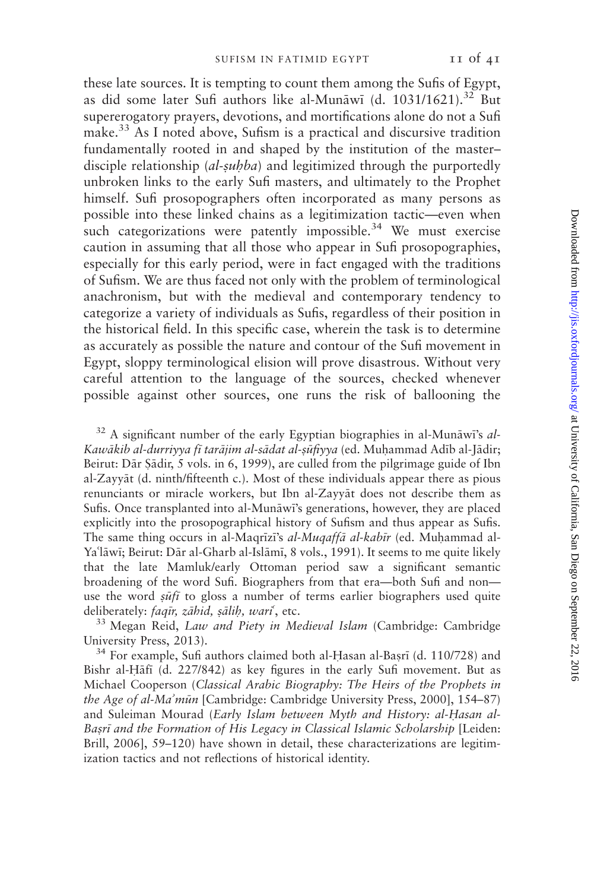these late sources. It is tempting to count them among the Sufis of Egypt, as did some later Sufi authors like al-Munāwī (d. 1031/1621).[32] But supererogatory prayers, devotions, and mortifications alone do not a Sufi make.[33] As I noted above, Sufism is a practical and discursive tradition fundamentally rooted in and shaped by the institution of the master–disciple relationship (*al-ṣuḥba*) and legitimized through the purportedly unbroken links to the early Sufi masters, and ultimately to the Prophet himself. Sufi prosopographers often incorporated as many persons as possible into these linked chains as a legitimization tactic—even when such categorizations were patently impossible.[34] We must exercise caution in assuming that all those who appear in Sufi prosopographies, especially for this early period, were in fact engaged with the traditions of Sufism. We are thus faced not only with the problem of terminological anachronism, but with the medieval and contemporary tendency to categorize a variety of individuals as Sufis, regardless of their position in the historical field. In this specific case, wherein the task is to determine as accurately as possible the nature and contour of the Sufi movement in Egypt, sloppy terminological elision will prove disastrous. Without very careful attention to the language of the sources, checked whenever possible against other sources, one runs the risk of ballooning the

[32] A significant number of the early Egyptian biographies in al-Munāwī's *al-Kawākib al-durriyya fī tarājim al-sādat al-ṣūfiyya* (ed. Muḥammad Adīb al-Jādir; Beirut: Dār Ṣādir, 5 vols. in 6, 1999), are culled from the pilgrimage guide of Ibn al-Zayyāt (d. ninth/fifteenth c.). Most of these individuals appear there as pious renunciants or miracle workers, but Ibn al-Zayyāt does not describe them as Sufis. Once transplanted into al-Munāwī's generations, however, they are placed explicitly into the prosopographical history of Sufism and thus appear as Sufis. The same thing occurs in al-Maqrīzī's *al-Muqaffā al-kabīr* (ed. Muḥammad al-Yaʿlāwī; Beirut: Dār al-Gharb al-Islāmī, 8 vols., 1991). It seems to me quite likely that the late Mamluk/early Ottoman period saw a significant semantic broadening of the word Sufi. Biographers from that era—both Sufi and non—use the word *ṣūfī* to gloss a number of terms earlier biographers used quite deliberately: *faqīr, zāhid, ṣāliḥ, wariʿ*, etc.

[33] Megan Reid, *Law and Piety in Medieval Islam* (Cambridge: Cambridge University Press, 2013).

[34] For example, Sufi authors claimed both al-Ḥasan al-Baṣrī (d. 110/728) and Bishr al-Ḥāfī (d. 227/842) as key figures in the early Sufi movement. But as Michael Cooperson (*Classical Arabic Biography: The Heirs of the Prophets in the Age of al-Maʾmūn* [Cambridge: Cambridge University Press, 2000], 154–87) and Suleiman Mourad (*Early Islam between Myth and History: al-Ḥasan al-Baṣrī and the Formation of His Legacy in Classical Islamic Scholarship* [Leiden: Brill, 2006], 59–120) have shown in detail, these characterizations are legitimization tactics and not reflections of historical identity.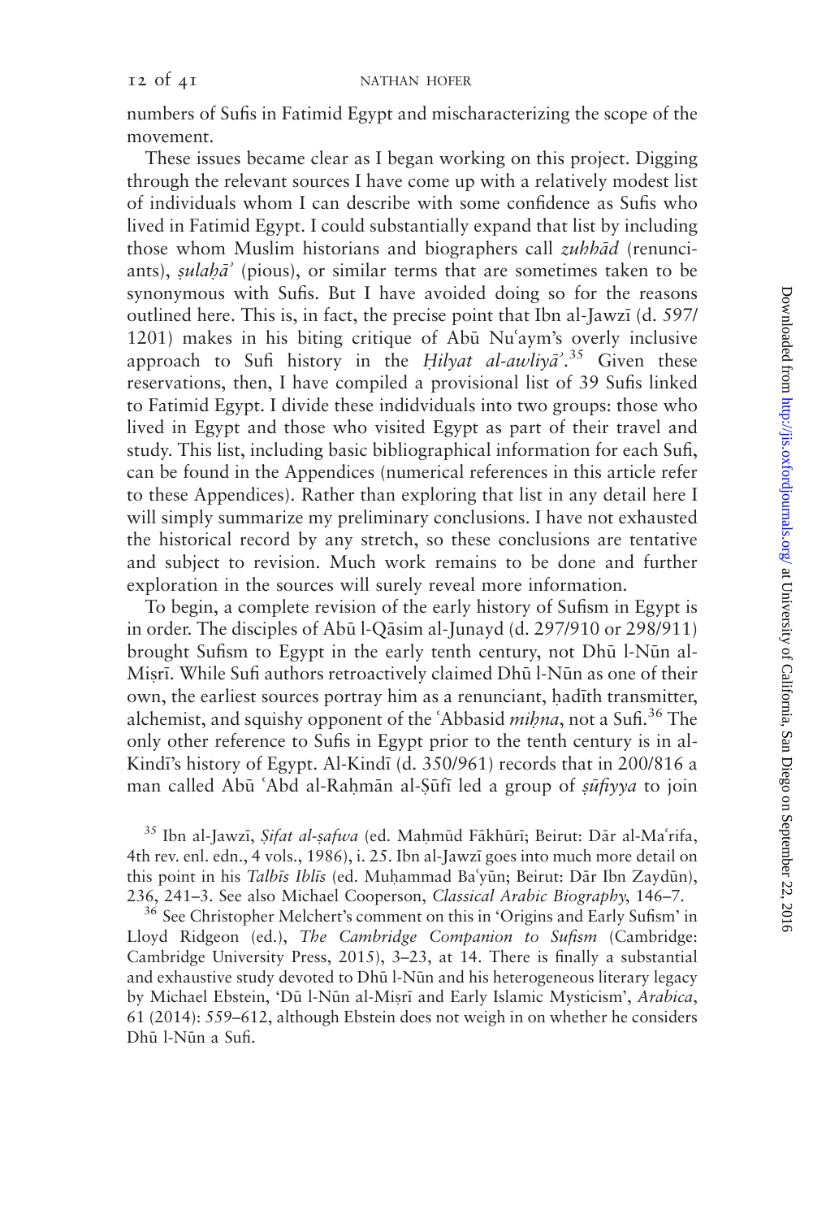numbers of Sufis in Fatimid Egypt and mischaracterizing the scope of the movement.

These issues became clear as I began working on this project. Digging through the relevant sources I have come up with a relatively modest list of individuals whom I can describe with some confidence as Sufis who lived in Fatimid Egypt. I could substantially expand that list by including those whom Muslim historians and biographers call *zuhhād* (renunciants), *ṣulaḥāʾ* (pious), or similar terms that are sometimes taken to be synonymous with Sufis. But I have avoided doing so for the reasons outlined here. This is, in fact, the precise point that Ibn al-Jawzī (d. 597/1201) makes in his biting critique of Abū Nuʿaym's overly inclusive approach to Sufi history in the *Ḥilyat al-awliyāʾ*.[35] Given these reservations, then, I have compiled a provisional list of 39 Sufis linked to Fatimid Egypt. I divide these indidviduals into two groups: those who lived in Egypt and those who visited Egypt as part of their travel and study. This list, including basic bibliographical information for each Sufi, can be found in the Appendices (numerical references in this article refer to these Appendices). Rather than exploring that list in any detail here I will simply summarize my preliminary conclusions. I have not exhausted the historical record by any stretch, so these conclusions are tentative and subject to revision. Much work remains to be done and further exploration in the sources will surely reveal more information.

To begin, a complete revision of the early history of Sufism in Egypt is in order. The disciples of Abū l-Qāsim al-Junayd (d. 297/910 or 298/911) brought Sufism to Egypt in the early tenth century, not Dhū l-Nūn al-Miṣrī. While Sufi authors retroactively claimed Dhū l-Nūn as one of their own, the earliest sources portray him as a renunciant, ḥadīth transmitter, alchemist, and squishy opponent of the ʿAbbasid *miḥna*, not a Sufi.[36] The only other reference to Sufis in Egypt prior to the tenth century is in al-Kindī's history of Egypt. Al-Kindī (d. 350/961) records that in 200/816 a man called Abū ʿAbd al-Raḥmān al-Ṣūfī led a group of *ṣūfiyya* to join

[35] Ibn al-Jawzī, *Ṣifat al-ṣafwa* (ed. Maḥmūd Fākhūrī; Beirut: Dār al-Maʿrifa, 4th rev. enl. edn., 4 vols., 1986), i. 25. Ibn al-Jawzī goes into much more detail on this point in his *Talbīs Iblīs* (ed. Muḥammad Baʿyūn; Beirut: Dār Ibn Zaydūn), 236, 241–3. See also Michael Cooperson, *Classical Arabic Biography*, 146–7.

[36] See Christopher Melchert's comment on this in 'Origins and Early Sufism' in Lloyd Ridgeon (ed.), *The Cambridge Companion to Sufism* (Cambridge: Cambridge University Press, 2015), 3–23, at 14. There is finally a substantial and exhaustive study devoted to Dhū l-Nūn and his heterogeneous literary legacy by Michael Ebstein, 'Dū l-Nūn al-Miṣrī and Early Islamic Mysticism', *Arabica*, 61 (2014): 559–612, although Ebstein does not weigh in on whether he considers Dhū l-Nūn a Sufi.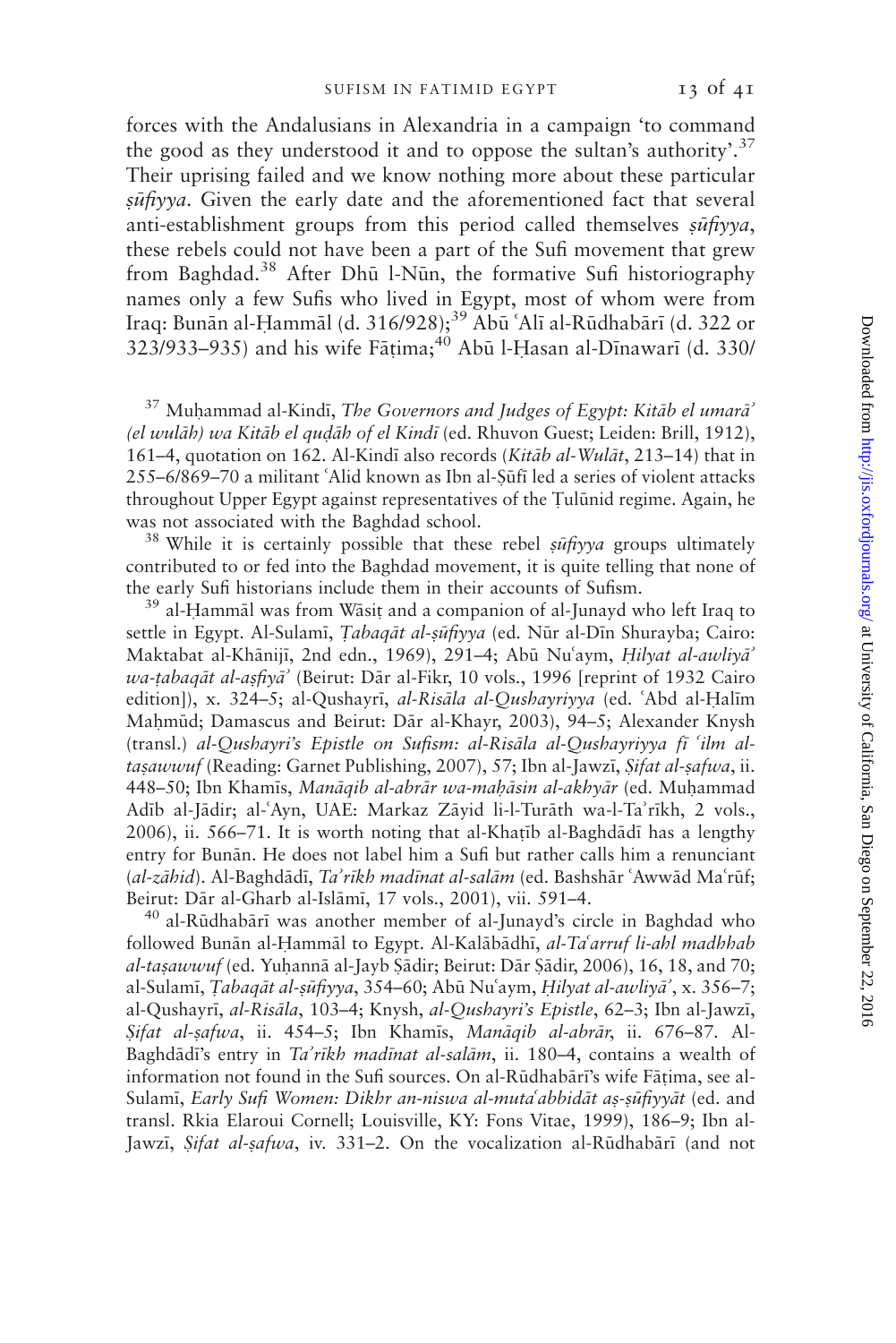forces with the Andalusians in Alexandria in a campaign 'to command the good as they understood it and to oppose the sultan's authority'.[37] Their uprising failed and we know nothing more about these particular *ṣūfiyya*. Given the early date and the aforementioned fact that several anti-establishment groups from this period called themselves *ṣūfiyya*, these rebels could not have been a part of the Sufi movement that grew from Baghdad.[38] After Dhū l-Nūn, the formative Sufi historiography names only a few Sufis who lived in Egypt, most of whom were from Iraq: Bunān al-Ḥammāl (d. 316/928);[39] Abū ʿAlī al-Rūdhabārī (d. 322 or 323/933–935) and his wife Fāṭima;[40] Abū l-Ḥasan al-Dīnawarī (d. 330/

[37] Muḥammad al-Kindī, *The Governors and Judges of Egypt: Kitāb el umarāʾ (el wulāh) wa Kitāb el quḍāh of el Kindī* (ed. Rhuvon Guest; Leiden: Brill, 1912), 161–4, quotation on 162. Al-Kindī also records (*Kitāb al-Wulāt*, 213–14) that in 255–6/869–70 a militant ʿAlid known as Ibn al-Ṣūfī led a series of violent attacks throughout Upper Egypt against representatives of the Ṭulūnid regime. Again, he was not associated with the Baghdad school.

[38] While it is certainly possible that these rebel *ṣūfiyya* groups ultimately contributed to or fed into the Baghdad movement, it is quite telling that none of the early Sufi historians include them in their accounts of Sufism.

[39] al-Ḥammāl was from Wāsiṭ and a companion of al-Junayd who left Iraq to settle in Egypt. Al-Sulamī, *Ṭabaqāt al-ṣūfiyya* (ed. Nūr al-Dīn Shurayba; Cairo: Maktabat al-Khānijī, 2nd edn., 1969), 291–4; Abū Nuʿaym, *Ḥilyat al-awliyāʾ wa-ṭabaqāt al-aṣfiyāʾ* (Beirut: Dār al-Fikr, 10 vols., 1996 [reprint of 1932 Cairo edition]), x. 324–5; al-Qushayrī, *al-Risāla al-Qushayriyya* (ed. ʿAbd al-Ḥalīm Maḥmūd; Damascus and Beirut: Dār al-Khayr, 2003), 94–5; Alexander Knysh (transl.) *al-Qushayri's Epistle on Sufism: al-Risāla al-Qushayriyya fī ʿilm al-taṣawwuf* (Reading: Garnet Publishing, 2007), 57; Ibn al-Jawzī, *Ṣifat al-ṣafwa*, ii. 448–50; Ibn Khamīs, *Manāqib al-abrār wa-maḥāsin al-akhyār* (ed. Muḥammad Adīb al-Jādir; al-ʿAyn, UAE: Markaz Zāyid li-l-Turāth wa-l-Taʾrīkh, 2 vols., 2006), ii. 566–71. It is worth noting that al-Khaṭīb al-Baghdādī has a lengthy entry for Bunān. He does not label him a Sufi but rather calls him a renunciant (*al-zāhid*). Al-Baghdādī, *Taʾrīkh madīnat al-salām* (ed. Bashshār ʿAwwād Maʿrūf; Beirut: Dār al-Gharb al-Islāmī, 17 vols., 2001), vii. 591–4.

[40] al-Rūdhabārī was another member of al-Junayd's circle in Baghdad who followed Bunān al-Ḥammāl to Egypt. Al-Kalābādhī, *al-Taʿarruf li-ahl madhhab al-taṣawwuf* (ed. Yuḥannā al-Jayb Ṣādir; Beirut: Dār Ṣādir, 2006), 16, 18, and 70; al-Sulamī, *Ṭabaqāt al-ṣūfiyya*, 354–60; Abū Nuʿaym, *Ḥilyat al-awliyāʾ*, x. 356–7; al-Qushayrī, *al-Risāla*, 103–4; Knysh, *al-Qushayri's Epistle*, 62–3; Ibn al-Jawzī, *Ṣifat al-ṣafwa*, ii. 454–5; Ibn Khamīs, *Manāqib al-abrār*, ii. 676–87. Al-Baghdādī's entry in *Taʾrīkh madīnat al-salām*, ii. 180–4, contains a wealth of information not found in the Sufi sources. On al-Rūdhabārī's wife Fāṭima, see al-Sulamī, *Early Sufi Women: Dikhr an-niswa al-mutaʿabbidāt aṣ-ṣūfiyyāt* (ed. and transl. Rkia Elaroui Cornell; Louisville, KY: Fons Vitae, 1999), 186–9; Ibn al-Jawzī, *Ṣifat al-ṣafwa*, iv. 331–2. On the vocalization al-Rūdhabārī (and not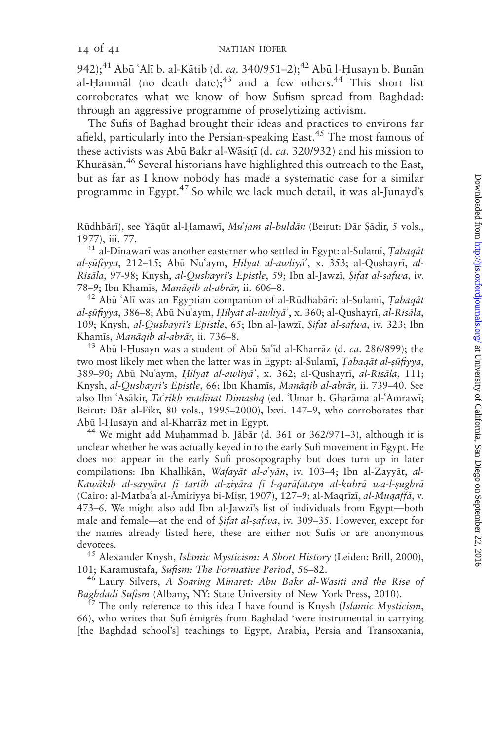942);[41] Abū ʿAlī b. al-Kātib (d. *ca*. 340/951–2);[42] Abū l-Ḥusayn b. Bunān al-Ḥammāl (no death date);[43] and a few others.[44] This short list corroborates what we know of how Sufism spread from Baghdad: through an aggressive programme of proselytizing activism.

The Sufis of Baghad brought their ideas and practices to environs far afield, particularly into the Persian-speaking East.[45] The most famous of these activists was Abū Bakr al-Wāsiṭī (d. *ca*. 320/932) and his mission to Khurāsān.[46] Several historians have highlighted this outreach to the East, but as far as I know nobody has made a systematic case for a similar programme in Egypt.[47] So while we lack much detail, it was al-Junayd's

Rūdhbārī), see Yāqūt al-Ḥamawī, *Muʿjam al-buldān* (Beirut: Dār Ṣādir, 5 vols., 1977), iii. 77.

[41] al-Dīnawarī was another easterner who settled in Egypt: al-Sulamī, *Ṭabaqāt al-ṣūfiyya*, 212–15; Abū Nuʿaym, *Ḥilyat al-awliyāʾ*, x. 353; al-Qushayrī, *al-Risāla*, 97-98; Knysh, *al-Qushayri's Epistle*, 59; Ibn al-Jawzī, *Ṣifat al-ṣafwa*, iv. 78–9; Ibn Khamīs, *Manāqib al-abrār*, ii. 606–8.

[42] Abū ʿAlī was an Egyptian companion of al-Rūdhabārī: al-Sulamī, *Ṭabaqāt al-ṣūfiyya*, 386–8; Abū Nuʿaym, *Ḥilyat al-awliyāʾ*, x. 360; al-Qushayrī, *al-Risāla*, 109; Knysh, *al-Qushayri's Epistle*, 65; Ibn al-Jawzī, *Ṣifat al-ṣafwa*, iv. 323; Ibn Khamīs, *Manāqib al-abrār*, ii. 736–8.

[43] Abū l-Ḥusayn was a student of Abū Saʿīd al-Kharrāz (d. *ca*. 286/899); the two most likely met when the latter was in Egypt: al-Sulamī, *Ṭabaqāt al-ṣūfiyya*, 389–90; Abū Nuʿaym, *Ḥilyat al-awliyāʾ*, x. 362; al-Qushayrī, *al-Risāla*, 111; Knysh, *al-Qushayri's Epistle*, 66; Ibn Khamīs, *Manāqib al-abrār*, ii. 739–40. See also Ibn ʿAsākir, *Taʾrīkh madīnat Dimashq* (ed. ʿUmar b. Gharāma al-ʿAmrawī; Beirut: Dār al-Fikr, 80 vols., 1995–2000), lxvi. 147–9, who corroborates that Abū l-Ḥusayn and al-Kharrāz met in Egypt.

[44] We might add Muḥammad b. Jābār (d. 361 or 362/971–3), although it is unclear whether he was actually keyed in to the early Sufi movement in Egypt. He does not appear in the early Sufi prosopography but does turn up in later compilations: Ibn Khallikān, *Wafayāt al-aʿyān*, iv. 103–4; Ibn al-Zayyāt, *al-Kawākib al-sayyāra fī tartīb al-ziyāra fī l-qarāfatayn al-kubrā wa-l-ṣughrā* (Cairo: al-Maṭbaʿa al-Āmiriyya bi-Miṣr, 1907), 127–9; al-Maqrīzī, *al-Muqaffā*, v. 473–6. We might also add Ibn al-Jawzī's list of individuals from Egypt—both male and female—at the end of *Ṣifat al-ṣafwa*, iv. 309–35. However, except for the names already listed here, these are either not Sufis or are anonymous devotees.

[45] Alexander Knysh, *Islamic Mysticism: A Short History* (Leiden: Brill, 2000), 101; Karamustafa, *Sufism: The Formative Period*, 56–82.

[46] Laury Silvers, *A Soaring Minaret: Abu Bakr al-Wasiti and the Rise of Baghdadi Sufism* (Albany, NY: State University of New York Press, 2010).

[47] The only reference to this idea I have found is Knysh (*Islamic Mysticism*, 66), who writes that Sufi émigrés from Baghdad 'were instrumental in carrying [the Baghdad school's] teachings to Egypt, Arabia, Persia and Transoxania,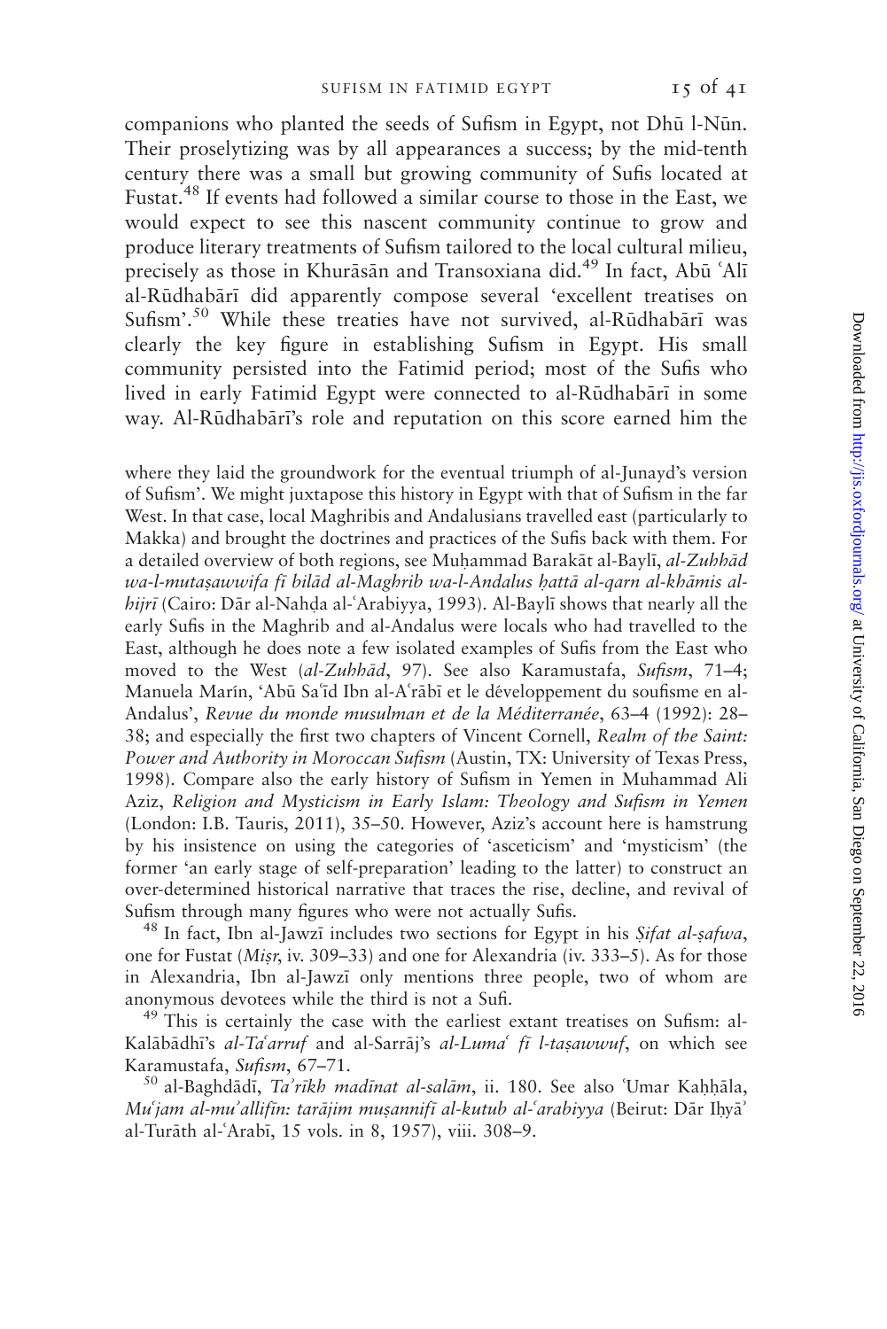companions who planted the seeds of Sufism in Egypt, not Dhū l-Nūn. Their proselytizing was by all appearances a success; by the mid-tenth century there was a small but growing community of Sufis located at Fustat.[48] If events had followed a similar course to those in the East, we would expect to see this nascent community continue to grow and produce literary treatments of Sufism tailored to the local cultural milieu, precisely as those in Khurāsān and Transoxiana did.[49] In fact, Abū ʿAlī al-Rūdhabārī did apparently compose several 'excellent treatises on Sufism'.[50] While these treaties have not survived, al-Rūdhabārī was clearly the key figure in establishing Sufism in Egypt. His small community persisted into the Fatimid period; most of the Sufis who lived in early Fatimid Egypt were connected to al-Rūdhabārī in some way. Al-Rūdhabārī's role and reputation on this score earned him the

where they laid the groundwork for the eventual triumph of al-Junayd's version of Sufism'. We might juxtapose this history in Egypt with that of Sufism in the far West. In that case, local Maghribis and Andalusians travelled east (particularly to Makka) and brought the doctrines and practices of the Sufis back with them. For a detailed overview of both regions, see Muḥammad Barakāt al-Baylī, *al-Zuhhād wa-l-mutaṣawwifa fī bilād al-Maghrib wa-l-Andalus ḥattā al-qarn al-khāmis al-hijrī* (Cairo: Dār al-Nahḍa al-ʿArabiyya, 1993). Al-Baylī shows that nearly all the early Sufis in the Maghrib and al-Andalus were locals who had travelled to the East, although he does note a few isolated examples of Sufis from the East who moved to the West (*al-Zuhhād*, 97). See also Karamustafa, *Sufism*, 71–4; Manuela Marín, 'Abū Saʿīd Ibn al-Aʿrābī et le développement du soufisme en al-Andalus', *Revue du monde musulman et de la Méditerranée*, 63–4 (1992): 28–38; and especially the first two chapters of Vincent Cornell, *Realm of the Saint: Power and Authority in Moroccan Sufism* (Austin, TX: University of Texas Press, 1998). Compare also the early history of Sufism in Yemen in Muhammad Ali Aziz, *Religion and Mysticism in Early Islam: Theology and Sufism in Yemen* (London: I.B. Tauris, 2011), 35–50. However, Aziz's account here is hamstrung by his insistence on using the categories of 'asceticism' and 'mysticism' (the former 'an early stage of self-preparation' leading to the latter) to construct an over-determined historical narrative that traces the rise, decline, and revival of Sufism through many figures who were not actually Sufis.

[48] In fact, Ibn al-Jawzī includes two sections for Egypt in his *Ṣifat al-ṣafwa*, one for Fustat (*Miṣr*, iv. 309–33) and one for Alexandria (iv. 333–5). As for those in Alexandria, Ibn al-Jawzī only mentions three people, two of whom are anonymous devotees while the third is not a Sufi.

[49] This is certainly the case with the earliest extant treatises on Sufism: al-Kalābādhī's *al-Taʿarruf* and al-Sarrāj's *al-Lumaʿ fī l-taṣawwuf*, on which see Karamustafa, *Sufism*, 67–71.

[50] al-Baghdādī, *Taʾrīkh madīnat al-salām*, ii. 180. See also ʿUmar Kaḥḥāla, *Muʿjam al-muʾallifīn: tarājim muṣannifī al-kutub al-ʿarabiyya* (Beirut: Dār Iḥyāʾ al-Turāth al-ʿArabī, 15 vols. in 8, 1957), viii. 308–9.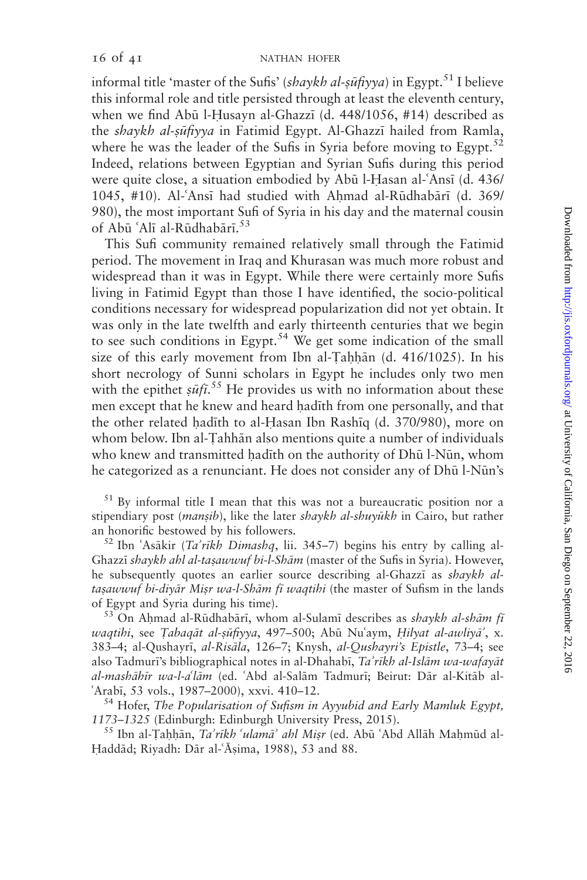informal title 'master of the Sufis' (*shaykh al-ṣūfiyya*) in Egypt.[51] I believe this informal role and title persisted through at least the eleventh century, when we find Abū l-Ḥusayn al-Ghazzī (d. 448/1056, #14) described as the *shaykh al-ṣūfiyya* in Fatimid Egypt. Al-Ghazzī hailed from Ramla, where he was the leader of the Sufis in Syria before moving to Egypt.[52] Indeed, relations between Egyptian and Syrian Sufis during this period were quite close, a situation embodied by Abū l-Ḥasan al-ʿAnsī (d. 436/1045, #10). Al-ʿAnsī had studied with Aḥmad al-Rūdhabārī (d. 369/980), the most important Sufi of Syria in his day and the maternal cousin of Abū ʿAlī al-Rūdhabārī.[53]

This Sufi community remained relatively small through the Fatimid period. The movement in Iraq and Khurasan was much more robust and widespread than it was in Egypt. While there were certainly more Sufis living in Fatimid Egypt than those I have identified, the socio-political conditions necessary for widespread popularization did not yet obtain. It was only in the late twelfth and early thirteenth centuries that we begin to see such conditions in Egypt.[54] We get some indication of the small size of this early movement from Ibn al-Ṭaḥḥān (d. 416/1025). In his short necrology of Sunni scholars in Egypt he includes only two men with the epithet *ṣūfī*.[55] He provides us with no information about these men except that he knew and heard ḥadīth from one personally, and that the other related ḥadīth to al-Ḥasan Ibn Rashīq (d. 370/980), more on whom below. Ibn al-Ṭahhān also mentions quite a number of individuals who knew and transmitted ḥadīth on the authority of Dhū l-Nūn, whom he categorized as a renunciant. He does not consider any of Dhū l-Nūn's

[51] By informal title I mean that this was not a bureaucratic position nor a stipendiary post (*manṣib*), like the later *shaykh al-shuyūkh* in Cairo, but rather an honorific bestowed by his followers.

[52] Ibn ʿAsākir (*Taʾrīkh Dimashq*, lii. 345–7) begins his entry by calling al-Ghazzī *shaykh ahl al-taṣawwuf bi-l-Shām* (master of the Sufis in Syria). However, he subsequently quotes an earlier source describing al-Ghazzī as *shaykh al-taṣawwuf bi-diyār Miṣr wa-l-Shām fī waqtihi* (the master of Sufism in the lands of Egypt and Syria during his time).

[53] On Aḥmad al-Rūdhabārī, whom al-Sulamī describes as *shaykh al-shām fī waqtihi*, see *Ṭabaqāt al-ṣūfiyya*, 497–500; Abū Nuʿaym, *Ḥilyat al-awliyāʾ*, x. 383–4; al-Qushayrī, *al-Risāla*, 126–7; Knysh, *al-Qushayri's Epistle*, 73–4; see also Tadmurī's bibliographical notes in al-Dhahabī, *Taʾrīkh al-Islām wa-wafayāt al-mashāhīr wa-l-aʿlām* (ed. ʿAbd al-Salām Tadmurī; Beirut: Dār al-Kitāb al-ʿArabī, 53 vols., 1987–2000), xxvi. 410–12.

[54] Hofer, *The Popularisation of Sufism in Ayyubid and Early Mamluk Egypt, 1173–1325* (Edinburgh: Edinburgh University Press, 2015).

[55] Ibn al-Ṭaḥḥān, *Taʾrīkh ʿulamāʾ ahl Miṣr* (ed. Abū ʿAbd Allāh Maḥmūd al-Ḥaddād; Riyadh: Dār al-ʿĀṣima, 1988), 53 and 88.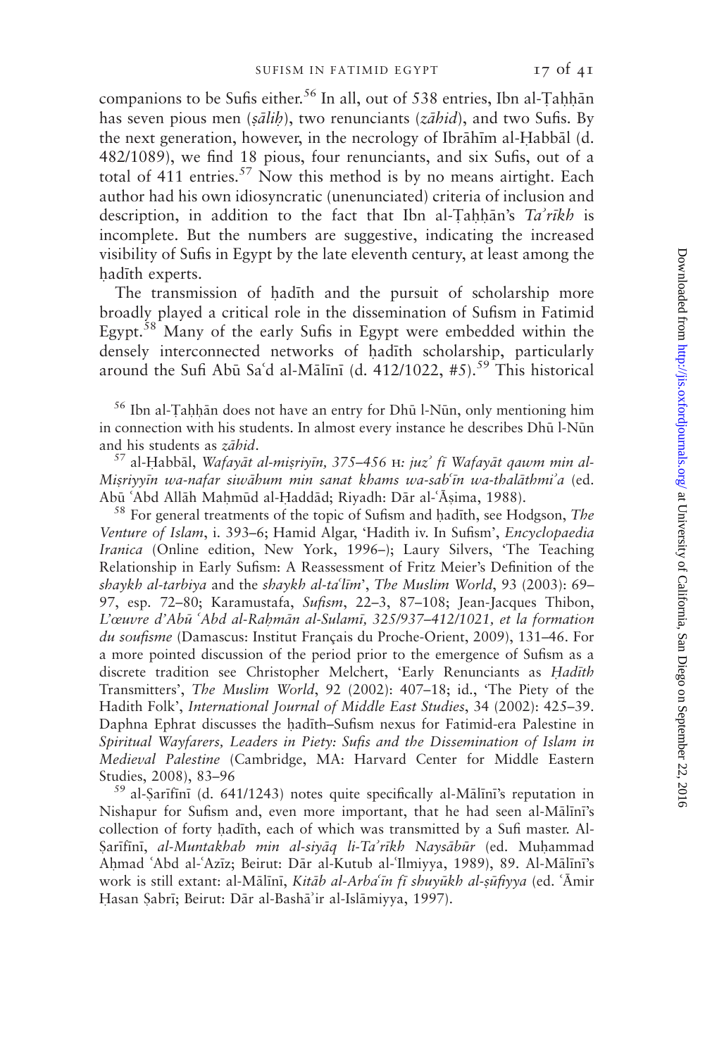companions to be Sufis either.[56] In all, out of 538 entries, Ibn al-Ṭaḥḥān has seven pious men (*ṣāliḥ*), two renunciants (*zāhid*), and two Sufis. By the next generation, however, in the necrology of Ibrāhīm al-Ḥabbāl (d. 482/1089), we find 18 pious, four renunciants, and six Sufis, out of a total of 411 entries.[57] Now this method is by no means airtight. Each author had his own idiosyncratic (unenunciated) criteria of inclusion and description, in addition to the fact that Ibn al-Ṭaḥḥān's *Taʾrīkh* is incomplete. But the numbers are suggestive, indicating the increased visibility of Sufis in Egypt by the late eleventh century, at least among the ḥadīth experts.

The transmission of ḥadīth and the pursuit of scholarship more broadly played a critical role in the dissemination of Sufism in Fatimid Egypt.[58] Many of the early Sufis in Egypt were embedded within the densely interconnected networks of ḥadīth scholarship, particularly around the Sufi Abū Saʿd al-Mālīnī (d. 412/1022, #5).[59] This historical

[56] Ibn al-Ṭaḥḥān does not have an entry for Dhū l-Nūn, only mentioning him in connection with his students. In almost every instance he describes Dhū l-Nūn and his students as *zāhid*.

[57] al-Ḥabbāl, *Wafayāt al-miṣriyīn, 375–456* H*: juzʾ fī Wafayāt qawm min al-Miṣriyyīn wa-nafar siwāhum min sanat khams wa-sabʿīn wa-thalāthmiʾa* (ed. Abū ʿAbd Allāh Maḥmūd al-Ḥaddād; Riyadh: Dār al-ʿĀṣima, 1988).

[58] For general treatments of the topic of Sufism and ḥadīth, see Hodgson, *The Venture of Islam*, i. 393–6; Hamid Algar, 'Hadith iv. In Sufism', *Encyclopaedia Iranica* (Online edition, New York, 1996–); Laury Silvers, 'The Teaching Relationship in Early Sufism: A Reassessment of Fritz Meier's Definition of the *shaykh al-tarbiya* and the *shaykh al-taʿlīm*', *The Muslim World*, 93 (2003): 69–97, esp. 72–80; Karamustafa, *Sufism*, 22–3, 87–108; Jean-Jacques Thibon, *L'œuvre d'Abū ʿAbd al-Raḥmān al-Sulamī, 325/937–412/1021, et la formation du soufisme* (Damascus: Institut Français du Proche-Orient, 2009), 131–46. For a more pointed discussion of the period prior to the emergence of Sufism as a discrete tradition see Christopher Melchert, 'Early Renunciants as *Ḥadīth* Transmitters', *The Muslim World*, 92 (2002): 407–18; id., 'The Piety of the Hadith Folk', *International Journal of Middle East Studies*, 34 (2002): 425–39. Daphna Ephrat discusses the ḥadīth–Sufism nexus for Fatimid-era Palestine in *Spiritual Wayfarers, Leaders in Piety: Sufis and the Dissemination of Islam in Medieval Palestine* (Cambridge, MA: Harvard Center for Middle Eastern Studies, 2008), 83–96

[59] al-Ṣarīfīnī (d. 641/1243) notes quite specifically al-Mālīnī's reputation in Nishapur for Sufism and, even more important, that he had seen al-Mālīnī's collection of forty ḥadīth, each of which was transmitted by a Sufi master. Al-Ṣarīfīnī, *al-Muntakhab min al-siyāq li-Taʾrīkh Naysābūr* (ed. Muḥammad Aḥmad ʿAbd al-ʿAzīz; Beirut: Dār al-Kutub al-ʿIlmiyya, 1989), 89. Al-Mālīnī's work is still extant: al-Mālīnī, *Kitāb al-Arbaʿīn fī shuyūkh al-ṣūfiyya* (ed. ʿĀmir Ḥasan Ṣabrī; Beirut: Dār al-Bashāʾir al-Islāmiyya, 1997).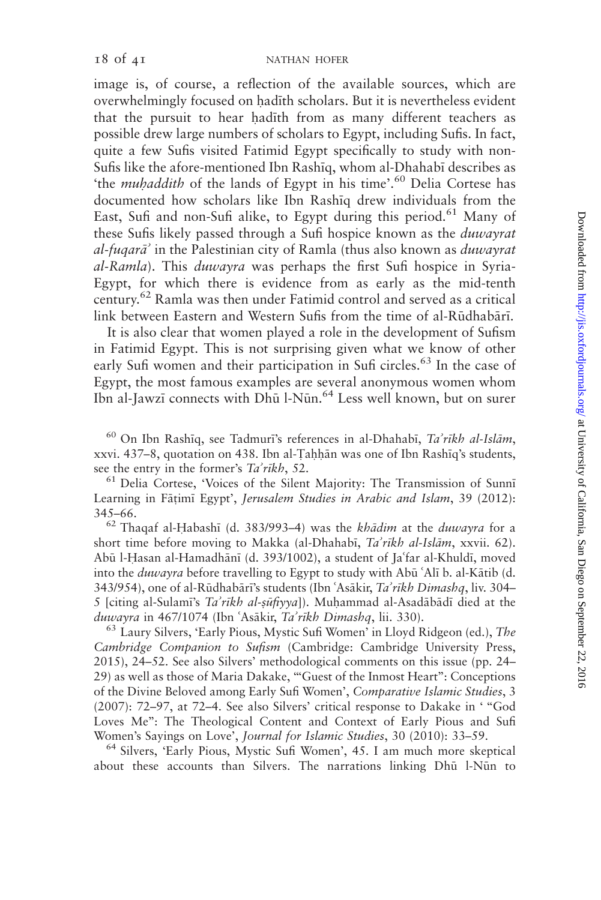image is, of course, a reflection of the available sources, which are overwhelmingly focused on ḥadīth scholars. But it is nevertheless evident that the pursuit to hear ḥadīth from as many different teachers as possible drew large numbers of scholars to Egypt, including Sufis. In fact, quite a few Sufis visited Fatimid Egypt specifically to study with non-Sufis like the afore-mentioned Ibn Rashīq, whom al-Dhahabī describes as 'the *muḥaddith* of the lands of Egypt in his time'.[60] Delia Cortese has documented how scholars like Ibn Rashīq drew individuals from the East, Sufi and non-Sufi alike, to Egypt during this period.[61] Many of these Sufis likely passed through a Sufi hospice known as the *duwayrat al-fuqarāʾ* in the Palestinian city of Ramla (thus also known as *duwayrat al-Ramla*). This *duwayra* was perhaps the first Sufi hospice in Syria-Egypt, for which there is evidence from as early as the mid-tenth century.[62] Ramla was then under Fatimid control and served as a critical link between Eastern and Western Sufis from the time of al-Rūdhabārī.

It is also clear that women played a role in the development of Sufism in Fatimid Egypt. This is not surprising given what we know of other early Sufi women and their participation in Sufi circles.[63] In the case of Egypt, the most famous examples are several anonymous women whom Ibn al-Jawzī connects with Dhū l-Nūn.[64] Less well known, but on surer

---

[60] On Ibn Rashīq, see Tadmurī's references in al-Dhahabī, *Taʾrīkh al-Islām*, xxvi. 437–8, quotation on 438. Ibn al-Ṭaḥḥān was one of Ibn Rashīq's students, see the entry in the former's *Taʾrīkh*, 52.

[61] Delia Cortese, 'Voices of the Silent Majority: The Transmission of Sunnī Learning in Fāṭimī Egypt', *Jerusalem Studies in Arabic and Islam*, 39 (2012): 345–66.

[62] Thaqaf al-Ḥabashī (d. 383/993–4) was the *khādim* at the *duwayra* for a short time before moving to Makka (al-Dhahabī, *Taʾrīkh al-Islām*, xxvii. 62). Abū l-Ḥasan al-Hamadhānī (d. 393/1002), a student of Jaʿfar al-Khuldī, moved into the *duwayra* before travelling to Egypt to study with Abū ʿAlī b. al-Kātib (d. 343/954), one of al-Rūdhabārī's students (Ibn ʿAsākir, *Taʾrīkh Dimashq*, liv. 304–5 [citing al-Sulamī's *Taʾrīkh al-ṣūfiyya*]). Muḥammad al-Asadābādī died at the *duwayra* in 467/1074 (Ibn ʿAsākir, *Taʾrīkh Dimashq*, lii. 330).

[63] Laury Silvers, 'Early Pious, Mystic Sufi Women' in Lloyd Ridgeon (ed.), *The Cambridge Companion to Sufism* (Cambridge: Cambridge University Press, 2015), 24–52. See also Silvers' methodological comments on this issue (pp. 24–29) as well as those of Maria Dakake, '"Guest of the Inmost Heart": Conceptions of the Divine Beloved among Early Sufi Women', *Comparative Islamic Studies*, 3 (2007): 72–97, at 72–4. See also Silvers' critical response to Dakake in ' "God Loves Me": The Theological Content and Context of Early Pious and Sufi Women's Sayings on Love', *Journal for Islamic Studies*, 30 (2010): 33–59.

[64] Silvers, 'Early Pious, Mystic Sufi Women', 45. I am much more skeptical about these accounts than Silvers. The narrations linking Dhū l-Nūn to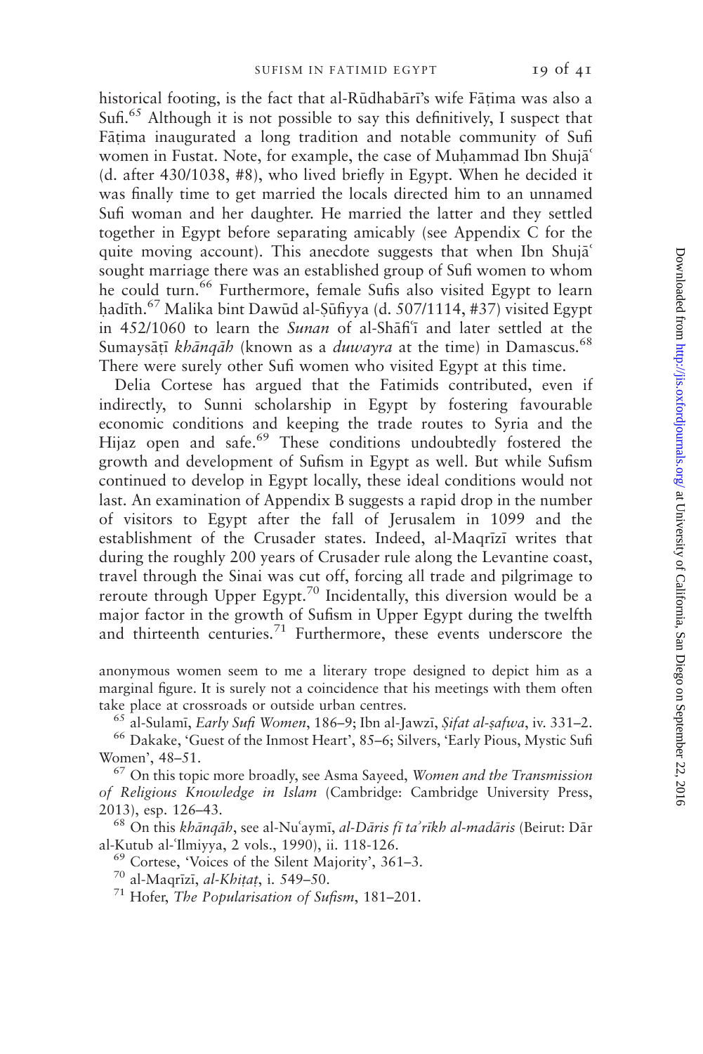historical footing, is the fact that al-Rūdhabārī's wife Fāṭima was also a Sufi.[65] Although it is not possible to say this definitively, I suspect that Fāṭima inaugurated a long tradition and notable community of Sufi women in Fustat. Note, for example, the case of Muḥammad Ibn Shujāʿ (d. after 430/1038, #8), who lived briefly in Egypt. When he decided it was finally time to get married the locals directed him to an unnamed Sufi woman and her daughter. He married the latter and they settled together in Egypt before separating amicably (see Appendix C for the quite moving account). This anecdote suggests that when Ibn Shujāʿ sought marriage there was an established group of Sufi women to whom he could turn.[66] Furthermore, female Sufis also visited Egypt to learn ḥadīth.[67] Malika bint Dawūd al-Ṣūfiyya (d. 507/1114, #37) visited Egypt in 452/1060 to learn the *Sunan* of al-Shāfiʿī and later settled at the Sumaysāṭī *khānqāh* (known as a *duwayra* at the time) in Damascus.[68] There were surely other Sufi women who visited Egypt at this time.

Delia Cortese has argued that the Fatimids contributed, even if indirectly, to Sunni scholarship in Egypt by fostering favourable economic conditions and keeping the trade routes to Syria and the Hijaz open and safe.[69] These conditions undoubtedly fostered the growth and development of Sufism in Egypt as well. But while Sufism continued to develop in Egypt locally, these ideal conditions would not last. An examination of Appendix B suggests a rapid drop in the number of visitors to Egypt after the fall of Jerusalem in 1099 and the establishment of the Crusader states. Indeed, al-Maqrīzī writes that during the roughly 200 years of Crusader rule along the Levantine coast, travel through the Sinai was cut off, forcing all trade and pilgrimage to reroute through Upper Egypt.[70] Incidentally, this diversion would be a major factor in the growth of Sufism in Upper Egypt during the twelfth and thirteenth centuries.[71] Furthermore, these events underscore the

---

anonymous women seem to me a literary trope designed to depict him as a marginal figure. It is surely not a coincidence that his meetings with them often take place at crossroads or outside urban centres.

[65] al-Sulamī, *Early Sufi Women*, 186–9; Ibn al-Jawzī, *Ṣifat al-ṣafwa*, iv. 331–2.

[66] Dakake, 'Guest of the Inmost Heart', 85–6; Silvers, 'Early Pious, Mystic Sufi Women', 48–51.

[67] On this topic more broadly, see Asma Sayeed, *Women and the Transmission of Religious Knowledge in Islam* (Cambridge: Cambridge University Press, 2013), esp. 126–43.

[68] On this *khānqāh*, see al-Nuʿaymī, *al-Dāris fī taʾrīkh al-madāris* (Beirut: Dār al-Kutub al-ʿIlmiyya, 2 vols., 1990), ii. 118-126.

[69] Cortese, 'Voices of the Silent Majority', 361–3.

[70] al-Maqrīzī, *al-Khiṭaṭ*, i. 549–50.

[71] Hofer, *The Popularisation of Sufism*, 181–201.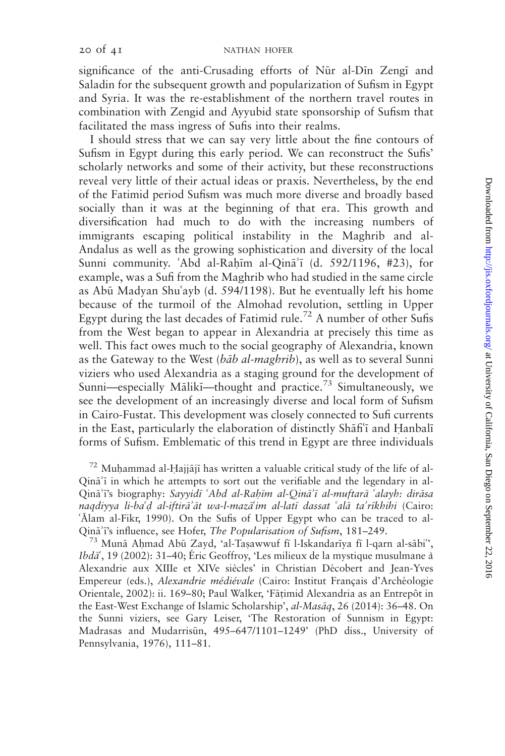significance of the anti-Crusading efforts of Nūr al-Dīn Zengī and Saladin for the subsequent growth and popularization of Sufism in Egypt and Syria. It was the re-establishment of the northern travel routes in combination with Zengid and Ayyubid state sponsorship of Sufism that facilitated the mass ingress of Sufis into their realms.

I should stress that we can say very little about the fine contours of Sufism in Egypt during this early period. We can reconstruct the Sufis' scholarly networks and some of their activity, but these reconstructions reveal very little of their actual ideas or praxis. Nevertheless, by the end of the Fatimid period Sufism was much more diverse and broadly based socially than it was at the beginning of that era. This growth and diversification had much to do with the increasing numbers of immigrants escaping political instability in the Maghrib and al-Andalus as well as the growing sophistication and diversity of the local Sunni community. ʿAbd al-Raḥīm al-Qināʾī (d. 592/1196, #23), for example, was a Sufi from the Maghrib who had studied in the same circle as Abū Madyan Shuʿayb (d. 594/1198). But he eventually left his home because of the turmoil of the Almohad revolution, settling in Upper Egypt during the last decades of Fatimid rule.[72] A number of other Sufis from the West began to appear in Alexandria at precisely this time as well. This fact owes much to the social geography of Alexandria, known as the Gateway to the West (*bāb al-maghrib*), as well as to several Sunni viziers who used Alexandria as a staging ground for the development of Sunni—especially Mālikī—thought and practice.[73] Simultaneously, we see the development of an increasingly diverse and local form of Sufism in Cairo-Fustat. This development was closely connected to Sufi currents in the East, particularly the elaboration of distinctly Shāfiʿī and Ḥanbalī forms of Sufism. Emblematic of this trend in Egypt are three individuals

[72] Muḥammad al-Ḥajjājī has written a valuable critical study of the life of al-Qināʾī in which he attempts to sort out the verifiable and the legendary in al-Qināʾī's biography: *Sayyidī ʿAbd al-Raḥīm al-Qināʾī al-muftarā ʿalayh: dirāsa naqdiyya li-baʿḍ al-iftirāʾāt wa-l-mazāʿim al-latī dassat ʿalā taʾrīkhihi* (Cairo: ʿĀlam al-Fikr, 1990). On the Sufis of Upper Egypt who can be traced to al-Qināʾī's influence, see Hofer, *The Popularisation of Sufism*, 181–249.

[73] Munā Aḥmad Abū Zayd, 'al-Taṣawwuf fī l-Iskandarīya fī l-qarn al-sābiʿ', *Ibdāʿ*, 19 (2002): 31–40; Éric Geoffroy, 'Les milieux de la mystique musulmane à Alexandrie aux XIIIe et XIVe siècles' in Christian Décobert and Jean-Yves Empereur (eds.), *Alexandrie médiévale* (Cairo: Institut Français d'Archéologie Orientale, 2002): ii. 169–80; Paul Walker, 'Fāṭimid Alexandria as an Entrepôt in the East-West Exchange of Islamic Scholarship', *al-Masāq*, 26 (2014): 36–48. On the Sunni viziers, see Gary Leiser, 'The Restoration of Sunnism in Egypt: Madrasas and Mudarrisūn, 495–647/1101–1249' (PhD diss., University of Pennsylvania, 1976), 111–81.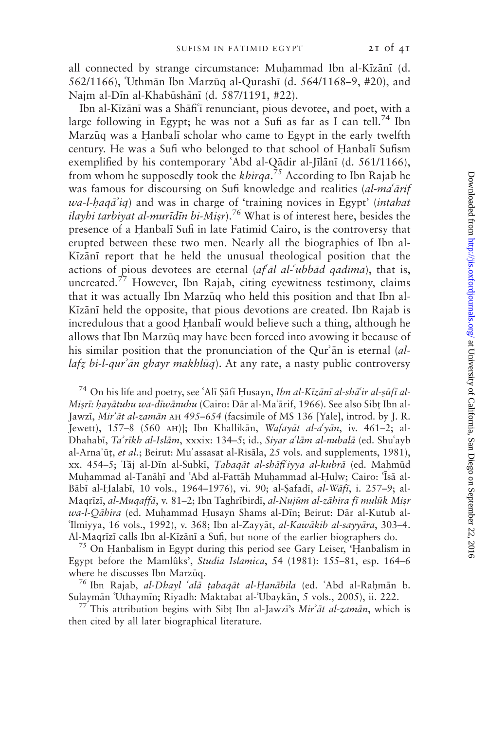all connected by strange circumstance: Muḥammad Ibn al-Kīzānī (d. 562/1166), ʿUthmān Ibn Marzūq al-Qurashī (d. 564/1168–9, #20), and Najm al-Dīn al-Khabūshānī (d. 587/1191, #22).

Ibn al-Kīzānī was a Shāfiʿī renunciant, pious devotee, and poet, with a large following in Egypt; he was not a Sufi as far as I can tell.[74] Ibn Marzūq was a Ḥanbalī scholar who came to Egypt in the early twelfth century. He was a Sufi who belonged to that school of Ḥanbalī Sufism exemplified by his contemporary ʿAbd al-Qādir al-Jīlānī (d. 561/1166), from whom he supposedly took the *khirqa*.[75] According to Ibn Rajab he was famous for discoursing on Sufi knowledge and realities (*al-maʿārif wa-l-ḥaqāʾiq*) and was in charge of 'training novices in Egypt' (*intahat ilayhi tarbiyat al-murīdīn bi-Miṣr*).[76] What is of interest here, besides the presence of a Ḥanbalī Sufi in late Fatimid Cairo, is the controversy that erupted between these two men. Nearly all the biographies of Ibn al-Kīzānī report that he held the unusual theological position that the actions of pious devotees are eternal (*afʿāl al-ʿubbād qadīma*), that is, uncreated.[77] However, Ibn Rajab, citing eyewitness testimony, claims that it was actually Ibn Marzūq who held this position and that Ibn al-Kīzānī held the opposite, that pious devotions are created. Ibn Rajab is incredulous that a good Ḥanbalī would believe such a thing, although he allows that Ibn Marzūq may have been forced into avowing it because of his similar position that the pronunciation of the Qurʾān is eternal (*al-lafẓ bi-l-qurʾān ghayr makhlūq*). At any rate, a nasty public controversy

---

[74] On his life and poetry, see ʿAlī Ṣāfī Ḥusayn, *Ibn al-Kīzānī al-shāʿir al-ṣūfī al-Miṣrī: ḥayātuhu wa-dīwānuhu* (Cairo: Dār al-Maʿārif, 1966). See also Sibṭ Ibn al-Jawzī, *Mirʾāt al-zamān* AH *495–654* (facsimile of MS 136 [Yale], introd. by J. R. Jewett), 157–8 (560 AH)]; Ibn Khallikān, *Wafayāt al-aʿyān*, iv. 461–2; al-Dhahabī, *Taʾrīkh al-Islām*, xxxix: 134–5; id., *Siyar aʿlām al-nubalāʾ* (ed. Shuʿayb al-Arnaʾūṭ, *et al.*; Beirut: Muʾassasat al-Risāla, 25 vols. and supplements, 1981), xx. 454–5; Tāj al-Dīn al-Subkī, *Ṭabaqāt al-shāfiʿiyya al-kubrā* (ed. Maḥmūd Muḥammad al-Ṭanāḥī and ʿAbd al-Fattāḥ Muḥammad al-Ḥulw; Cairo: ʿĪsā al-Bābī al-Ḥalabī, 10 vols., 1964–1976), vi. 90; al-Ṣafadī, *al-Wāfī*, i. 257–9; al-Maqrīzī, *al-Muqaffā*, v. 81–2; Ibn Taghrībirdī, *al-Nujūm al-zāhira fī mulūk Miṣr wa-l-Qāhira* (ed. Muḥammad Ḥusayn Shams al-Dīn; Beirut: Dār al-Kutub al-ʿIlmiyya, 16 vols., 1992), v. 368; Ibn al-Zayyāt, *al-Kawākib al-sayyāra*, 303–4. Al-Maqrīzī calls Ibn al-Kīzānī a Sufi, but none of the earlier biographers do.

[75] On Ḥanbalism in Egypt during this period see Gary Leiser, 'Ḥanbalism in Egypt before the Mamlûks', *Studia Islamica*, 54 (1981): 155–81, esp. 164–6 where he discusses Ibn Marzūq.

[76] Ibn Rajab, *al-Dhayl ʿalā ṭabaqāt al-Ḥanābila* (ed. ʿAbd al-Raḥmān b. Sulaymān ʿUthaymīn; Riyadh: Maktabat al-ʿUbaykān, 5 vols., 2005), ii. 222.

[77] This attribution begins with Sibṭ Ibn al-Jawzī's *Mirʾāt al-zamān*, which is then cited by all later biographical literature.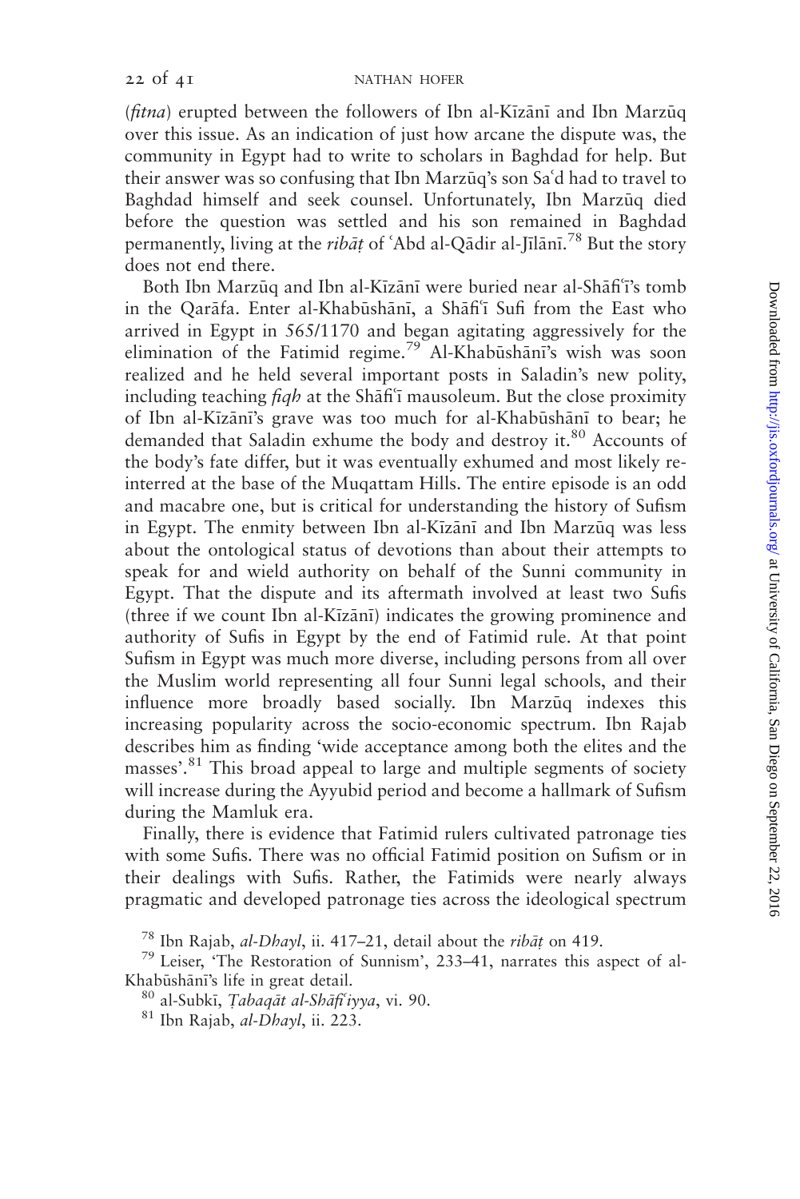(*fitna*) erupted between the followers of Ibn al-Kīzānī and Ibn Marzūq over this issue. As an indication of just how arcane the dispute was, the community in Egypt had to write to scholars in Baghdad for help. But their answer was so confusing that Ibn Marzūq's son Saʿd had to travel to Baghdad himself and seek counsel. Unfortunately, Ibn Marzūq died before the question was settled and his son remained in Baghdad permanently, living at the *ribāṭ* of ʿAbd al-Qādir al-Jīlānī.[78] But the story does not end there.

Both Ibn Marzūq and Ibn al-Kīzānī were buried near al-Shāfiʿī's tomb in the Qarāfa. Enter al-Khabūshānī, a Shāfiʿī Sufi from the East who arrived in Egypt in 565/1170 and began agitating aggressively for the elimination of the Fatimid regime.[79] Al-Khabūshānī's wish was soon realized and he held several important posts in Saladin's new polity, including teaching *fiqh* at the Shāfiʿī mausoleum. But the close proximity of Ibn al-Kīzānī's grave was too much for al-Khabūshānī to bear; he demanded that Saladin exhume the body and destroy it.[80] Accounts of the body's fate differ, but it was eventually exhumed and most likely re-interred at the base of the Muqattam Hills. The entire episode is an odd and macabre one, but is critical for understanding the history of Sufism in Egypt. The enmity between Ibn al-Kīzānī and Ibn Marzūq was less about the ontological status of devotions than about their attempts to speak for and wield authority on behalf of the Sunni community in Egypt. That the dispute and its aftermath involved at least two Sufis (three if we count Ibn al-Kīzānī) indicates the growing prominence and authority of Sufis in Egypt by the end of Fatimid rule. At that point Sufism in Egypt was much more diverse, including persons from all over the Muslim world representing all four Sunni legal schools, and their influence more broadly based socially. Ibn Marzūq indexes this increasing popularity across the socio-economic spectrum. Ibn Rajab describes him as finding 'wide acceptance among both the elites and the masses'.[81] This broad appeal to large and multiple segments of society will increase during the Ayyubid period and become a hallmark of Sufism during the Mamluk era.

Finally, there is evidence that Fatimid rulers cultivated patronage ties with some Sufis. There was no official Fatimid position on Sufism or in their dealings with Sufis. Rather, the Fatimids were nearly always pragmatic and developed patronage ties across the ideological spectrum

[78] Ibn Rajab, *al-Dhayl*, ii. 417–21, detail about the *ribāṭ* on 419.

[79] Leiser, 'The Restoration of Sunnism', 233–41, narrates this aspect of al-Khabūshānī's life in great detail.

[80] al-Subkī, *Ṭabaqāt al-Shāfiʿiyya*, vi. 90.

[81] Ibn Rajab, *al-Dhayl*, ii. 223.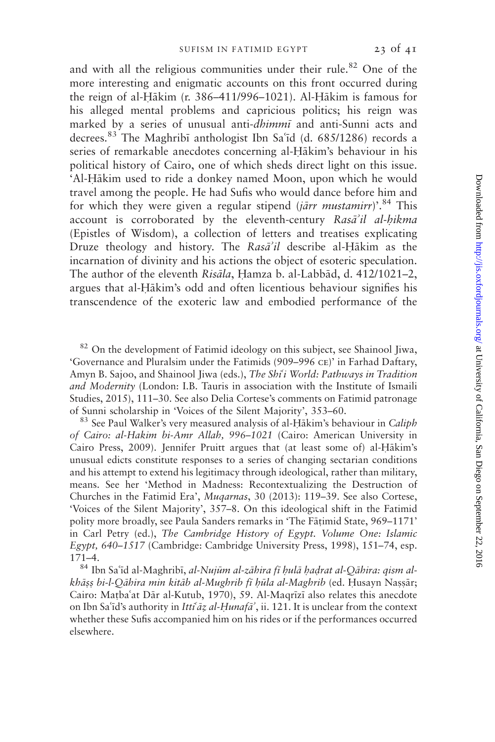and with all the religious communities under their rule.[82] One of the more interesting and enigmatic accounts on this front occurred during the reign of al-Ḥākim (r. 386–411/996–1021). Al-Ḥākim is famous for his alleged mental problems and capricious politics; his reign was marked by a series of unusual anti-*dhimmī* and anti-Sunni acts and decrees.[83] The Maghribī anthologist Ibn Saʿīd (d. 685/1286) records a series of remarkable anecdotes concerning al-Ḥākim's behaviour in his political history of Cairo, one of which sheds direct light on this issue. 'Al-Ḥākim used to ride a donkey named Moon, upon which he would travel among the people. He had Sufis who would dance before him and for which they were given a regular stipend (*jārr mustamirr*)'.[84] This account is corroborated by the eleventh-century *Rasāʾil al-ḥikma* (Epistles of Wisdom), a collection of letters and treatises explicating Druze theology and history. The *Rasāʾil* describe al-Ḥākim as the incarnation of divinity and his actions the object of esoteric speculation. The author of the eleventh *Risāla*, Ḥamza b. al-Labbād, d. 412/1021–2, argues that al-Ḥākim's odd and often licentious behaviour signifies his transcendence of the exoteric law and embodied performance of the

---

[82] On the development of Fatimid ideology on this subject, see Shainool Jiwa, 'Governance and Pluralsim under the Fatimids (909–996 CE)' in Farhad Daftary, Amyn B. Sajoo, and Shainool Jiwa (eds.), *The Shiʿi World: Pathways in Tradition and Modernity* (London: I.B. Tauris in association with the Institute of Ismaili Studies, 2015), 111–30. See also Delia Cortese's comments on Fatimid patronage of Sunni scholarship in 'Voices of the Silent Majority', 353–60.

[83] See Paul Walker's very measured analysis of al-Ḥākim's behaviour in *Caliph of Cairo: al-Hakim bi-Amr Allah, 996–1021* (Cairo: American University in Cairo Press, 2009). Jennifer Pruitt argues that (at least some of) al-Ḥākim's unusual edicts constitute responses to a series of changing sectarian conditions and his attempt to extend his legitimacy through ideological, rather than military, means. See her 'Method in Madness: Recontextualizing the Destruction of Churches in the Fatimid Era', *Muqarnas*, 30 (2013): 119–39. See also Cortese, 'Voices of the Silent Majority', 357–8. On this ideological shift in the Fatimid polity more broadly, see Paula Sanders remarks in 'The Fāṭimid State, 969–1171' in Carl Petry (ed.), *The Cambridge History of Egypt. Volume One: Islamic Egypt, 640–1517* (Cambridge: Cambridge University Press, 1998), 151–74, esp. 171–4.

[84] Ibn Saʿīd al-Maghribī, *al-Nujūm al-zāhira fī ḥulā ḥaḍrat al-Qāhira: qism al-khāṣṣ bi-l-Qāhira min kitāb al-Mughrib fī ḥūla al-Maghrib* (ed. Ḥusayn Naṣṣār; Cairo: Maṭbaʿat Dār al-Kutub, 1970), 59. Al-Maqrīzī also relates this anecdote on Ibn Saʿīd's authority in *Ittiʿāẓ al-Ḥunafāʾ*, ii. 121. It is unclear from the context whether these Sufis accompanied him on his rides or if the performances occurred elsewhere.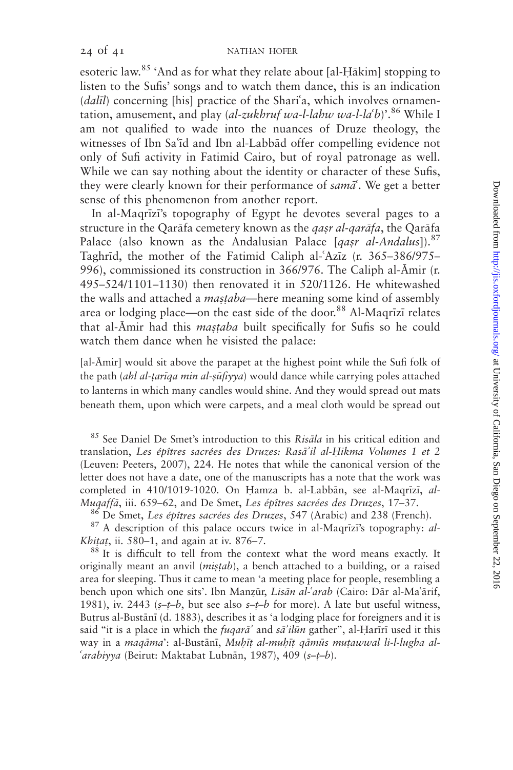esoteric law.[85] 'And as for what they relate about [al-Ḥākim] stopping to listen to the Sufis' songs and to watch them dance, this is an indication (*dalīl*) concerning [his] practice of the Shariʿa, which involves ornamentation, amusement, and play (*al-zukhruf wa-l-lahw wa-l-laʿb*)'.[86] While I am not qualified to wade into the nuances of Druze theology, the witnesses of Ibn Saʿīd and Ibn al-Labbād offer compelling evidence not only of Sufi activity in Fatimid Cairo, but of royal patronage as well. While we can say nothing about the identity or character of these Sufis, they were clearly known for their performance of *samāʿ*. We get a better sense of this phenomenon from another report.

In al-Maqrīzī's topography of Egypt he devotes several pages to a structure in the Qarāfa cemetery known as the *qaṣr al-qarāfa*, the Qarāfa Palace (also known as the Andalusian Palace [*qaṣr al-Andalus*]).[87] Taghrīd, the mother of the Fatimid Caliph al-ʿAzīz (r. 365–386/975–996), commissioned its construction in 366/976. The Caliph al-Āmir (r. 495–524/1101–1130) then renovated it in 520/1126. He whitewashed the walls and attached a *maṣṭaba*—here meaning some kind of assembly area or lodging place—on the east side of the door.[88] Al-Maqrīzī relates that al-Āmir had this *maṣṭaba* built specifically for Sufis so he could watch them dance when he visisted the palace:

> [al-Āmir] would sit above the parapet at the highest point while the Sufi folk of the path (*ahl al-ṭarīqa min al-ṣūfiyya*) would dance while carrying poles attached to lanterns in which many candles would shine. And they would spread out mats beneath them, upon which were carpets, and a meal cloth would be spread out

[85] See Daniel De Smet's introduction to this *Risāla* in his critical edition and translation, *Les épîtres sacrées des Druzes: Rasāʾil al-Ḥikma Volumes 1 et 2* (Leuven: Peeters, 2007), 224. He notes that while the canonical version of the letter does not have a date, one of the manuscripts has a note that the work was completed in 410/1019-1020. On Ḥamza b. al-Labbān, see al-Maqrīzī, *al-Muqaffā*, iii. 659–62, and De Smet, *Les épîtres sacrées des Druzes*, 17–37.

[86] De Smet, *Les épîtres sacrées des Druzes*, 547 (Arabic) and 238 (French).

[87] A description of this palace occurs twice in al-Maqrīzī's topography: *al-Khiṭaṭ*, ii. 580–1, and again at iv. 876–7.

[88] It is difficult to tell from the context what the word means exactly. It originally meant an anvil (*miṣṭab*), a bench attached to a building, or a raised area for sleeping. Thus it came to mean 'a meeting place for people, resembling a bench upon which one sits'. Ibn Manẓūr, *Lisān al-ʿarab* (Cairo: Dār al-Maʿārif, 1981), iv. 2443 (*ṣ–ṭ–b*, but see also *s–ṭ–b* for more). A late but useful witness, Buṭrus al-Bustānī (d. 1883), describes it as 'a lodging place for foreigners and it is said "it is a place in which the *fuqarāʾ* and *sāʾilūn* gather", al-Ḥarīrī used it this way in a *maqāma*': al-Bustānī, *Muḥīṭ al-muḥīṭ qāmūs muṭawwal li-l-lugha al-ʿarabiyya* (Beirut: Maktabat Lubnān, 1987), 409 (*s–ṭ–b*).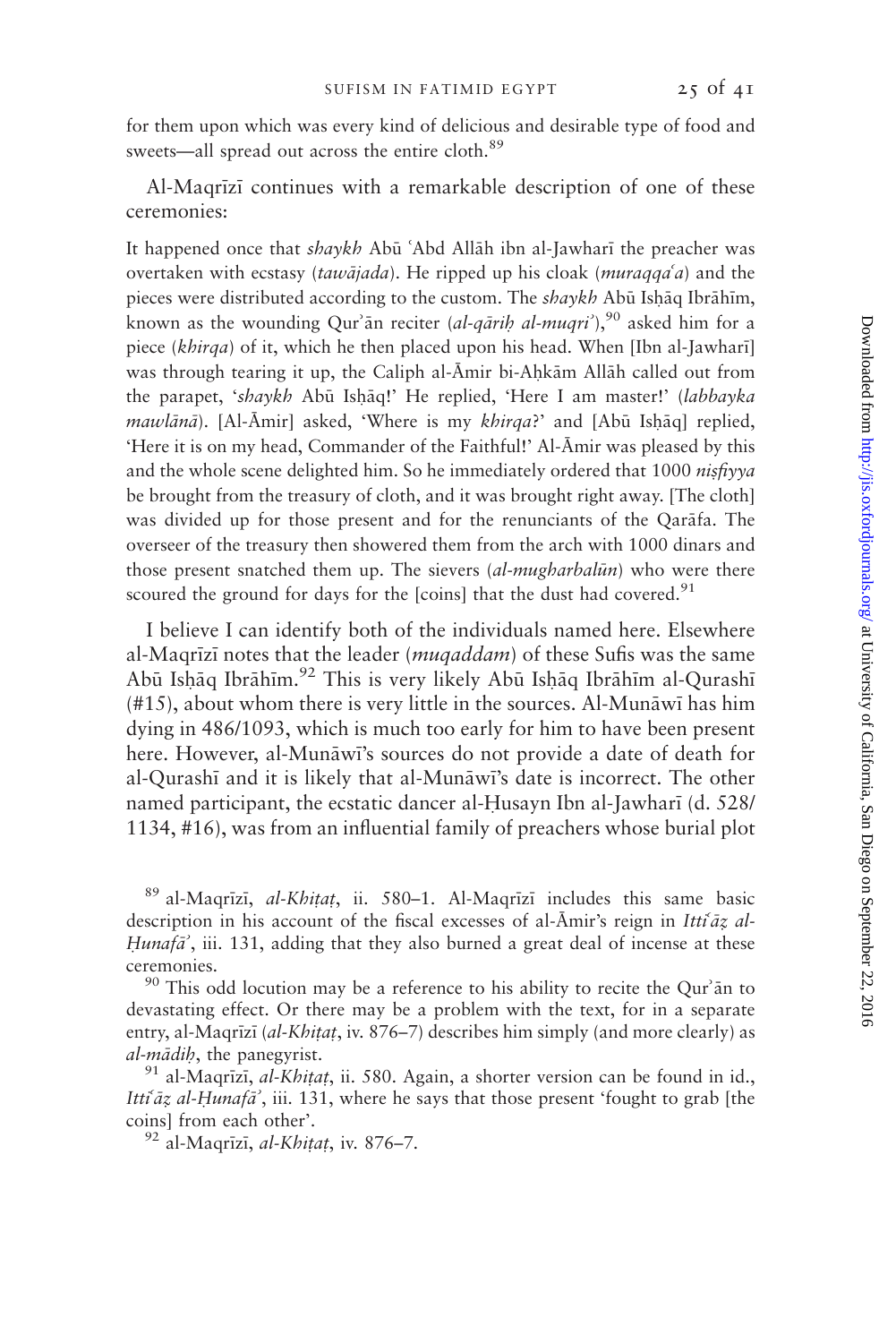for them upon which was every kind of delicious and desirable type of food and sweets—all spread out across the entire cloth.[89]

Al-Maqrīzī continues with a remarkable description of one of these ceremonies:

It happened once that *shaykh* Abū ʿAbd Allāh ibn al-Jawharī the preacher was overtaken with ecstasy (*tawājada*). He ripped up his cloak (*muraqqaʿa*) and the pieces were distributed according to the custom. The *shaykh* Abū Isḥāq Ibrāhīm, known as the wounding Qurʾān reciter (*al-qāriḥ al-muqriʾ*),[90] asked him for a piece (*khirqa*) of it, which he then placed upon his head. When [Ibn al-Jawharī] was through tearing it up, the Caliph al-Āmir bi-Aḥkām Allāh called out from the parapet, '*shaykh* Abū Isḥāq!' He replied, 'Here I am master!' (*labbayka mawlānā*). [Al-Āmir] asked, 'Where is my *khirqa*?' and [Abū Isḥāq] replied, 'Here it is on my head, Commander of the Faithful!' Al-Āmir was pleased by this and the whole scene delighted him. So he immediately ordered that 1000 *niṣfiyya* be brought from the treasury of cloth, and it was brought right away. [The cloth] was divided up for those present and for the renunciants of the Qarāfa. The overseer of the treasury then showered them from the arch with 1000 dinars and those present snatched them up. The sievers (*al-mugharbalūn*) who were there scoured the ground for days for the [coins] that the dust had covered.[91]

I believe I can identify both of the individuals named here. Elsewhere al-Maqrīzī notes that the leader (*muqaddam*) of these Sufis was the same Abū Isḥāq Ibrāhīm.[92] This is very likely Abū Isḥāq Ibrāhīm al-Qurashī (#15), about whom there is very little in the sources. Al-Munāwī has him dying in 486/1093, which is much too early for him to have been present here. However, al-Munāwī's sources do not provide a date of death for al-Qurashī and it is likely that al-Munāwī's date is incorrect. The other named participant, the ecstatic dancer al-Ḥusayn Ibn al-Jawharī (d. 528/1134, #16), was from an influential family of preachers whose burial plot

[89] al-Maqrīzī, *al-Khiṭaṭ*, ii. 580–1. Al-Maqrīzī includes this same basic description in his account of the fiscal excesses of al-Āmir's reign in *Ittiʿāẓ al-Ḥunafāʾ*, iii. 131, adding that they also burned a great deal of incense at these ceremonies.

[90] This odd locution may be a reference to his ability to recite the Qurʾān to devastating effect. Or there may be a problem with the text, for in a separate entry, al-Maqrīzī (*al-Khiṭaṭ*, iv. 876–7) describes him simply (and more clearly) as *al-mādiḥ*, the panegyrist.

[91] al-Maqrīzī, *al-Khiṭaṭ*, ii. 580. Again, a shorter version can be found in id., *Ittiʿāẓ al-Ḥunafāʾ*, iii. 131, where he says that those present 'fought to grab [the coins] from each other'.

[92] al-Maqrīzī, *al-Khiṭaṭ*, iv. 876–7.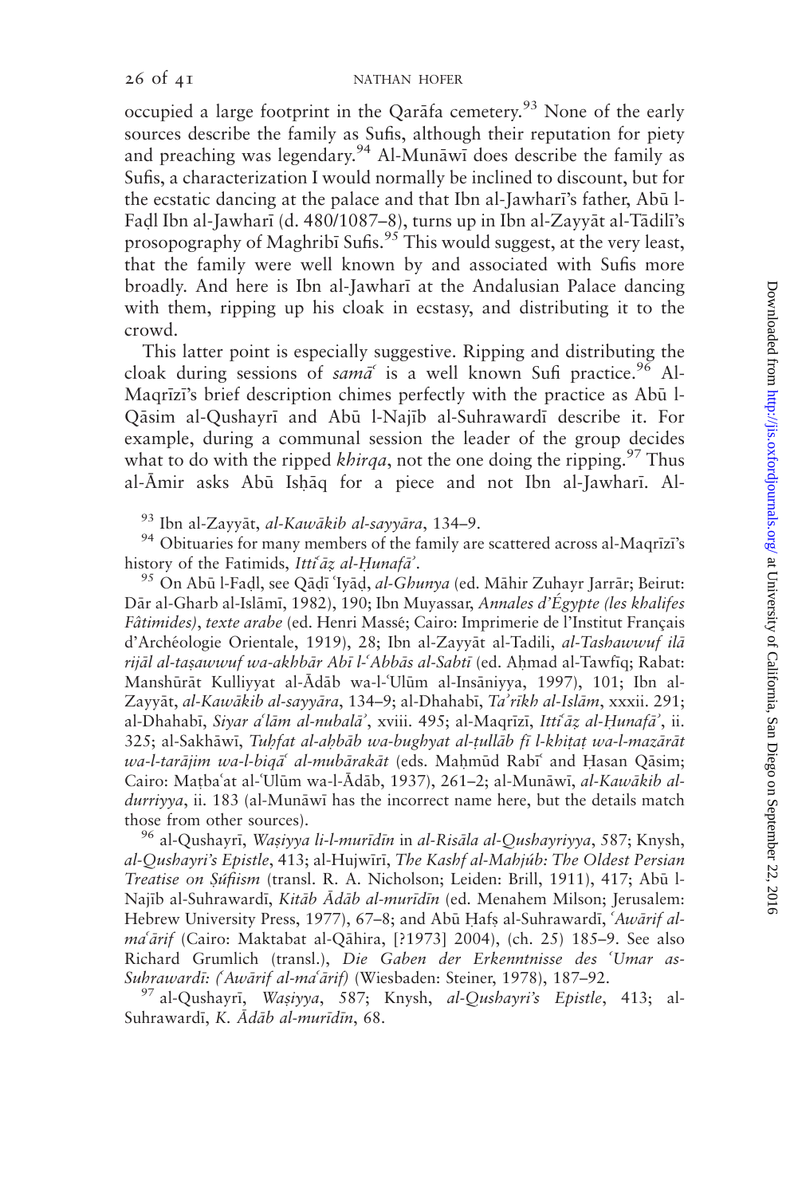occupied a large footprint in the Qarāfa cemetery.[93] None of the early sources describe the family as Sufis, although their reputation for piety and preaching was legendary.[94] Al-Munāwī does describe the family as Sufis, a characterization I would normally be inclined to discount, but for the ecstatic dancing at the palace and that Ibn al-Jawharī's father, Abū l-Faḍl Ibn al-Jawharī (d. 480/1087–8), turns up in Ibn al-Zayyāt al-Tādilī's prosopography of Maghribī Sufis.[95] This would suggest, at the very least, that the family were well known by and associated with Sufis more broadly. And here is Ibn al-Jawharī at the Andalusian Palace dancing with them, ripping up his cloak in ecstasy, and distributing it to the crowd.

This latter point is especially suggestive. Ripping and distributing the cloak during sessions of *samāʿ* is a well known Sufi practice.[96] Al-Maqrīzī's brief description chimes perfectly with the practice as Abū l-Qāsim al-Qushayrī and Abū l-Najīb al-Suhrawardī describe it. For example, during a communal session the leader of the group decides what to do with the ripped *khirqa*, not the one doing the ripping.[97] Thus al-Āmir asks Abū Isḥāq for a piece and not Ibn al-Jawharī. Al-

[93] Ibn al-Zayyāt, *al-Kawākib al-sayyāra*, 134–9.

[94] Obituaries for many members of the family are scattered across al-Maqrīzī's history of the Fatimids, *Ittiʿāẓ al-Ḥunafāʾ*.

[95] On Abū l-Faḍl, see Qāḍī ʿIyāḍ, *al-Ghunya* (ed. Māhir Zuhayr Jarrār; Beirut: Dār al-Gharb al-Islāmī, 1982), 190; Ibn Muyassar, *Annales d'Égypte (les khalifes Fâtimides), texte arabe* (ed. Henri Massé; Cairo: Imprimerie de l'Institut Français d'Archéologie Orientale, 1919), 28; Ibn al-Zayyāt al-Tadili, *al-Tashawwuf ilā rijāl al-taṣawwuf wa-akhbār Abī l-ʿAbbās al-Sabtī* (ed. Aḥmad al-Tawfīq; Rabat: Manshūrāt Kulliyyat al-Ādāb wa-l-ʿUlūm al-Insāniyya, 1997), 101; Ibn al-Zayyāt, *al-Kawākib al-sayyāra*, 134–9; al-Dhahabī, *Taʾrīkh al-Islām*, xxxii. 291; al-Dhahabī, *Siyar aʿlām al-nubalāʾ*, xviii. 495; al-Maqrīzī, *Ittiʿāẓ al-Ḥunafāʾ*, ii. 325; al-Sakhāwī, *Tuḥfat al-aḥbāb wa-bughyat al-ṭullāb fī l-khiṭaṭ wa-l-mazārāt wa-l-tarājim wa-l-biqāʿ al-mubārakāt* (eds. Maḥmūd Rabīʿ and Ḥasan Qāsim; Cairo: Maṭbaʿat al-ʿUlūm wa-l-Ādāb, 1937), 261–2; al-Munāwī, *al-Kawākib al-durriyya*, ii. 183 (al-Munāwī has the incorrect name here, but the details match those from other sources).

[96] al-Qushayrī, *Waṣiyya li-l-murīdīn* in *al-Risāla al-Qushayriyya*, 587; Knysh, *al-Qushayri's Epistle*, 413; al-Hujwīrī, *The Kashf al-Mahjúb: The Oldest Persian Treatise on Ṣúfiism* (transl. R. A. Nicholson; Leiden: Brill, 1911), 417; Abū l-Najīb al-Suhrawardī, *Kitāb Ādāb al-murīdīn* (ed. Menahem Milson; Jerusalem: Hebrew University Press, 1977), 67–8; and Abū Ḥafṣ al-Suhrawardī, *ʿAwārif al-maʿārif* (Cairo: Maktabat al-Qāhira, [?1973] 2004), (ch. 25) 185–9. See also Richard Grumlich (transl.), *Die Gaben der Erkenntnisse des ʿUmar as-Suhrawardī: (ʿAwārif al-maʿārif)* (Wiesbaden: Steiner, 1978), 187–92.

[97] al-Qushayrī, *Waṣiyya*, 587; Knysh, *al-Qushayri's Epistle*, 413; al-Suhrawardī, *K. Ādāb al-murīdīn*, 68.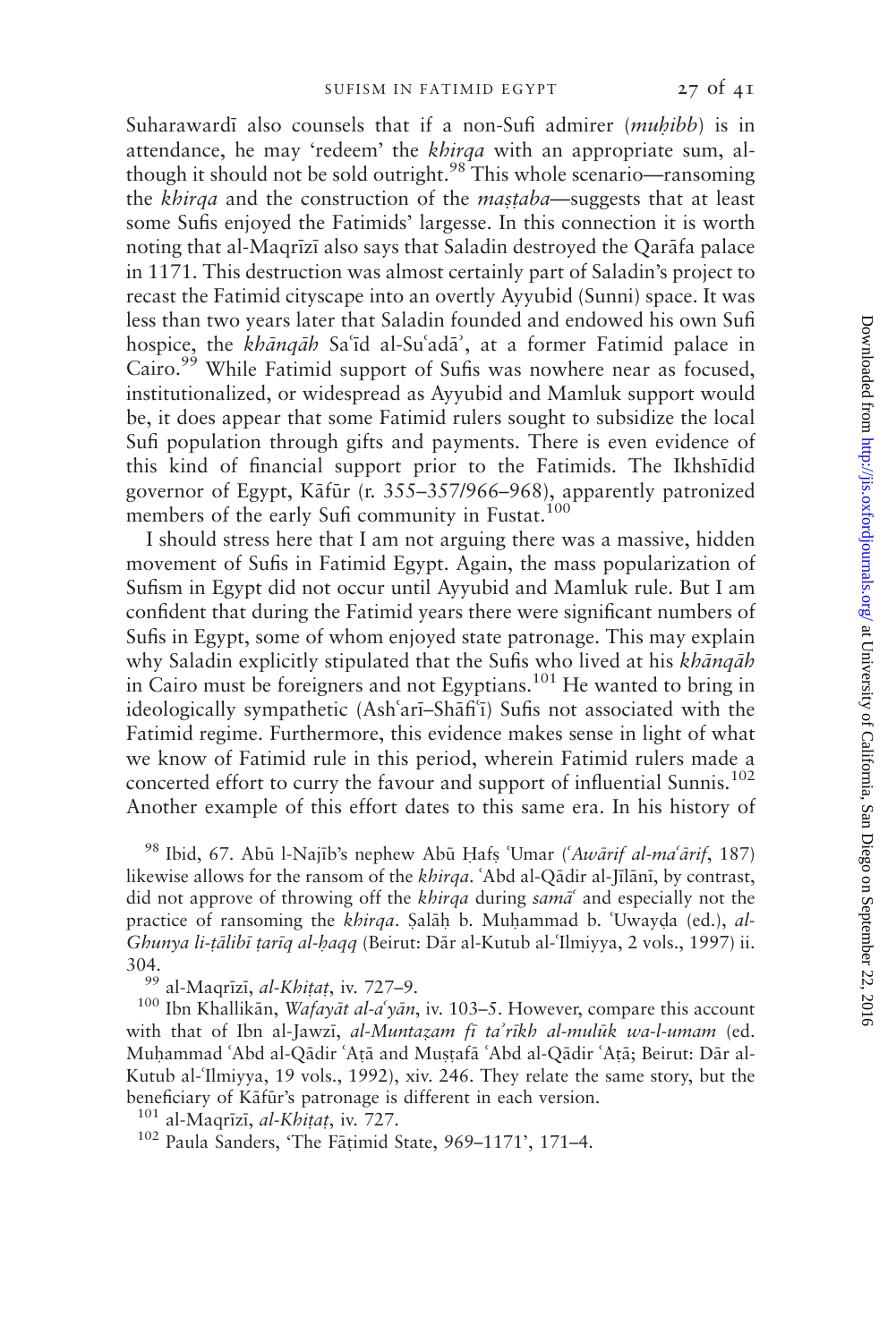Suharawardī also counsels that if a non-Sufi admirer (*muḥibb*) is in attendance, he may 'redeem' the *khirqa* with an appropriate sum, although it should not be sold outright.[98] This whole scenario—ransoming the *khirqa* and the construction of the *maṣṭaba*—suggests that at least some Sufis enjoyed the Fatimids' largesse. In this connection it is worth noting that al-Maqrīzī also says that Saladin destroyed the Qarāfa palace in 1171. This destruction was almost certainly part of Saladin's project to recast the Fatimid cityscape into an overtly Ayyubid (Sunni) space. It was less than two years later that Saladin founded and endowed his own Sufi hospice, the *khānqāh* Saʿīd al-Suʿadāʾ, at a former Fatimid palace in Cairo.[99] While Fatimid support of Sufis was nowhere near as focused, institutionalized, or widespread as Ayyubid and Mamluk support would be, it does appear that some Fatimid rulers sought to subsidize the local Sufi population through gifts and payments. There is even evidence of this kind of financial support prior to the Fatimids. The Ikhshīdid governor of Egypt, Kāfūr (r. 355–357/966–968), apparently patronized members of the early Sufi community in Fustat.[100]

I should stress here that I am not arguing there was a massive, hidden movement of Sufis in Fatimid Egypt. Again, the mass popularization of Sufism in Egypt did not occur until Ayyubid and Mamluk rule. But I am confident that during the Fatimid years there were significant numbers of Sufis in Egypt, some of whom enjoyed state patronage. This may explain why Saladin explicitly stipulated that the Sufis who lived at his *khānqāh* in Cairo must be foreigners and not Egyptians.[101] He wanted to bring in ideologically sympathetic (Ashʿarī–Shāfiʿī) Sufis not associated with the Fatimid regime. Furthermore, this evidence makes sense in light of what we know of Fatimid rule in this period, wherein Fatimid rulers made a concerted effort to curry the favour and support of influential Sunnis.[102] Another example of this effort dates to this same era. In his history of

[98] Ibid, 67. Abū l-Najīb's nephew Abū Ḥafṣ ʿUmar (*ʿAwārif al-maʿārif*, 187) likewise allows for the ransom of the *khirqa*. ʿAbd al-Qādir al-Jīlānī, by contrast, did not approve of throwing off the *khirqa* during *samāʿ* and especially not the practice of ransoming the *khirqa*. Ṣalāḥ b. Muḥammad b. ʿUwayḍa (ed.), *al-Ghunya li-ṭālibī ṭarīq al-ḥaqq* (Beirut: Dār al-Kutub al-ʿIlmiyya, 2 vols., 1997) ii. 304.

[99] al-Maqrīzī, *al-Khiṭaṭ*, iv. 727–9.

[100] Ibn Khallikān, *Wafayāt al-aʿyān*, iv. 103–5. However, compare this account with that of Ibn al-Jawzī, *al-Muntaẓam fī taʾrīkh al-mulūk wa-l-umam* (ed. Muḥammad ʿAbd al-Qādir ʿAṭā and Muṣṭafā ʿAbd al-Qādir ʿAṭā; Beirut: Dār al-Kutub al-ʿIlmiyya, 19 vols., 1992), xiv. 246. They relate the same story, but the beneficiary of Kāfūr's patronage is different in each version.

[101] al-Maqrīzī, *al-Khiṭaṭ*, iv. 727.

[102] Paula Sanders, 'The Fāṭimid State, 969–1171', 171–4.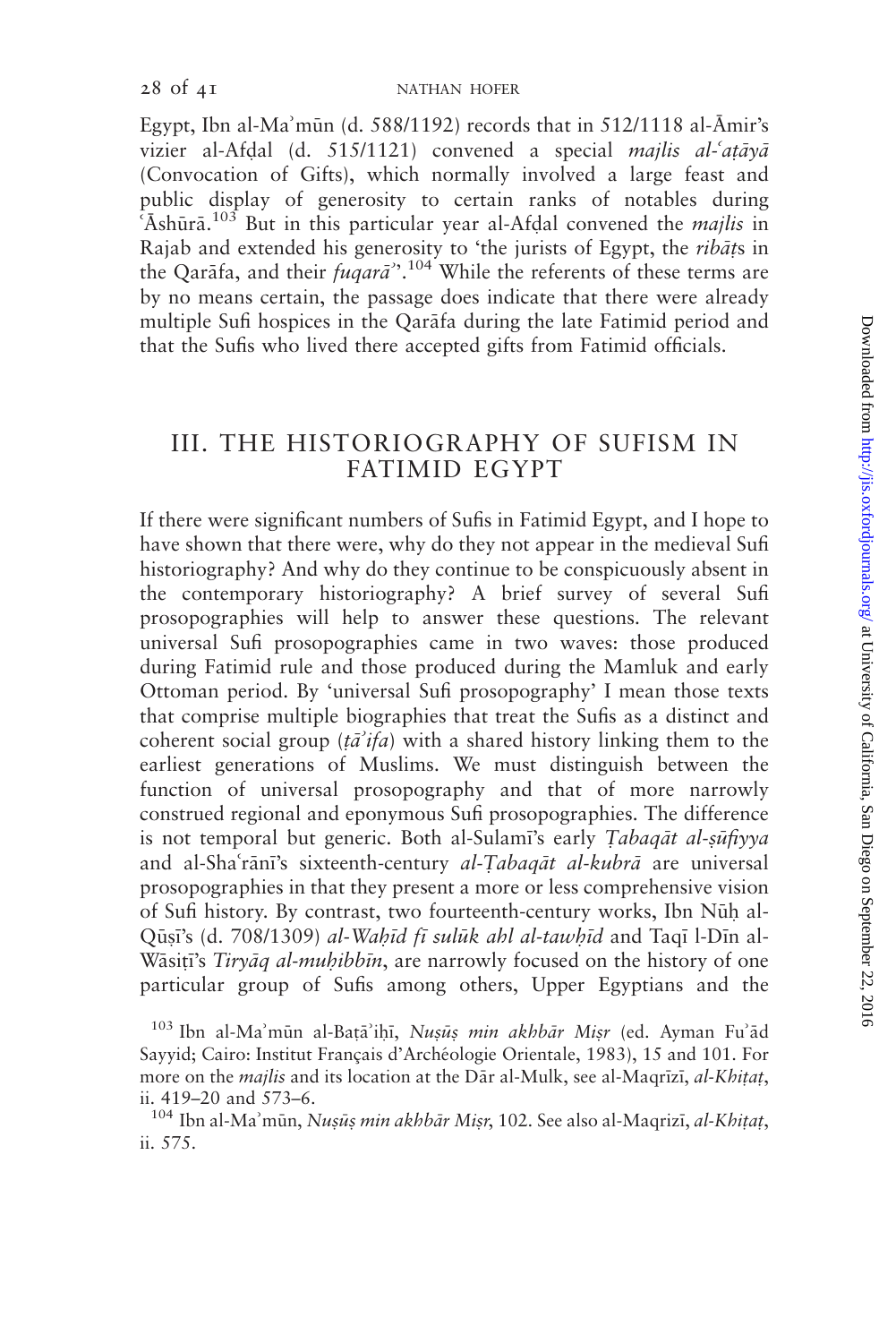Egypt, Ibn al-Maʾmūn (d. 588/1192) records that in 512/1118 al-Āmir's vizier al-Afḍal (d. 515/1121) convened a special *majlis al-ʿaṭāyā* (Convocation of Gifts), which normally involved a large feast and public display of generosity to certain ranks of notables during ʿĀshūrā.[103] But in this particular year al-Afḍal convened the *majlis* in Rajab and extended his generosity to 'the jurists of Egypt, the *ribāṭ*s in the Qarāfa, and their *fuqarāʾ*'.[104] While the referents of these terms are by no means certain, the passage does indicate that there were already multiple Sufi hospices in the Qarāfa during the late Fatimid period and that the Sufis who lived there accepted gifts from Fatimid officials.

## III. THE HISTORIOGRAPHY OF SUFISM IN FATIMID EGYPT

If there were significant numbers of Sufis in Fatimid Egypt, and I hope to have shown that there were, why do they not appear in the medieval Sufi historiography? And why do they continue to be conspicuously absent in the contemporary historiography? A brief survey of several Sufi prosopographies will help to answer these questions. The relevant universal Sufi prosopographies came in two waves: those produced during Fatimid rule and those produced during the Mamluk and early Ottoman period. By 'universal Sufi prosopography' I mean those texts that comprise multiple biographies that treat the Sufis as a distinct and coherent social group (*ṭāʾifa*) with a shared history linking them to the earliest generations of Muslims. We must distinguish between the function of universal prosopography and that of more narrowly construed regional and eponymous Sufi prosopographies. The difference is not temporal but generic. Both al-Sulamī's early *Ṭabaqāt al-ṣūfiyya* and al-Shaʿrānī's sixteenth-century *al-Ṭabaqāt al-kubrā* are universal prosopographies in that they present a more or less comprehensive vision of Sufi history. By contrast, two fourteenth-century works, Ibn Nūḥ al-Qūṣī's (d. 708/1309) *al-Waḥīd fī sulūk ahl al-tawḥīd* and Taqī l-Dīn al-Wāsiṭī's *Tiryāq al-muḥibbīn*, are narrowly focused on the history of one particular group of Sufis among others, Upper Egyptians and the

[103] Ibn al-Maʾmūn al-Baṭāʾiḥī, *Nuṣūṣ min akhbār Miṣr* (ed. Ayman Fuʾād Sayyid; Cairo: Institut Français d'Archéologie Orientale, 1983), 15 and 101. For more on the *majlis* and its location at the Dār al-Mulk, see al-Maqrīzī, *al-Khiṭaṭ*, ii. 419–20 and 573–6.

[104] Ibn al-Maʾmūn, *Nuṣūṣ min akhbār Miṣr*, 102. See also al-Maqrizī, *al-Khiṭaṭ*, ii. 575.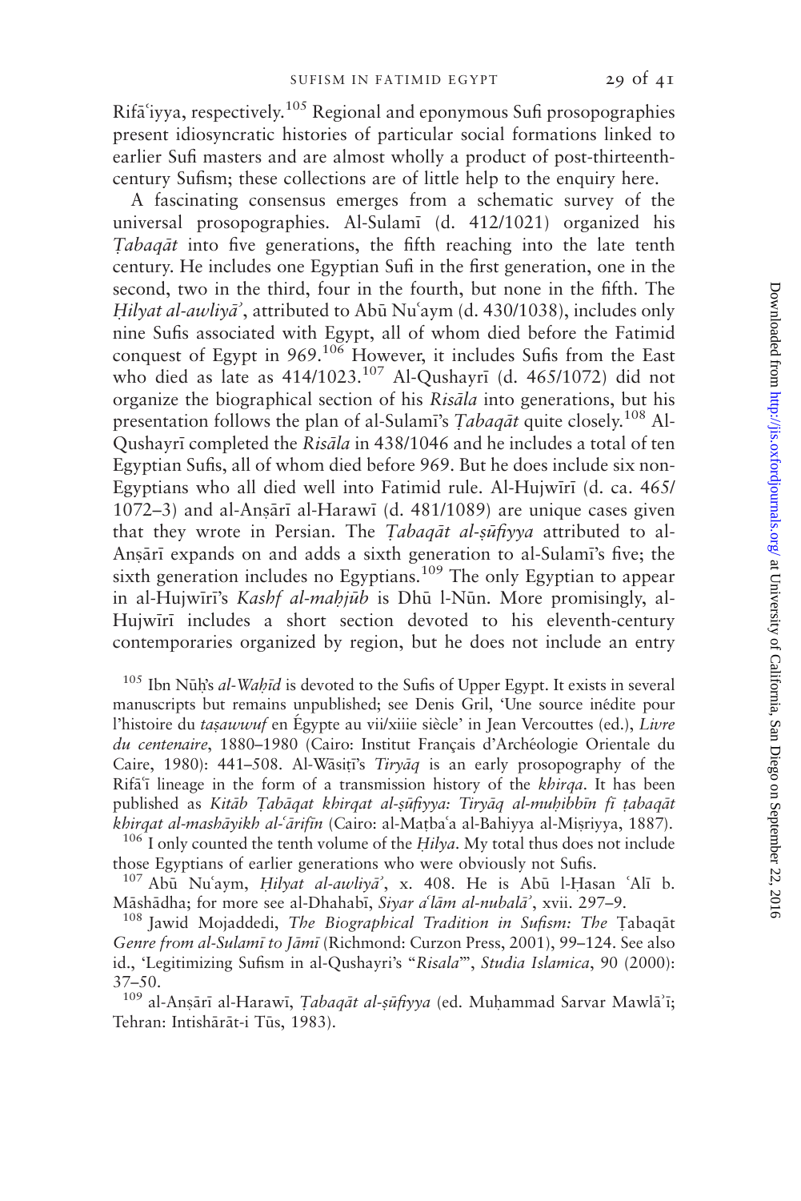Rifāʿiyya, respectively.[105] Regional and eponymous Sufi prosopographies present idiosyncratic histories of particular social formations linked to earlier Sufi masters and are almost wholly a product of post-thirteenth-century Sufism; these collections are of little help to the enquiry here.

A fascinating consensus emerges from a schematic survey of the universal prosopographies. Al-Sulamī (d. 412/1021) organized his *Ṭabaqāt* into five generations, the fifth reaching into the late tenth century. He includes one Egyptian Sufi in the first generation, one in the second, two in the third, four in the fourth, but none in the fifth. The *Ḥilyat al-awliyāʾ*, attributed to Abū Nuʿaym (d. 430/1038), includes only nine Sufis associated with Egypt, all of whom died before the Fatimid conquest of Egypt in 969.[106] However, it includes Sufis from the East who died as late as 414/1023.[107] Al-Qushayrī (d. 465/1072) did not organize the biographical section of his *Risāla* into generations, but his presentation follows the plan of al-Sulamī's *Ṭabaqāt* quite closely.[108] Al-Qushayrī completed the *Risāla* in 438/1046 and he includes a total of ten Egyptian Sufis, all of whom died before 969. But he does include six non-Egyptians who all died well into Fatimid rule. Al-Hujwīrī (d. ca. 465/1072–3) and al-Anṣārī al-Harawī (d. 481/1089) are unique cases given that they wrote in Persian. The *Ṭabaqāt al-ṣūfiyya* attributed to al-Anṣārī expands on and adds a sixth generation to al-Sulamī's five; the sixth generation includes no Egyptians.[109] The only Egyptian to appear in al-Hujwīrī's *Kashf al-maḥjūb* is Dhū l-Nūn. More promisingly, al-Hujwīrī includes a short section devoted to his eleventh-century contemporaries organized by region, but he does not include an entry

[105] Ibn Nūḥ's *al-Waḥīd* is devoted to the Sufis of Upper Egypt. It exists in several manuscripts but remains unpublished; see Denis Gril, 'Une source inédite pour l'histoire du *taṣawwuf* en Égypte au vii/xiiie siècle' in Jean Vercouttes (ed.), *Livre du centenaire*, 1880–1980 (Cairo: Institut Français d'Archéologie Orientale du Caire, 1980): 441–508. Al-Wāsiṭī's *Tiryāq* is an early prosopography of the Rifāʿī lineage in the form of a transmission history of the *khirqa*. It has been published as *Kitāb Ṭabāqat khirqat al-ṣūfiyya: Tiryāq al-muḥibbīn fī ṭabaqāt khirqat al-mashāyikh al-ʿārifīn* (Cairo: al-Maṭbaʿa al-Bahiyya al-Miṣriyya, 1887).

[106] I only counted the tenth volume of the *Ḥilya*. My total thus does not include those Egyptians of earlier generations who were obviously not Sufis.

[107] Abū Nuʿaym, *Ḥilyat al-awliyāʾ*, x. 408. He is Abū l-Ḥasan ʿAlī b. Māshādha; for more see al-Dhahabī, *Siyar aʿlām al-nubalāʾ*, xvii. 297–9.

[108] Jawid Mojaddedi, *The Biographical Tradition in Sufism: The* Ṭabaqāt *Genre from al-Sulamī to Jāmī* (Richmond: Curzon Press, 2001), 99–124. See also id., 'Legitimizing Sufism in al-Qushayri's "*Risala*"', *Studia Islamica*, 90 (2000): 37–50.

[109] al-Anṣārī al-Harawī, *Ṭabaqāt al-ṣūfiyya* (ed. Muḥammad Sarvar Mawlāʾī; Tehran: Intishārāt-i Tūs, 1983).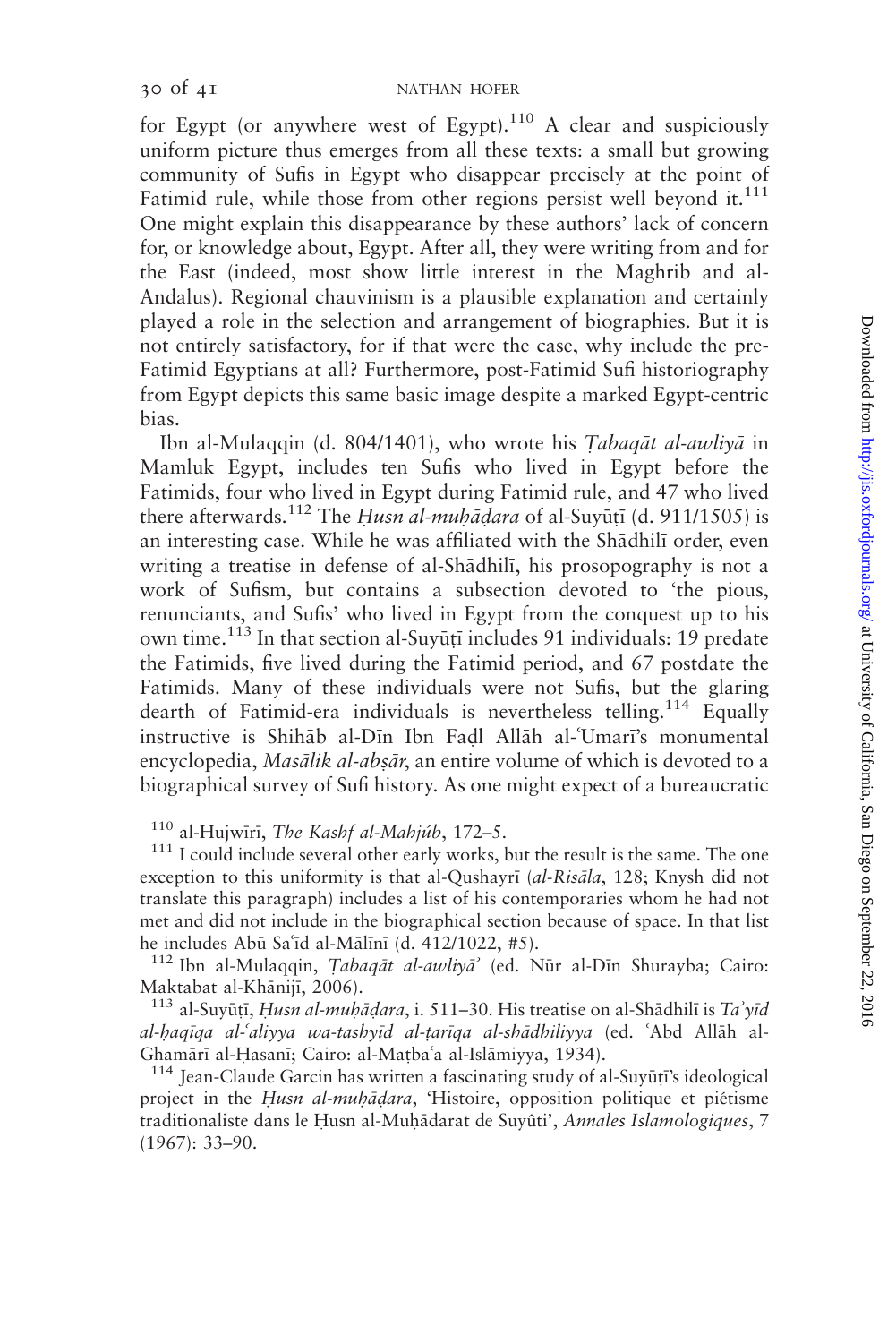for Egypt (or anywhere west of Egypt).[110] A clear and suspiciously uniform picture thus emerges from all these texts: a small but growing community of Sufis in Egypt who disappear precisely at the point of Fatimid rule, while those from other regions persist well beyond it.[111] One might explain this disappearance by these authors' lack of concern for, or knowledge about, Egypt. After all, they were writing from and for the East (indeed, most show little interest in the Maghrib and al-Andalus). Regional chauvinism is a plausible explanation and certainly played a role in the selection and arrangement of biographies. But it is not entirely satisfactory, for if that were the case, why include the pre-Fatimid Egyptians at all? Furthermore, post-Fatimid Sufi historiography from Egypt depicts this same basic image despite a marked Egypt-centric bias.

Ibn al-Mulaqqin (d. 804/1401), who wrote his *Ṭabaqāt al-awliyā* in Mamluk Egypt, includes ten Sufis who lived in Egypt before the Fatimids, four who lived in Egypt during Fatimid rule, and 47 who lived there afterwards.[112] The *Ḥusn al-muḥāḍara* of al-Suyūṭī (d. 911/1505) is an interesting case. While he was affiliated with the Shādhilī order, even writing a treatise in defense of al-Shādhilī, his prosopography is not a work of Sufism, but contains a subsection devoted to 'the pious, renunciants, and Sufis' who lived in Egypt from the conquest up to his own time.[113] In that section al-Suyūṭī includes 91 individuals: 19 predate the Fatimids, five lived during the Fatimid period, and 67 postdate the Fatimids. Many of these individuals were not Sufis, but the glaring dearth of Fatimid-era individuals is nevertheless telling.[114] Equally instructive is Shihāb al-Dīn Ibn Faḍl Allāh al-ʿUmarī's monumental encyclopedia, *Masālik al-abṣār*, an entire volume of which is devoted to a biographical survey of Sufi history. As one might expect of a bureaucratic

---

[110] al-Hujwīrī, *The Kashf al-Mahjúb*, 172–5.

[111] I could include several other early works, but the result is the same. The one exception to this uniformity is that al-Qushayrī (*al-Risāla*, 128; Knysh did not translate this paragraph) includes a list of his contemporaries whom he had not met and did not include in the biographical section because of space. In that list he includes Abū Saʿīd al-Mālīnī (d. 412/1022, #5).

[112] Ibn al-Mulaqqin, *Ṭabaqāt al-awliyāʾ* (ed. Nūr al-Dīn Shurayba; Cairo: Maktabat al-Khānijī, 2006).

[113] al-Suyūṭī, *Ḥusn al-muḥāḍara*, i. 511–30. His treatise on al-Shādhilī is *Taʾyīd al-ḥaqīqa al-ʿaliyya wa-tashyīd al-ṭarīqa al-shādhiliyya* (ed. ʿAbd Allāh al-Ghamārī al-Ḥasanī; Cairo: al-Maṭbaʿa al-Islāmiyya, 1934).

[114] Jean-Claude Garcin has written a fascinating study of al-Suyūṭī's ideological project in the *Ḥusn al-muḥāḍara*, 'Histoire, opposition politique et piétisme traditionaliste dans le Ḥusn al-Muḥādarat de Suyûti', *Annales Islamologiques*, 7 (1967): 33–90.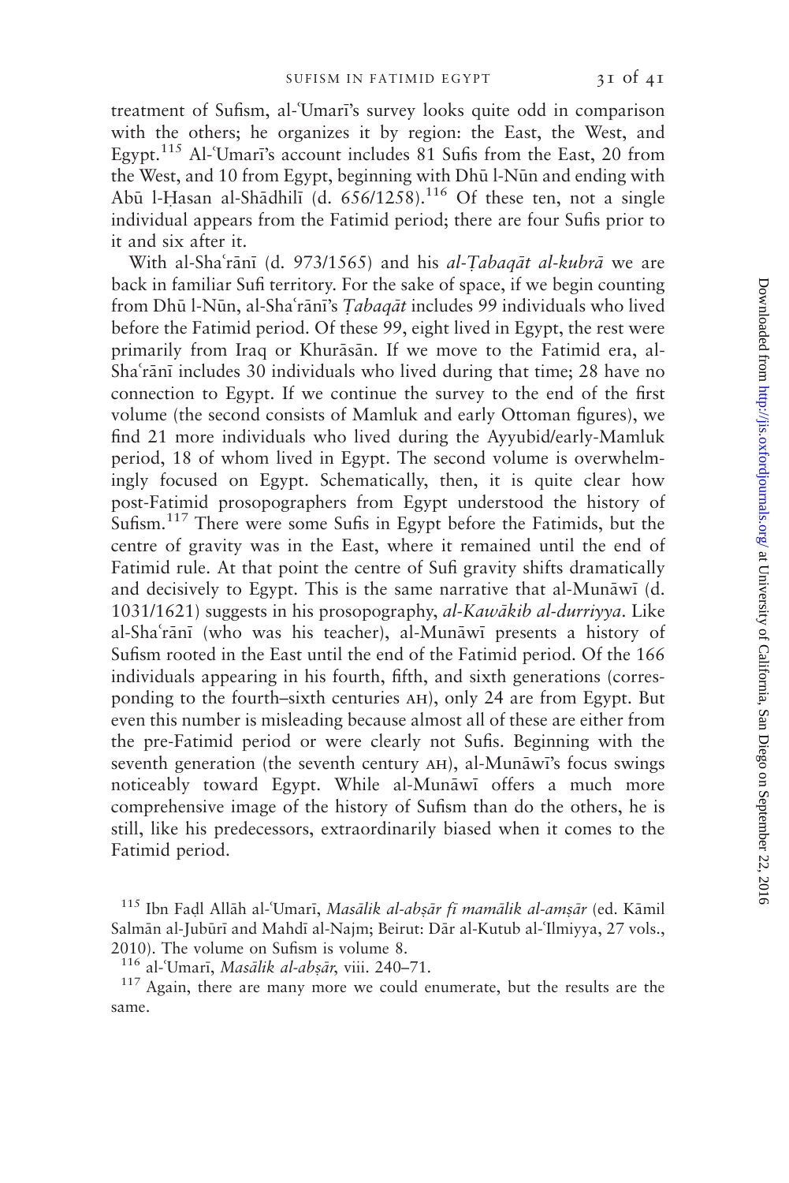treatment of Sufism, al-ʿUmarī's survey looks quite odd in comparison with the others; he organizes it by region: the East, the West, and Egypt.[115] Al-ʿUmarī's account includes 81 Sufis from the East, 20 from the West, and 10 from Egypt, beginning with Dhū l-Nūn and ending with Abū l-Ḥasan al-Shādhilī (d. 656/1258).[116] Of these ten, not a single individual appears from the Fatimid period; there are four Sufis prior to it and six after it.

With al-Shaʿrānī (d. 973/1565) and his *al-Ṭabaqāt al-kubrā* we are back in familiar Sufi territory. For the sake of space, if we begin counting from Dhū l-Nūn, al-Shaʿrānī's *Ṭabaqāt* includes 99 individuals who lived before the Fatimid period. Of these 99, eight lived in Egypt, the rest were primarily from Iraq or Khurāsān. If we move to the Fatimid era, al-Shaʿrānī includes 30 individuals who lived during that time; 28 have no connection to Egypt. If we continue the survey to the end of the first volume (the second consists of Mamluk and early Ottoman figures), we find 21 more individuals who lived during the Ayyubid/early-Mamluk period, 18 of whom lived in Egypt. The second volume is overwhelmingly focused on Egypt. Schematically, then, it is quite clear how post-Fatimid prosopographers from Egypt understood the history of Sufism.[117] There were some Sufis in Egypt before the Fatimids, but the centre of gravity was in the East, where it remained until the end of Fatimid rule. At that point the centre of Sufi gravity shifts dramatically and decisively to Egypt. This is the same narrative that al-Munāwī (d. 1031/1621) suggests in his prosopography, *al-Kawākib al-durriyya*. Like al-Shaʿrānī (who was his teacher), al-Munāwī presents a history of Sufism rooted in the East until the end of the Fatimid period. Of the 166 individuals appearing in his fourth, fifth, and sixth generations (corresponding to the fourth–sixth centuries AH), only 24 are from Egypt. But even this number is misleading because almost all of these are either from the pre-Fatimid period or were clearly not Sufis. Beginning with the seventh generation (the seventh century AH), al-Munāwī's focus swings noticeably toward Egypt. While al-Munāwī offers a much more comprehensive image of the history of Sufism than do the others, he is still, like his predecessors, extraordinarily biased when it comes to the Fatimid period.

[115] Ibn Faḍl Allāh al-ʿUmarī, *Masālik al-abṣār fī mamālik al-amṣār* (ed. Kāmil Salmān al-Jubūrī and Mahdī al-Najm; Beirut: Dār al-Kutub al-ʿIlmiyya, 27 vols., 2010). The volume on Sufism is volume 8.

[116] al-ʿUmarī, *Masālik al-abṣār*, viii. 240–71.

[117] Again, there are many more we could enumerate, but the results are the same.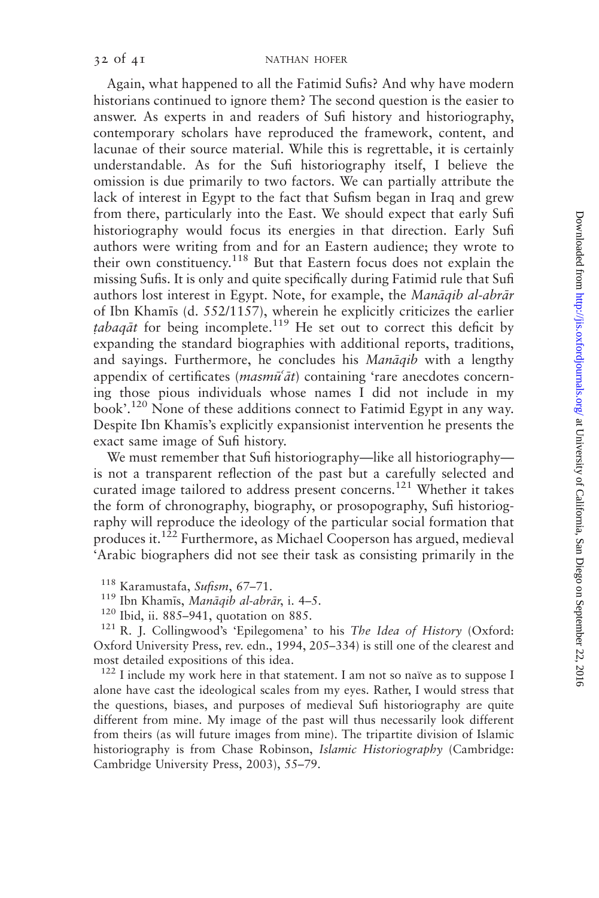Again, what happened to all the Fatimid Sufis? And why have modern historians continued to ignore them? The second question is the easier to answer. As experts in and readers of Sufi history and historiography, contemporary scholars have reproduced the framework, content, and lacunae of their source material. While this is regrettable, it is certainly understandable. As for the Sufi historiography itself, I believe the omission is due primarily to two factors. We can partially attribute the lack of interest in Egypt to the fact that Sufism began in Iraq and grew from there, particularly into the East. We should expect that early Sufi historiography would focus its energies in that direction. Early Sufi authors were writing from and for an Eastern audience; they wrote to their own constituency.[118] But that Eastern focus does not explain the missing Sufis. It is only and quite specifically during Fatimid rule that Sufi authors lost interest in Egypt. Note, for example, the *Manāqib al-abrār* of Ibn Khamīs (d. 552/1157), wherein he explicitly criticizes the earlier *ṭabaqāt* for being incomplete.[119] He set out to correct this deficit by expanding the standard biographies with additional reports, traditions, and sayings. Furthermore, he concludes his *Manāqib* with a lengthy appendix of certificates (*masmūʿāt*) containing 'rare anecdotes concerning those pious individuals whose names I did not include in my book'.[120] None of these additions connect to Fatimid Egypt in any way. Despite Ibn Khamīs's explicitly expansionist intervention he presents the exact same image of Sufi history.

We must remember that Sufi historiography—like all historiography—is not a transparent reflection of the past but a carefully selected and curated image tailored to address present concerns.[121] Whether it takes the form of chronography, biography, or prosopography, Sufi historiography will reproduce the ideology of the particular social formation that produces it.[122] Furthermore, as Michael Cooperson has argued, medieval 'Arabic biographers did not see their task as consisting primarily in the

[118] Karamustafa, *Sufism*, 67–71.

[119] Ibn Khamīs, *Manāqib al-abrār*, i. 4–5.

[120] Ibid, ii. 885–941, quotation on 885.

[121] R. J. Collingwood's 'Epilegomena' to his *The Idea of History* (Oxford: Oxford University Press, rev. edn., 1994, 205–334) is still one of the clearest and most detailed expositions of this idea.

[122] I include my work here in that statement. I am not so naïve as to suppose I alone have cast the ideological scales from my eyes. Rather, I would stress that the questions, biases, and purposes of medieval Sufi historiography are quite different from mine. My image of the past will thus necessarily look different from theirs (as will future images from mine). The tripartite division of Islamic historiography is from Chase Robinson, *Islamic Historiography* (Cambridge: Cambridge University Press, 2003), 55–79.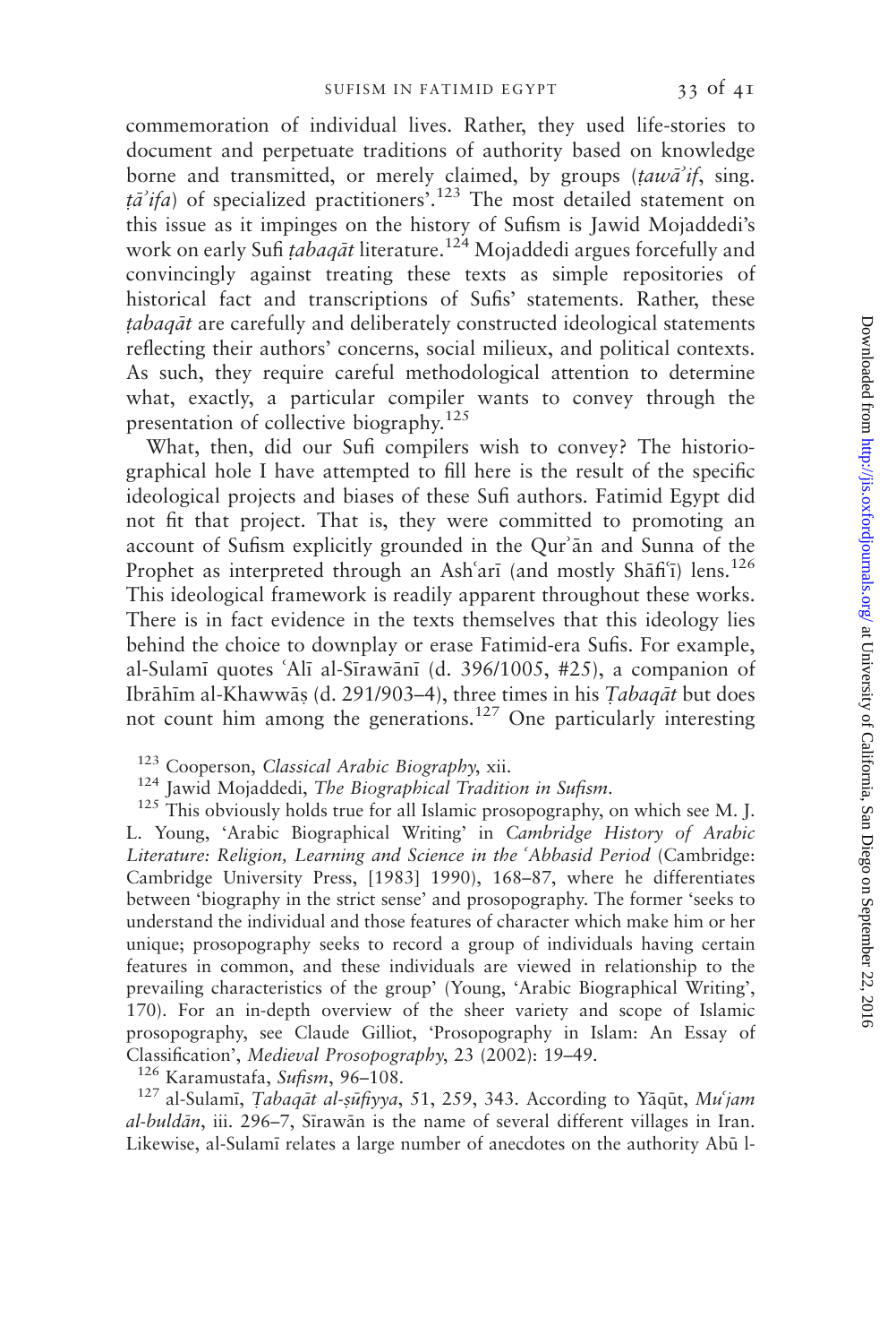commemoration of individual lives. Rather, they used life-stories to document and perpetuate traditions of authority based on knowledge borne and transmitted, or merely claimed, by groups (*ṭawāʾif*, sing. *ṭāʾifa*) of specialized practitioners'.[123] The most detailed statement on this issue as it impinges on the history of Sufism is Jawid Mojaddedi's work on early Sufi *ṭabaqāt* literature.[124] Mojaddedi argues forcefully and convincingly against treating these texts as simple repositories of historical fact and transcriptions of Sufis' statements. Rather, these *ṭabaqāt* are carefully and deliberately constructed ideological statements reflecting their authors' concerns, social milieux, and political contexts. As such, they require careful methodological attention to determine what, exactly, a particular compiler wants to convey through the presentation of collective biography.[125]

What, then, did our Sufi compilers wish to convey? The historiographical hole I have attempted to fill here is the result of the specific ideological projects and biases of these Sufi authors. Fatimid Egypt did not fit that project. That is, they were committed to promoting an account of Sufism explicitly grounded in the Qurʾān and Sunna of the Prophet as interpreted through an Ashʿarī (and mostly Shāfiʿī) lens.[126] This ideological framework is readily apparent throughout these works. There is in fact evidence in the texts themselves that this ideology lies behind the choice to downplay or erase Fatimid-era Sufis. For example, al-Sulamī quotes ʿAlī al-Sīrawānī (d. 396/1005, #25), a companion of Ibrāhīm al-Khawwāṣ (d. 291/903–4), three times in his *Ṭabaqāt* but does not count him among the generations.[127] One particularly interesting

[123] Cooperson, *Classical Arabic Biography*, xii.

[124] Jawid Mojaddedi, *The Biographical Tradition in Sufism*.

[125] This obviously holds true for all Islamic prosopography, on which see M. J. L. Young, 'Arabic Biographical Writing' in *Cambridge History of Arabic Literature: Religion, Learning and Science in the ʿAbbasid Period* (Cambridge: Cambridge University Press, [1983] 1990), 168–87, where he differentiates between 'biography in the strict sense' and prosopography. The former 'seeks to understand the individual and those features of character which make him or her unique; prosopography seeks to record a group of individuals having certain features in common, and these individuals are viewed in relationship to the prevailing characteristics of the group' (Young, 'Arabic Biographical Writing', 170). For an in-depth overview of the sheer variety and scope of Islamic prosopography, see Claude Gilliot, 'Prosopography in Islam: An Essay of Classification', *Medieval Prosopography*, 23 (2002): 19–49.

[126] Karamustafa, *Sufism*, 96–108.

[127] al-Sulamī, *Ṭabaqāt al-ṣūfiyya*, 51, 259, 343. According to Yāqūt, *Muʿjam al-buldān*, iii. 296–7, Sīrawān is the name of several different villages in Iran. Likewise, al-Sulamī relates a large number of anecdotes on the authority Abū l-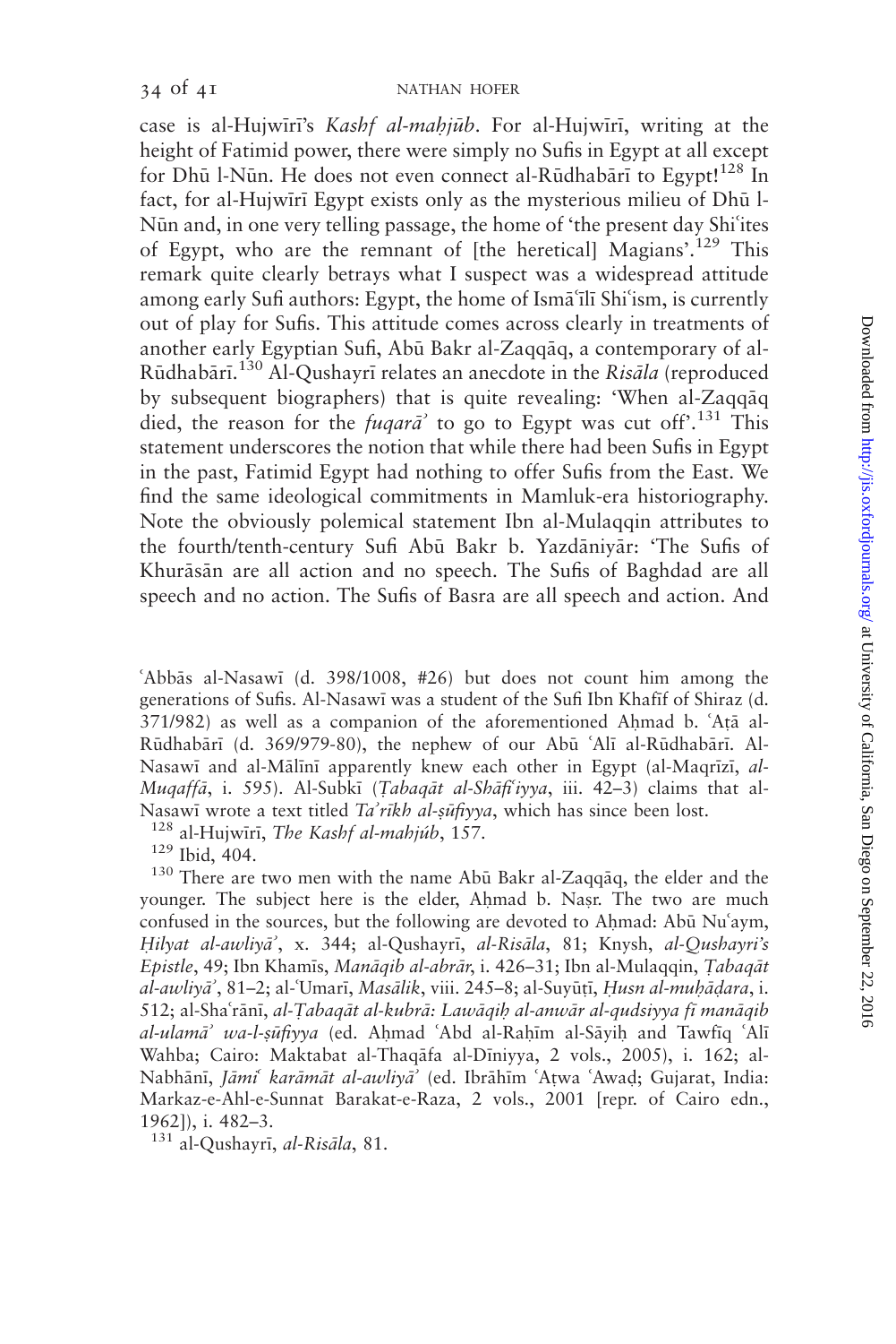case is al-Hujwīrī's *Kashf al-maḥjūb*. For al-Hujwīrī, writing at the height of Fatimid power, there were simply no Sufis in Egypt at all except for Dhū l-Nūn. He does not even connect al-Rūdhabārī to Egypt![128] In fact, for al-Hujwīrī Egypt exists only as the mysterious milieu of Dhū l-Nūn and, in one very telling passage, the home of 'the present day Shiʿites of Egypt, who are the remnant of [the heretical] Magians'.[129] This remark quite clearly betrays what I suspect was a widespread attitude among early Sufi authors: Egypt, the home of Ismāʿīlī Shiʿism, is currently out of play for Sufis. This attitude comes across clearly in treatments of another early Egyptian Sufi, Abū Bakr al-Zaqqāq, a contemporary of al-Rūdhabārī.[130] Al-Qushayrī relates an anecdote in the *Risāla* (reproduced by subsequent biographers) that is quite revealing: 'When al-Zaqqāq died, the reason for the *fuqarāʾ* to go to Egypt was cut off'.[131] This statement underscores the notion that while there had been Sufis in Egypt in the past, Fatimid Egypt had nothing to offer Sufis from the East. We find the same ideological commitments in Mamluk-era historiography. Note the obviously polemical statement Ibn al-Mulaqqin attributes to the fourth/tenth-century Sufi Abū Bakr b. Yazdāniyār: 'The Sufis of Khurāsān are all action and no speech. The Sufis of Baghdad are all speech and no action. The Sufis of Basra are all speech and action. And

ʿAbbās al-Nasawī (d. 398/1008, #26) but does not count him among the generations of Sufis. Al-Nasawī was a student of the Sufi Ibn Khafīf of Shiraz (d. 371/982) as well as a companion of the aforementioned Aḥmad b. ʿAṭā al-Rūdhabārī (d. 369/979-80), the nephew of our Abū ʿAlī al-Rūdhabārī. Al-Nasawī and al-Mālīnī apparently knew each other in Egypt (al-Maqrīzī, *al-Muqaffā*, i. 595). Al-Subkī (*Ṭabaqāt al-Shāfiʿiyya*, iii. 42–3) claims that al-Nasawī wrote a text titled *Taʾrīkh al-ṣūfiyya*, which has since been lost.

[128] al-Hujwīrī, *The Kashf al-mahjúb*, 157.

[129] Ibid, 404.

[130] There are two men with the name Abū Bakr al-Zaqqāq, the elder and the younger. The subject here is the elder, Aḥmad b. Naṣr. The two are much confused in the sources, but the following are devoted to Aḥmad: Abū Nuʿaym, *Ḥilyat al-awliyāʾ*, x. 344; al-Qushayrī, *al-Risāla*, 81; Knysh, *al-Qushayri's Epistle*, 49; Ibn Khamīs, *Manāqib al-abrār*, i. 426–31; Ibn al-Mulaqqin, *Ṭabaqāt al-awliyāʾ*, 81–2; al-ʿUmarī, *Masālik*, viii. 245–8; al-Suyūṭī, *Ḥusn al-muḥāḍara*, i. 512; al-Shaʿrānī, *al-Ṭabaqāt al-kubrā: Lawāqiḥ al-anwār al-qudsiyya fī manāqib al-ulamāʾ wa-l-ṣūfiyya* (ed. Aḥmad ʿAbd al-Raḥīm al-Sāyiḥ and Tawfīq ʿAlī Wahba; Cairo: Maktabat al-Thaqāfa al-Dīniyya, 2 vols., 2005), i. 162; al-Nabhānī, *Jāmiʿ karāmāt al-awliyāʾ* (ed. Ibrāhīm ʿAṭwa ʿAwaḍ; Gujarat, India: Markaz-e-Ahl-e-Sunnat Barakat-e-Raza, 2 vols., 2001 [repr. of Cairo edn., 1962]), i. 482–3.

[131] al-Qushayrī, *al-Risāla*, 81.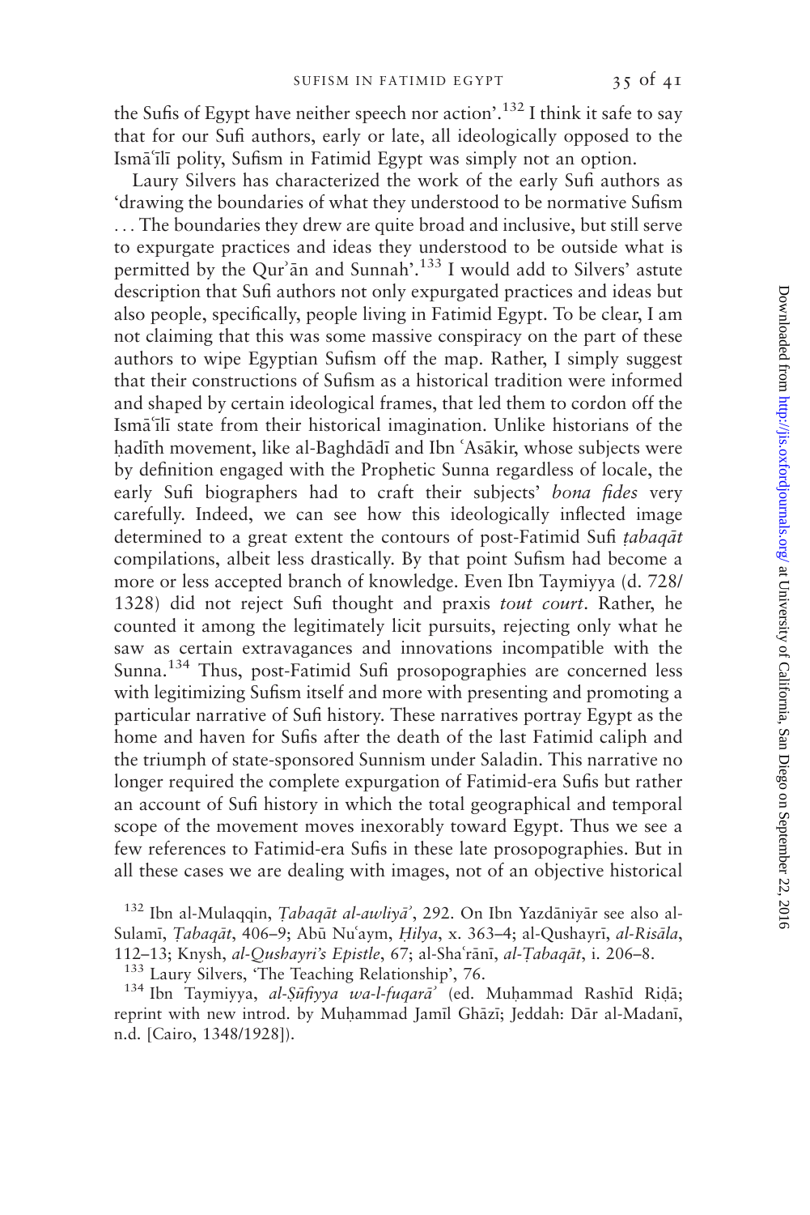the Sufis of Egypt have neither speech nor action'.[132] I think it safe to say that for our Sufi authors, early or late, all ideologically opposed to the Ismāʿīlī polity, Sufism in Fatimid Egypt was simply not an option.

Laury Silvers has characterized the work of the early Sufi authors as 'drawing the boundaries of what they understood to be normative Sufism . . . The boundaries they drew are quite broad and inclusive, but still serve to expurgate practices and ideas they understood to be outside what is permitted by the Qurʾān and Sunnah'.[133] I would add to Silvers' astute description that Sufi authors not only expurgated practices and ideas but also people, specifically, people living in Fatimid Egypt. To be clear, I am not claiming that this was some massive conspiracy on the part of these authors to wipe Egyptian Sufism off the map. Rather, I simply suggest that their constructions of Sufism as a historical tradition were informed and shaped by certain ideological frames, that led them to cordon off the Ismāʿīlī state from their historical imagination. Unlike historians of the ḥadīth movement, like al-Baghdādī and Ibn ʿAsākir, whose subjects were by definition engaged with the Prophetic Sunna regardless of locale, the early Sufi biographers had to craft their subjects' *bona fides* very carefully. Indeed, we can see how this ideologically inflected image determined to a great extent the contours of post-Fatimid Sufi *ṭabaqāt* compilations, albeit less drastically. By that point Sufism had become a more or less accepted branch of knowledge. Even Ibn Taymiyya (d. 728/1328) did not reject Sufi thought and praxis *tout court*. Rather, he counted it among the legitimately licit pursuits, rejecting only what he saw as certain extravagances and innovations incompatible with the Sunna.[134] Thus, post-Fatimid Sufi prosopographies are concerned less with legitimizing Sufism itself and more with presenting and promoting a particular narrative of Sufi history. These narratives portray Egypt as the home and haven for Sufis after the death of the last Fatimid caliph and the triumph of state-sponsored Sunnism under Saladin. This narrative no longer required the complete expurgation of Fatimid-era Sufis but rather an account of Sufi history in which the total geographical and temporal scope of the movement moves inexorably toward Egypt. Thus we see a few references to Fatimid-era Sufis in these late prosopographies. But in all these cases we are dealing with images, not of an objective historical

[132] Ibn al-Mulaqqin, *Ṭabaqāt al-awliyāʾ*, 292. On Ibn Yazdāniyār see also al-Sulamī, *Ṭabaqāt*, 406–9; Abū Nuʿaym, *Ḥilya*, x. 363–4; al-Qushayrī, *al-Risāla*, 112–13; Knysh, *al-Qushayri's Epistle*, 67; al-Shaʿrānī, *al-Ṭabaqāt*, i. 206–8.

[133] Laury Silvers, 'The Teaching Relationship', 76.

[134] Ibn Taymiyya, *al-Ṣūfiyya wa-l-fuqarāʾ* (ed. Muḥammad Rashīd Riḍā; reprint with new introd. by Muḥammad Jamīl Ghāzī; Jeddah: Dār al-Madanī, n.d. [Cairo, 1348/1928]).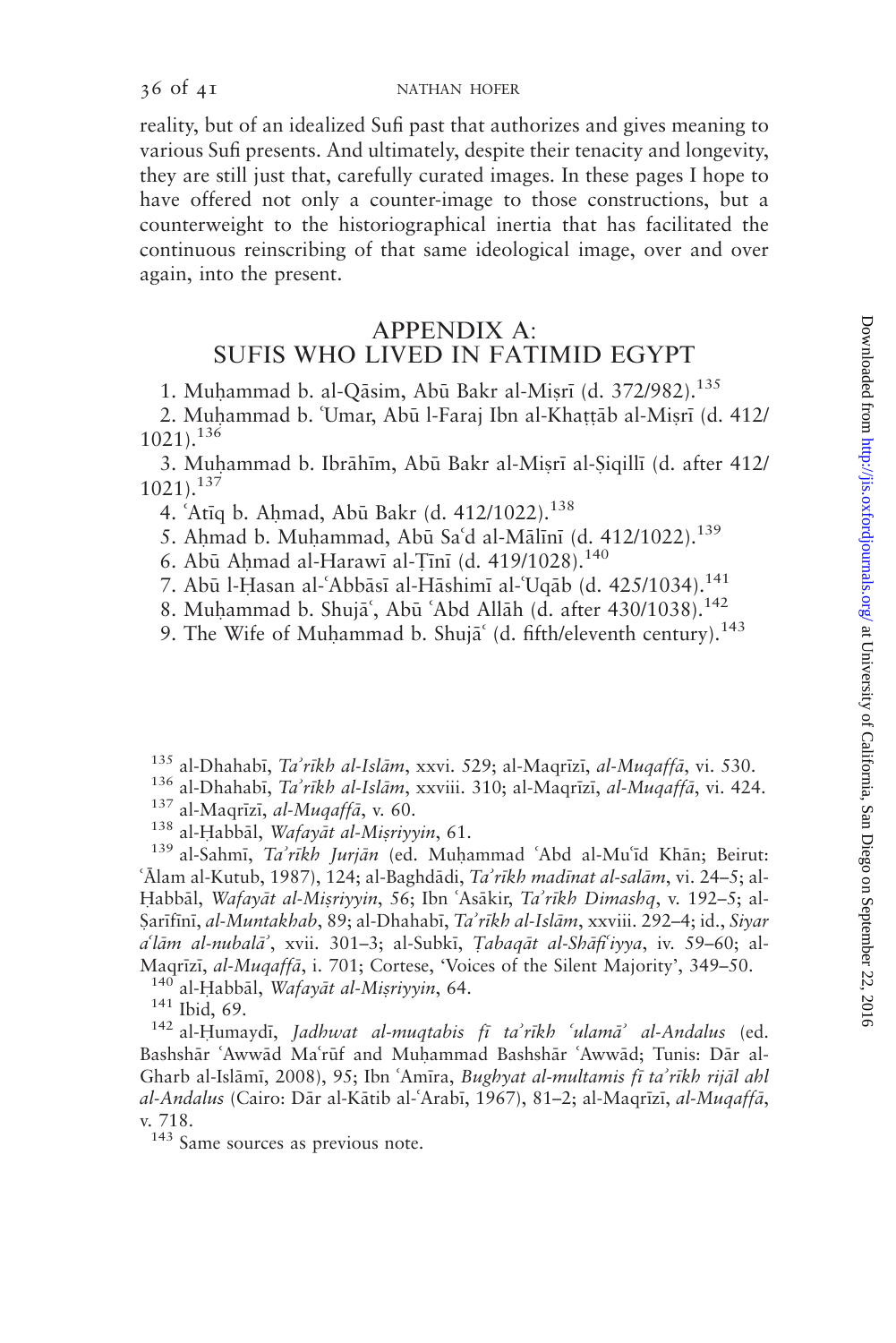reality, but of an idealized Sufi past that authorizes and gives meaning to various Sufi presents. And ultimately, despite their tenacity and longevity, they are still just that, carefully curated images. In these pages I hope to have offered not only a counter-image to those constructions, but a counterweight to the historiographical inertia that has facilitated the continuous reinscribing of that same ideological image, over and over again, into the present.

## APPENDIX A: SUFIS WHO LIVED IN FATIMID EGYPT

1. Muḥammad b. al-Qāsim, Abū Bakr al-Miṣrī (d. 372/982).[135]
2. Muḥammad b. ʿUmar, Abū l-Faraj Ibn al-Khaṭṭāb al-Miṣrī (d. 412/1021).[136]
3. Muḥammad b. Ibrāhīm, Abū Bakr al-Miṣrī al-Ṣiqillī (d. after 412/1021).[137]
4. ʿAtīq b. Aḥmad, Abū Bakr (d. 412/1022).[138]
5. Aḥmad b. Muḥammad, Abū Saʿd al-Mālīnī (d. 412/1022).[139]
6. Abū Aḥmad al-Harawī al-Ṭīnī (d. 419/1028).[140]
7. Abū l-Ḥasan al-ʿAbbāsī al-Hāshimī al-ʿUqāb (d. 425/1034).[141]
8. Muḥammad b. Shujāʿ, Abū ʿAbd Allāh (d. after 430/1038).[142]
9. The Wife of Muḥammad b. Shujāʿ (d. fifth/eleventh century).[143]

[135] al-Dhahabī, *Taʾrīkh al-Islām*, xxvi. 529; al-Maqrīzī, *al-Muqaffā*, vi. 530.

[136] al-Dhahabī, *Taʾrīkh al-Islām*, xxviii. 310; al-Maqrīzī, *al-Muqaffā*, vi. 424.

[137] al-Maqrīzī, *al-Muqaffā*, v. 60.

[138] al-Ḥabbāl, *Wafayāt al-Miṣriyyin*, 61.

[139] al-Sahmī, *Taʾrīkh Jurjān* (ed. Muḥammad ʿAbd al-Muʿīd Khān; Beirut: ʿĀlam al-Kutub, 1987), 124; al-Baghdādi, *Taʾrīkh madīnat al-salām*, vi. 24–5; al-Ḥabbāl, *Wafayāt al-Miṣriyyin*, 56; Ibn ʿAsākir, *Taʾrīkh Dimashq*, v. 192–5; al-Ṣarīfīnī, *al-Muntakhab*, 89; al-Dhahabī, *Taʾrīkh al-Islām*, xxviii. 292–4; id., *Siyar aʿlām al-nubalāʾ*, xvii. 301–3; al-Subkī, *Ṭabaqāt al-Shāfiʿiyya*, iv. 59–60; al-Maqrīzī, *al-Muqaffā*, i. 701; Cortese, 'Voices of the Silent Majority', 349–50.

[140] al-Ḥabbāl, *Wafayāt al-Miṣriyyin*, 64.

[141] Ibid, 69.

[142] al-Ḥumaydī, *Jadhwat al-muqtabis fī taʾrīkh ʿulamāʾ al-Andalus* (ed. Bashshār ʿAwwād Maʿrūf and Muḥammad Bashshār ʿAwwād; Tunis: Dār al-Gharb al-Islāmī, 2008), 95; Ibn ʿAmīra, *Bughyat al-multamis fī taʾrīkh rijāl ahl al-Andalus* (Cairo: Dār al-Kātib al-ʿArabī, 1967), 81–2; al-Maqrīzī, *al-Muqaffā*, v. 718.

[143] Same sources as previous note.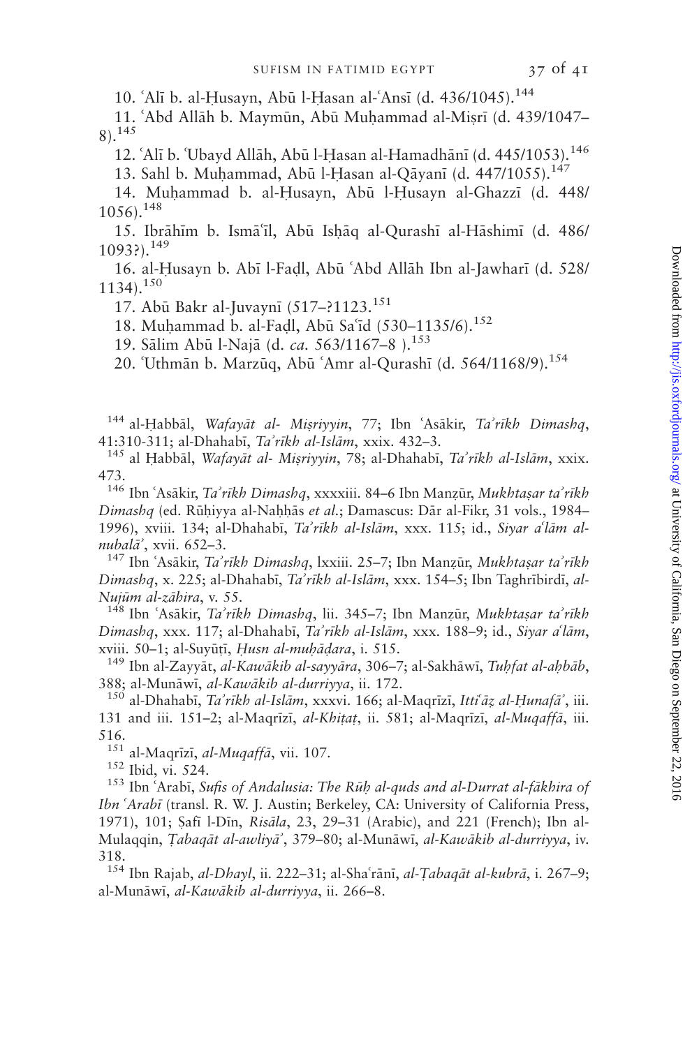10. ʿAlī b. al-Ḥusayn, Abū l-Ḥasan al-ʿAnsī (d. 436/1045).[144]

11. ʿAbd Allāh b. Maymūn, Abū Muḥammad al-Miṣrī (d. 439/1047–8).[145]

12. ʿAlī b. ʿUbayd Allāh, Abū l-Ḥasan al-Hamadhānī (d. 445/1053).[146]

13. Sahl b. Muḥammad, Abū l-Ḥasan al-Qāyanī (d. 447/1055).[147]

14. Muḥammad b. al-Ḥusayn, Abū l-Ḥusayn al-Ghazzī (d. 448/1056).[148]

15. Ibrāhīm b. Ismāʿīl, Abū Isḥāq al-Qurashī al-Hāshimī (d. 486/1093?).[149]

16. al-Ḥusayn b. Abī l-Faḍl, Abū ʿAbd Allāh Ibn al-Jawharī (d. 528/1134).[150]

17. Abū Bakr al-Juvaynī (517–?1123.[151]

18. Muḥammad b. al-Faḍl, Abū Saʿīd (530–1135/6).[152]

19. Sālim Abū l-Najā (d. *ca.* 563/1167–8 ).[153]

20. ʿUthmān b. Marzūq, Abū ʿAmr al-Qurashī (d. 564/1168/9).[154]

---

[144] al-Ḥabbāl, *Wafayāt al- Miṣriyyin*, 77; Ibn ʿAsākir, *Taʾrīkh Dimashq*, 41:310-311; al-Dhahabī, *Taʾrīkh al-Islām*, xxix. 432–3.

[145] al Ḥabbāl, *Wafayāt al- Miṣriyyin*, 78; al-Dhahabī, *Taʾrīkh al-Islām*, xxix. 473.

[146] Ibn ʿAsākir, *Taʾrīkh Dimashq*, xxxxiii. 84–6 Ibn Manẓūr, *Mukhtaṣar taʾrīkh Dimashq* (ed. Rūḥiyya al-Naḥḥās *et al*.; Damascus: Dār al-Fikr, 31 vols., 1984–1996), xviii. 134; al-Dhahabī, *Taʾrīkh al-Islām*, xxx. 115; id., *Siyar aʿlām al-nubalāʾ*, xvii. 652–3.

[147] Ibn ʿAsākir, *Taʾrīkh Dimashq*, lxiii. 25–7; Ibn Manẓūr, *Mukhtaṣar taʾrīkh Dimashq*, x. 225; al-Dhahabī, *Taʾrīkh al-Islām*, xxx. 154–5; Ibn Taghrībirdī, *al-Nujūm al-zāhira*, v. 55.

[148] Ibn ʿAsākir, *Taʾrīkh Dimashq*, lii. 345–7; Ibn Manẓūr, *Mukhtaṣar taʾrīkh Dimashq*, xxx. 117; al-Dhahabī, *Taʾrīkh al-Islām*, xxx. 188–9; id., *Siyar aʿlām*, xviii. 50–1; al-Suyūṭī, *Ḥusn al-muḥāḍara*, i. 515.

[149] Ibn al-Zayyāt, *al-Kawākib al-sayyāra*, 306–7; al-Sakhāwī, *Tuḥfat al-aḥbāb*, 388; al-Munāwī, *al-Kawākib al-durriyya*, ii. 172.

[150] al-Dhahabī, *Taʾrīkh al-Islām*, xxxvi. 166; al-Maqrīzī, *Ittiʿāẓ al-Ḥunafāʾ*, iii. 131 and iii. 151–2; al-Maqrīzī, *al-Khiṭaṭ*, ii. 581; al-Maqrīzī, *al-Muqaffā*, iii. 516.

[151] al-Maqrīzī, *al-Muqaffā*, vii. 107.

[152] Ibid, vi. 524.

[153] Ibn ʿArabī, *Sufis of Andalusia: The Rūḥ al-quds and al-Durrat al-fākhira of Ibn ʿArabī* (transl. R. W. J. Austin; Berkeley, CA: University of California Press, 1971), 101; Ṣafī l-Dīn, *Risāla*, 23, 29–31 (Arabic), and 221 (French); Ibn al-Mulaqqin, *Ṭabaqāt al-awliyāʾ*, 379–80; al-Munāwī, *al-Kawākib al-durriyya*, iv. 318.

[154] Ibn Rajab, *al-Dhayl*, ii. 222–31; al-Shaʿrānī, *al-Ṭabaqāt al-kubrā*, i. 267–9; al-Munāwī, *al-Kawākib al-durriyya*, ii. 266–8.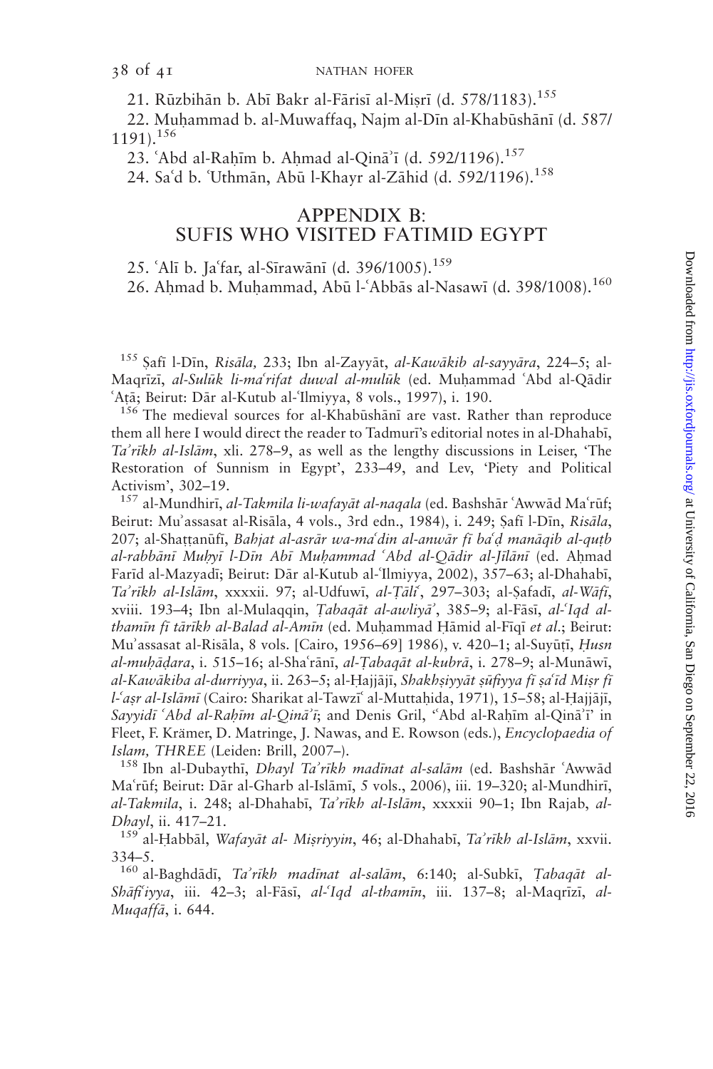21. Rūzbihān b. Abī Bakr al-Fārisī al-Miṣrī (d. 578/1183).[155]

22. Muḥammad b. al-Muwaffaq, Najm al-Dīn al-Khabūshānī (d. 587/1191).[156]

23. ʿAbd al-Raḥīm b. Aḥmad al-Qināʾī (d. 592/1196).[157]

24. Saʿd b. ʿUthmān, Abū l-Khayr al-Zāhid (d. 592/1196).[158]

## APPENDIX B: SUFIS WHO VISITED FATIMID EGYPT

25. ʿAlī b. Jaʿfar, al-Sīrawānī (d. 396/1005).[159]

26. Aḥmad b. Muḥammad, Abū l-ʿAbbās al-Nasawī (d. 398/1008).[160]

---

[155] Ṣafī l-Dīn, *Risāla,* 233; Ibn al-Zayyāt, *al-Kawākib al-sayyāra*, 224–5; al-Maqrīzī, *al-Sulūk li-maʿrifat duwal al-mulūk* (ed. Muḥammad ʿAbd al-Qādir ʿAṭā; Beirut: Dār al-Kutub al-ʿIlmiyya, 8 vols., 1997), i. 190.

[156] The medieval sources for al-Khabūshānī are vast. Rather than reproduce them all here I would direct the reader to Tadmurī's editorial notes in al-Dhahabī, *Taʾrīkh al-Islām*, xli. 278–9, as well as the lengthy discussions in Leiser, 'The Restoration of Sunnism in Egypt', 233–49, and Lev, 'Piety and Political Activism', 302–19.

[157] al-Mundhirī, *al-Takmila li-wafayāt al-naqala* (ed. Bashshār ʿAwwād Maʿrūf; Beirut: Muʾassasat al-Risāla, 4 vols., 3rd edn., 1984), i. 249; Ṣafī l-Dīn, *Risāla*, 207; al-Shaṭṭanūfī, *Bahjat al-asrār wa-maʿdin al-anwār fī baʿḍ manāqib al-quṭb al-rabbānī Muḥyī l-Dīn Abī Muḥammad ʿAbd al-Qādir al-Jīlānī* (ed. Aḥmad Farīd al-Mazyadī; Beirut: Dār al-Kutub al-ʿIlmiyya, 2002), 357–63; al-Dhahabī, *Taʾrīkh al-Islām*, xxxxii. 97; al-Udfuwī, *al-Ṭāliʿ*, 297–303; al-Ṣafadī, *al-Wāfī*, xviii. 193–4; Ibn al-Mulaqqin, *Ṭabaqāt al-awliyāʾ*, 385–9; al-Fāsī, *al-ʿIqd al-thamīn fī tārīkh al-Balad al-Amīn* (ed. Muḥammad Ḥāmid al-Fīqī *et al*.; Beirut: Muʾassasat al-Risāla, 8 vols. [Cairo, 1956–69] 1986), v. 420–1; al-Suyūṭī, *Ḥusn al-muḥāḍara*, i. 515–16; al-Shaʿrānī, *al-Ṭabaqāt al-kubrā*, i. 278–9; al-Munāwī, *al-Kawākiba al-durriyya*, ii. 263–5; al-Ḥajjājī, *Shakhṣiyyāt ṣūfiyya fī ṣaʿīd Miṣr fī l-ʿaṣr al-Islāmī* (Cairo: Sharikat al-Tawzīʿ al-Muttaḥida, 1971), 15–58; al-Ḥajjājī, *Sayyidī ʿAbd al-Raḥīm al-Qināʾī*; and Denis Gril, 'ʿAbd al-Raḥīm al-Qināʾī' in Fleet, F. Krämer, D. Matringe, J. Nawas, and E. Rowson (eds.), *Encyclopaedia of Islam, THREE* (Leiden: Brill, 2007–).

[158] Ibn al-Dubaythī, *Dhayl Taʾrīkh madīnat al-salām* (ed. Bashshār ʿAwwād Maʿrūf; Beirut: Dār al-Gharb al-Islāmī, 5 vols., 2006), iii. 19–320; al-Mundhirī, *al-Takmila*, i. 248; al-Dhahabī, *Taʾrīkh al-Islām*, xxxxii 90–1; Ibn Rajab, *al-Dhayl*, ii. 417–21.

[159] al-Ḥabbāl, *Wafayāt al- Miṣriyyin*, 46; al-Dhahabī, *Taʾrīkh al-Islām*, xxvii. 334–5.

[160] al-Baghdādī, *Taʾrīkh madīnat al-salām*, 6:140; al-Subkī, *Ṭabaqāt al-Shāfiʿiyya*, iii. 42–3; al-Fāsī, *al-ʿIqd al-thamīn*, iii. 137–8; al-Maqrīzī, *al-Muqaffā*, i. 644.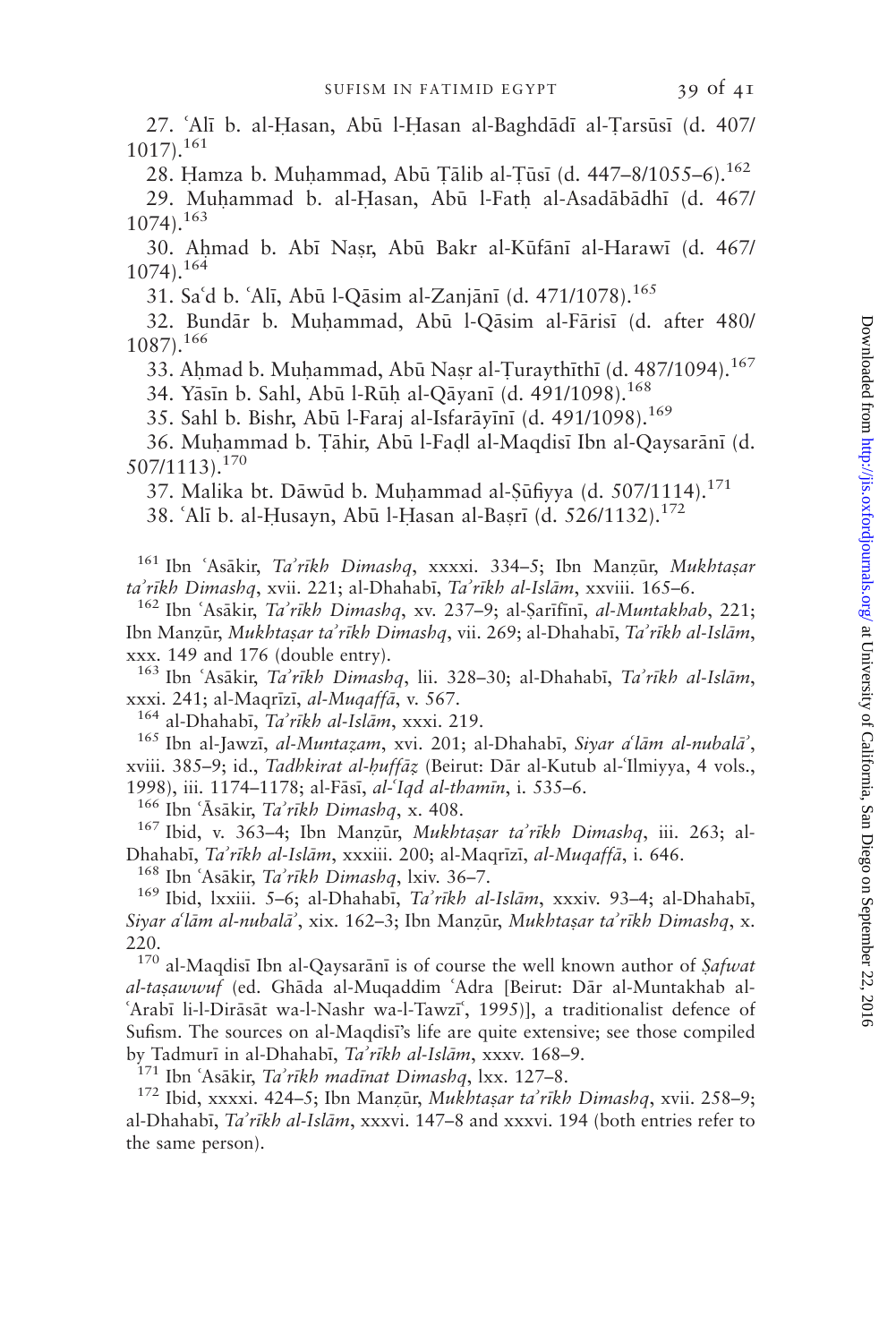27. ʿAlī b. al-Ḥasan, Abū l-Ḥasan al-Baghdādī al-Ṭarsūsī (d. 407/1017).[161]

28. Ḥamza b. Muḥammad, Abū Ṭālib al-Ṭūsī (d. 447–8/1055–6).[162]

29. Muḥammad b. al-Ḥasan, Abū l-Fatḥ al-Asadābādhī (d. 467/1074).[163]

30. Aḥmad b. Abī Naṣr, Abū Bakr al-Kūfānī al-Harawī (d. 467/1074).[164]

31. Saʿd b. ʿAlī, Abū l-Qāsim al-Zanjānī (d. 471/1078).[165]

32. Bundār b. Muḥammad, Abū l-Qāsim al-Fārisī (d. after 480/1087).[166]

33. Aḥmad b. Muḥammad, Abū Naṣr al-Ṭuraythīthī (d. 487/1094).[167]

34. Yāsīn b. Sahl, Abū l-Rūḥ al-Qāyanī (d. 491/1098).[168]

35. Sahl b. Bishr, Abū l-Faraj al-Isfarāyīnī (d. 491/1098).[169]

36. Muḥammad b. Ṭāhir, Abū l-Faḍl al-Maqdisī Ibn al-Qaysarānī (d. 507/1113).[170]

37. Malika bt. Dāwūd b. Muḥammad al-Ṣūfiyya (d. 507/1114).[171]

38. ʿAlī b. al-Ḥusayn, Abū l-Ḥasan al-Baṣrī (d. 526/1132).[172]

[161] Ibn ʿAsākir, *Taʾrīkh Dimashq*, xxxxi. 334–5; Ibn Manẓūr, *Mukhtaṣar taʾrīkh Dimashq*, xvii. 221; al-Dhahabī, *Taʾrīkh al-Islām*, xxviii. 165–6.

[162] Ibn ʿAsākir, *Taʾrīkh Dimashq*, xv. 237–9; al-Ṣarīfīnī, *al-Muntakhab*, 221; Ibn Manẓūr, *Mukhtaṣar taʾrīkh Dimashq*, vii. 269; al-Dhahabī, *Taʾrīkh al-Islām*, xxx. 149 and 176 (double entry).

[163] Ibn ʿAsākir, *Taʾrīkh Dimashq*, lii. 328–30; al-Dhahabī, *Taʾrīkh al-Islām*, xxxi. 241; al-Maqrīzī, *al-Muqaffā*, v. 567.

[164] al-Dhahabī, *Taʾrīkh al-Islām*, xxxi. 219.

[165] Ibn al-Jawzī, *al-Muntaẓam*, xvi. 201; al-Dhahabī, *Siyar aʿlām al-nubalāʾ*, xviii. 385–9; id., *Tadhkirat al-ḥuffāẓ* (Beirut: Dār al-Kutub al-ʿIlmiyya, 4 vols., 1998), iii. 1174–1178; al-Fāsī, *al-ʿIqd al-thamīn*, i. 535–6.

[166] Ibn ʿĀsākir, *Taʾrīkh Dimashq*, x. 408.

[167] Ibid, v. 363–4; Ibn Manẓūr, *Mukhtaṣar taʾrīkh Dimashq*, iii. 263; al-Dhahabī, *Taʾrīkh al-Islām*, xxxiii. 200; al-Maqrīzī, *al-Muqaffā*, i. 646.

[168] Ibn ʿAsākir, *Taʾrīkh Dimashq*, lxiv. 36–7.

[169] Ibid, lxxiii. 5–6; al-Dhahabī, *Taʾrīkh al-Islām*, xxxiv. 93–4; al-Dhahabī, *Siyar aʿlām al-nubalāʾ*, xix. 162–3; Ibn Manẓūr, *Mukhtaṣar taʾrīkh Dimashq*, x. 220.

[170] al-Maqdisī Ibn al-Qaysarānī is of course the well known author of *Ṣafwat al-taṣawwuf* (ed. Ghāda al-Muqaddim ʿAdra [Beirut: Dār al-Muntakhab al-ʿArabī li-l-Dirāsāt wa-l-Nashr wa-l-Tawzīʿ, 1995)], a traditionalist defence of Sufism. The sources on al-Maqdisī's life are quite extensive; see those compiled by Tadmurī in al-Dhahabī, *Taʾrīkh al-Islām*, xxxv. 168–9.

[171] Ibn ʿAsākir, *Taʾrīkh madīnat Dimashq*, lxx. 127–8.

[172] Ibid, xxxxi. 424–5; Ibn Manẓūr, *Mukhtaṣar taʾrīkh Dimashq*, xvii. 258–9; al-Dhahabī, *Taʾrīkh al-Islām*, xxxvi. 147–8 and xxxvi. 194 (both entries refer to the same person).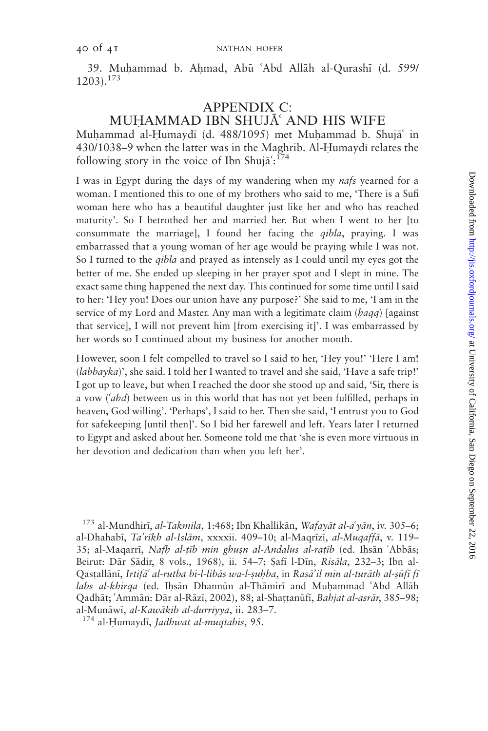39. Muḥammad b. Aḥmad, Abū ʿAbd Allāh al-Qurashī (d. 599/1203).[173]

## APPENDIX C: MUḤAMMAD IBN SHUJĀʿ AND HIS WIFE

Muḥammad al-Ḥumaydī (d. 488/1095) met Muḥammad b. Shujāʿ in 430/1038–9 when the latter was in the Maghrib. Al-Ḥumaydī relates the following story in the voice of Ibn Shujāʿ:[174]

I was in Egypt during the days of my wandering when my *nafs* yearned for a woman. I mentioned this to one of my brothers who said to me, 'There is a Sufi woman here who has a beautiful daughter just like her and who has reached maturity'. So I betrothed her and married her. But when I went to her [to consummate the marriage], I found her facing the *qibla*, praying. I was embarrassed that a young woman of her age would be praying while I was not. So I turned to the *qibla* and prayed as intensely as I could until my eyes got the better of me. She ended up sleeping in her prayer spot and I slept in mine. The exact same thing happened the next day. This continued for some time until I said to her: 'Hey you! Does our union have any purpose?' She said to me, 'I am in the service of my Lord and Master. Any man with a legitimate claim (*ḥaqq*) [against that service], I will not prevent him [from exercising it]'. I was embarrassed by her words so I continued about my business for another month.

However, soon I felt compelled to travel so I said to her, 'Hey you!' 'Here I am! (*labbayka*)', she said. I told her I wanted to travel and she said, 'Have a safe trip!' I got up to leave, but when I reached the door she stood up and said, 'Sir, there is a vow (*ʿahd*) between us in this world that has not yet been fulfilled, perhaps in heaven, God willing'. 'Perhaps', I said to her. Then she said, 'I entrust you to God for safekeeping [until then]'. So I bid her farewell and left. Years later I returned to Egypt and asked about her. Someone told me that 'she is even more virtuous in her devotion and dedication than when you left her'.

[173] al-Mundhirī, *al-Takmila*, 1:468; Ibn Khallikān, *Wafayāt al-aʿyān*, iv. 305–6; al-Dhahabī, *Taʾrīkh al-Islām*, xxxxii. 409–10; al-Maqrīzī, *al-Muqaffā*, v. 119–35; al-Maqarrī, *Nafḥ al-ṭīb min ghuṣn al-Andalus al-raṭīb* (ed. Iḥsān ʿAbbās; Beirut: Dār Ṣādir, 8 vols., 1968), ii. 54–7; Ṣafī l-Dīn, *Risāla*, 232–3; Ibn al-Qasṭallānī, *Irtifāʿ al-rutba bi-l-libās wa-l-ṣuḥba*, in *Rasāʾil min al-turāth al-ṣūfī fī labs al-khirqa* (ed. Iḥsān Dhannūn al-Thāmirī and Muḥammad ʿAbd Allāh Qadḥāt; ʿAmmān: Dār al-Rāzī, 2002), 88; al-Shaṭṭanūfī, *Bahjat al-asrār*, 385–98; al-Munāwī, *al-Kawākib al-durriyya*, ii. 283–7.

[174] al-Ḥumaydī, *Jadhwat al-muqtabis*, 95.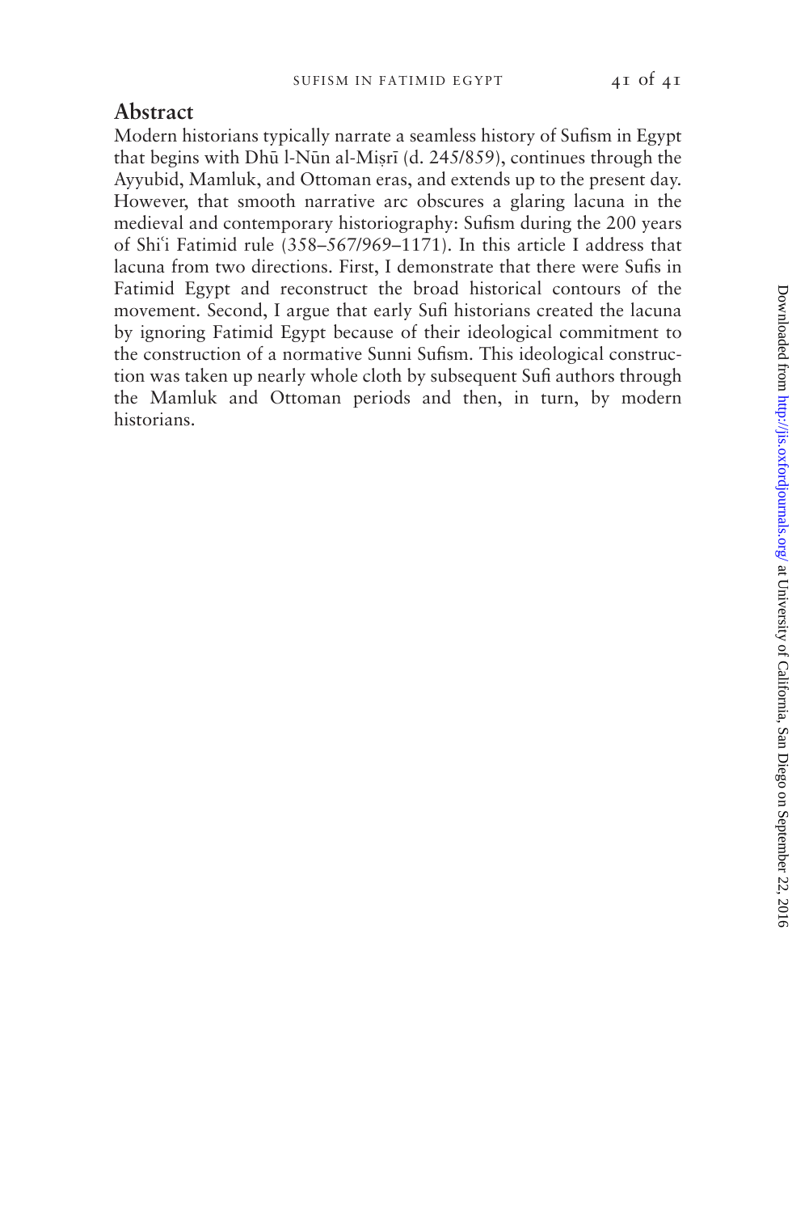## Abstract

Modern historians typically narrate a seamless history of Sufism in Egypt that begins with Dhū l-Nūn al-Miṣrī (d. 245/859), continues through the Ayyubid, Mamluk, and Ottoman eras, and extends up to the present day. However, that smooth narrative arc obscures a glaring lacuna in the medieval and contemporary historiography: Sufism during the 200 years of Shiʿi Fatimid rule (358–567/969–1171). In this article I address that lacuna from two directions. First, I demonstrate that there were Sufis in Fatimid Egypt and reconstruct the broad historical contours of the movement. Second, I argue that early Sufi historians created the lacuna by ignoring Fatimid Egypt because of their ideological commitment to the construction of a normative Sunni Sufism. This ideological construction was taken up nearly whole cloth by subsequent Sufi authors through the Mamluk and Ottoman periods and then, in turn, by modern historians.